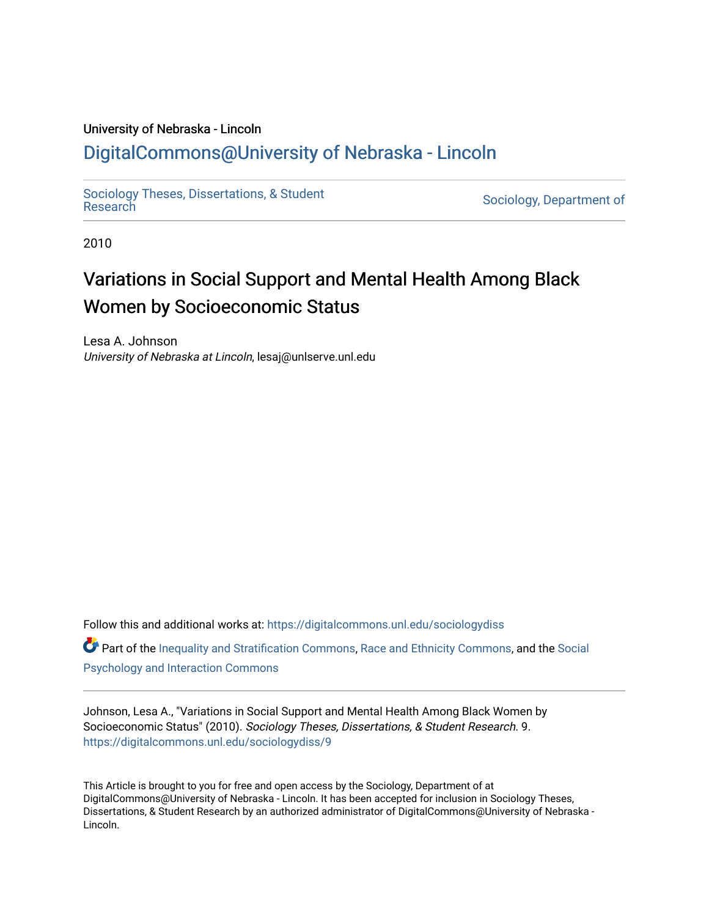University of Nebraska - Lincoln

## DigitalCommons@University of Nebraska - Lincoln

Sociology Theses, Dissertations, & Student Research

Sociology, Department of

2010

# Variations in Social Support and Mental Health Among Black Women by Socioeconomic Status

Lesa A. Johnson
*University of Nebraska at Lincoln*, lesaj@unlserve.unl.edu

Follow this and additional works at: https://digitalcommons.unl.edu/sociologydiss

Part of the Inequality and Stratification Commons, Race and Ethnicity Commons, and the Social Psychology and Interaction Commons

Johnson, Lesa A., "Variations in Social Support and Mental Health Among Black Women by Socioeconomic Status" (2010). *Sociology Theses, Dissertations, & Student Research*. 9.
https://digitalcommons.unl.edu/sociologydiss/9

This Article is brought to you for free and open access by the Sociology, Department of at DigitalCommons@University of Nebraska - Lincoln. It has been accepted for inclusion in Sociology Theses, Dissertations, & Student Research by an authorized administrator of DigitalCommons@University of Nebraska - Lincoln.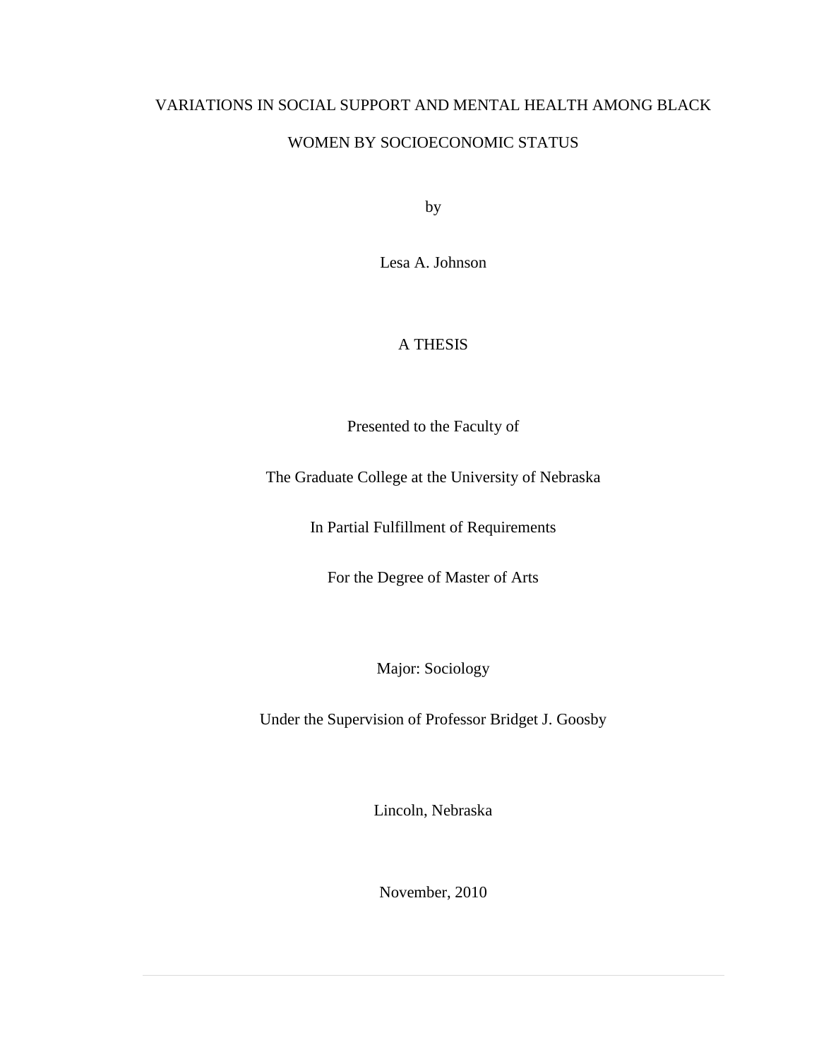# VARIATIONS IN SOCIAL SUPPORT AND MENTAL HEALTH AMONG BLACK WOMEN BY SOCIOECONOMIC STATUS

by

Lesa A. Johnson

A THESIS

Presented to the Faculty of

The Graduate College at the University of Nebraska

In Partial Fulfillment of Requirements

For the Degree of Master of Arts

Major: Sociology

Under the Supervision of Professor Bridget J. Goosby

Lincoln, Nebraska

November, 2010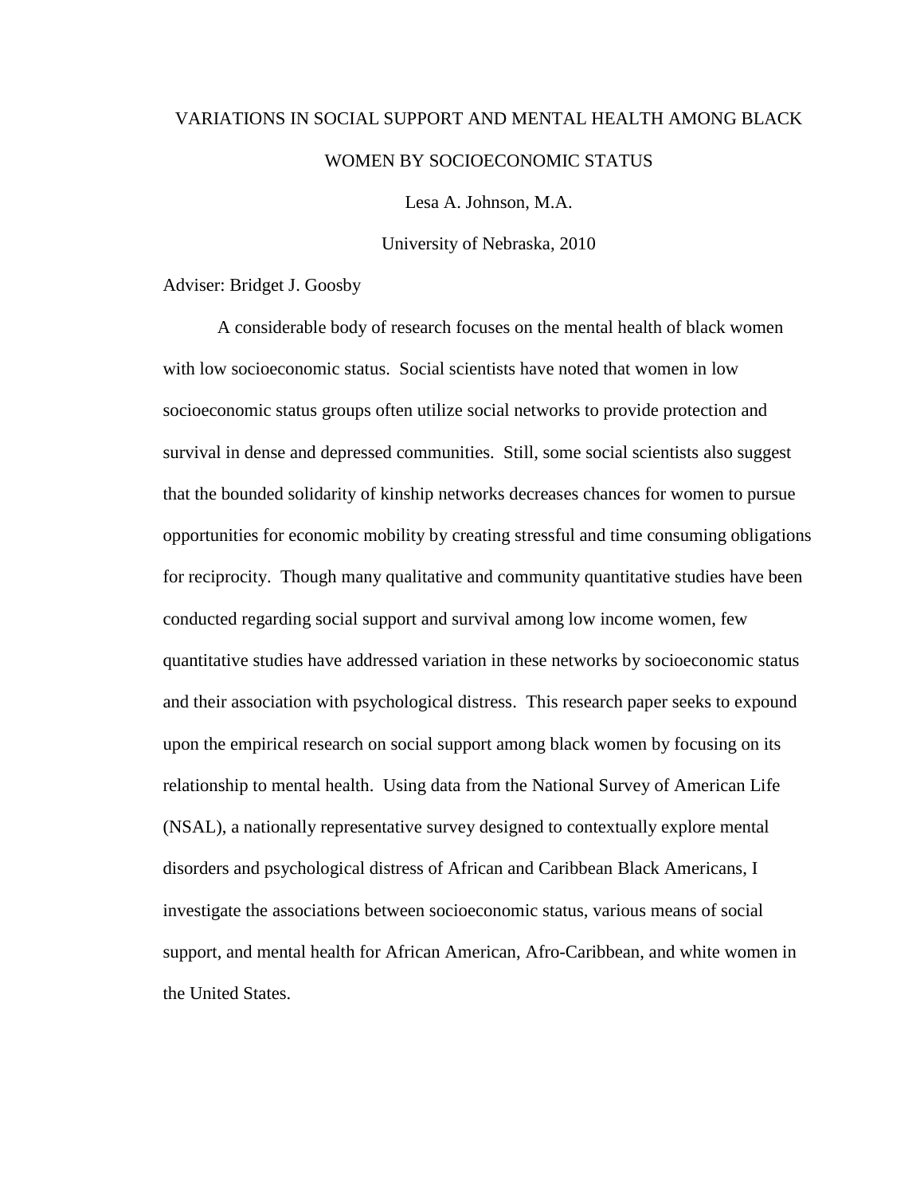VARIATIONS IN SOCIAL SUPPORT AND MENTAL HEALTH AMONG BLACK WOMEN BY SOCIOECONOMIC STATUS

Lesa A. Johnson, M.A.

University of Nebraska, 2010

Adviser: Bridget J. Goosby

A considerable body of research focuses on the mental health of black women with low socioeconomic status. Social scientists have noted that women in low socioeconomic status groups often utilize social networks to provide protection and survival in dense and depressed communities. Still, some social scientists also suggest that the bounded solidarity of kinship networks decreases chances for women to pursue opportunities for economic mobility by creating stressful and time consuming obligations for reciprocity. Though many qualitative and community quantitative studies have been conducted regarding social support and survival among low income women, few quantitative studies have addressed variation in these networks by socioeconomic status and their association with psychological distress. This research paper seeks to expound upon the empirical research on social support among black women by focusing on its relationship to mental health. Using data from the National Survey of American Life (NSAL), a nationally representative survey designed to contextually explore mental disorders and psychological distress of African and Caribbean Black Americans, I investigate the associations between socioeconomic status, various means of social support, and mental health for African American, Afro-Caribbean, and white women in the United States.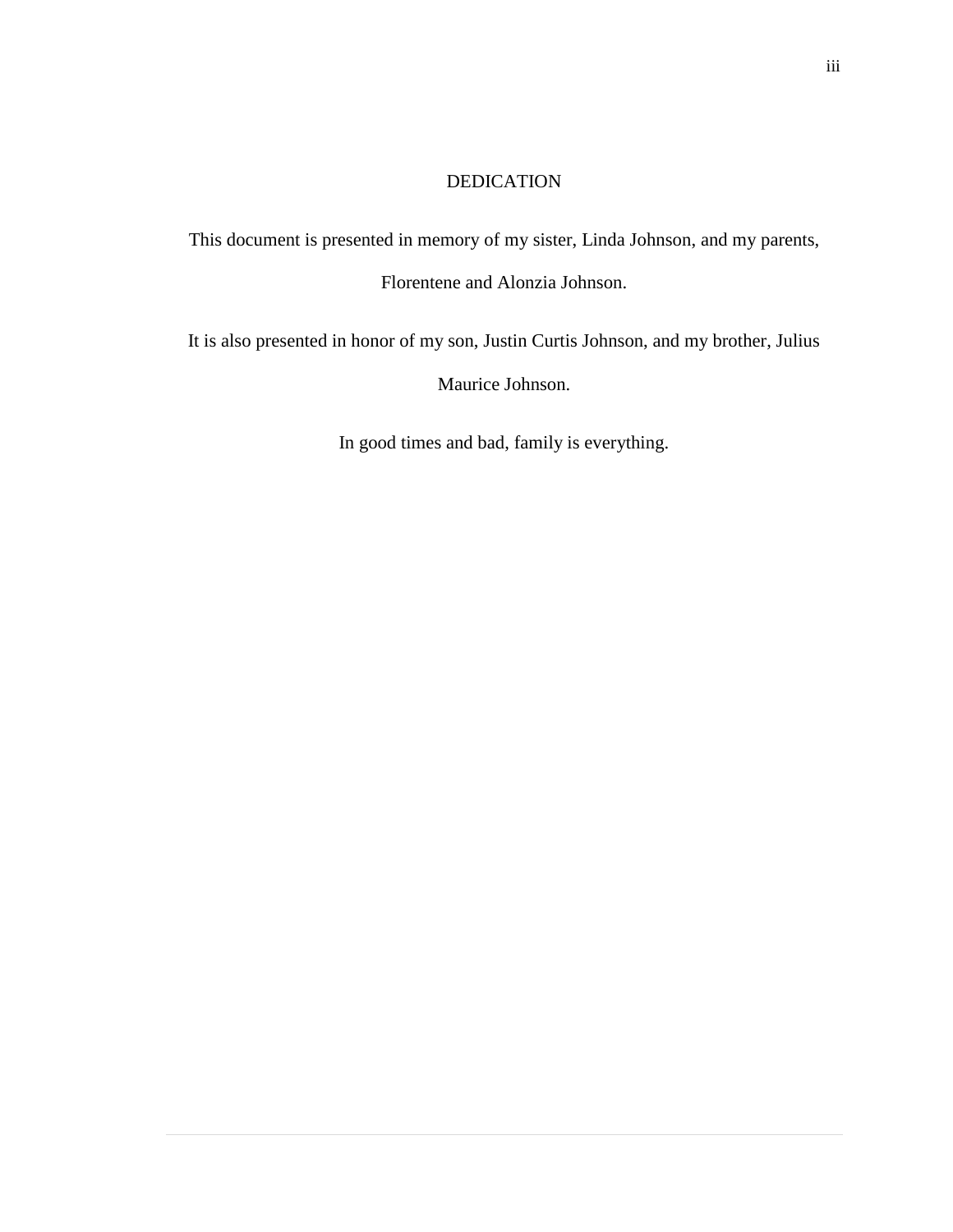# DEDICATION

This document is presented in memory of my sister, Linda Johnson, and my parents, Florentene and Alonzia Johnson.

It is also presented in honor of my son, Justin Curtis Johnson, and my brother, Julius Maurice Johnson.

In good times and bad, family is everything.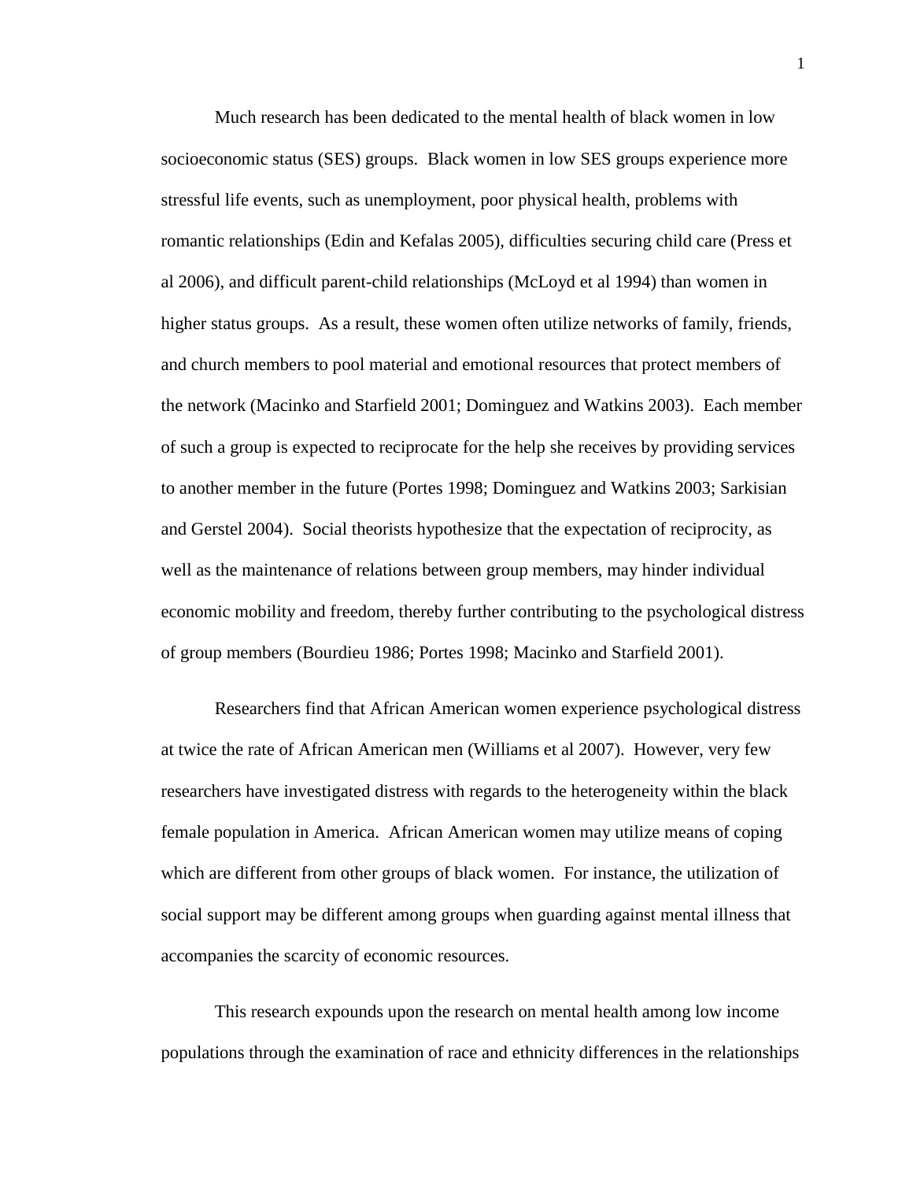Much research has been dedicated to the mental health of black women in low socioeconomic status (SES) groups.  Black women in low SES groups experience more stressful life events, such as unemployment, poor physical health, problems with romantic relationships (Edin and Kefalas 2005), difficulties securing child care (Press et al 2006), and difficult parent-child relationships (McLoyd et al 1994) than women in higher status groups.  As a result, these women often utilize networks of family, friends, and church members to pool material and emotional resources that protect members of the network (Macinko and Starfield 2001; Dominguez and Watkins 2003).  Each member of such a group is expected to reciprocate for the help she receives by providing services to another member in the future (Portes 1998; Dominguez and Watkins 2003; Sarkisian and Gerstel 2004).  Social theorists hypothesize that the expectation of reciprocity, as well as the maintenance of relations between group members, may hinder individual economic mobility and freedom, thereby further contributing to the psychological distress of group members (Bourdieu 1986; Portes 1998; Macinko and Starfield 2001).

Researchers find that African American women experience psychological distress at twice the rate of African American men (Williams et al 2007).  However, very few researchers have investigated distress with regards to the heterogeneity within the black female population in America.  African American women may utilize means of coping which are different from other groups of black women.  For instance, the utilization of social support may be different among groups when guarding against mental illness that accompanies the scarcity of economic resources.

This research expounds upon the research on mental health among low income populations through the examination of race and ethnicity differences in the relationships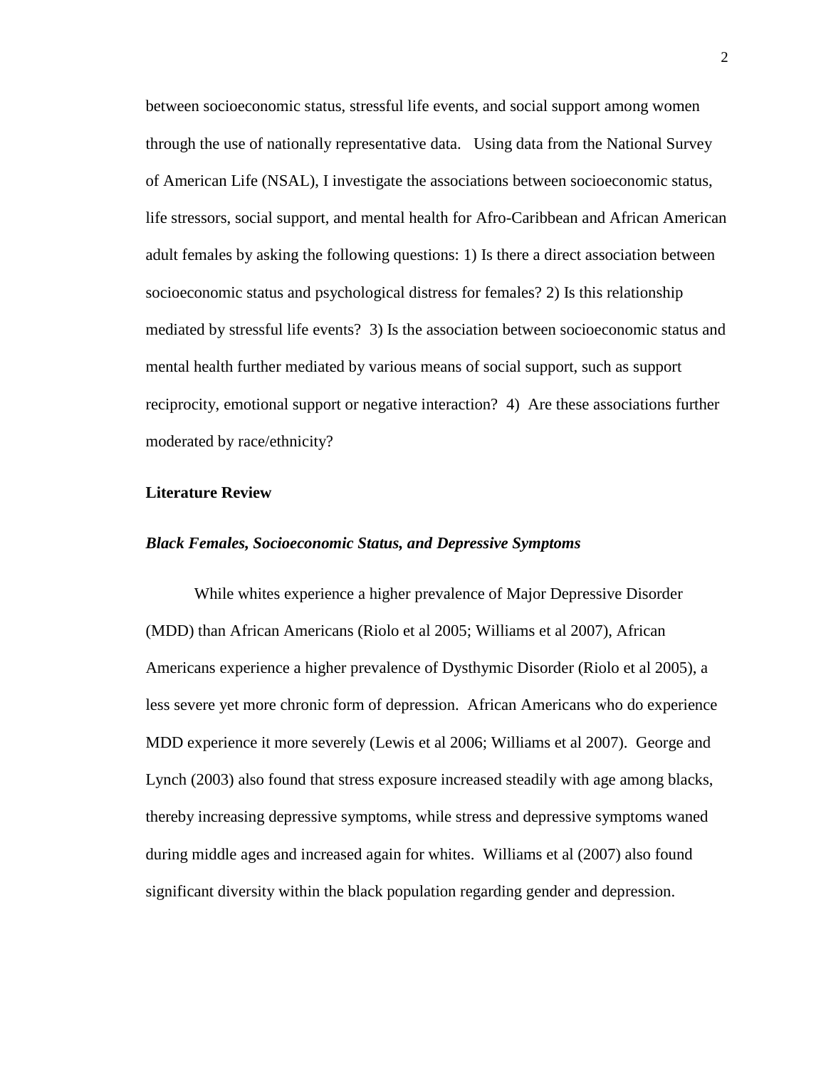between socioeconomic status, stressful life events, and social support among women through the use of nationally representative data. Using data from the National Survey of American Life (NSAL), I investigate the associations between socioeconomic status, life stressors, social support, and mental health for Afro-Caribbean and African American adult females by asking the following questions: 1) Is there a direct association between socioeconomic status and psychological distress for females? 2) Is this relationship mediated by stressful life events? 3) Is the association between socioeconomic status and mental health further mediated by various means of social support, such as support reciprocity, emotional support or negative interaction? 4) Are these associations further moderated by race/ethnicity?

## Literature Review

### *Black Females, Socioeconomic Status, and Depressive Symptoms*

While whites experience a higher prevalence of Major Depressive Disorder (MDD) than African Americans (Riolo et al 2005; Williams et al 2007), African Americans experience a higher prevalence of Dysthymic Disorder (Riolo et al 2005), a less severe yet more chronic form of depression. African Americans who do experience MDD experience it more severely (Lewis et al 2006; Williams et al 2007). George and Lynch (2003) also found that stress exposure increased steadily with age among blacks, thereby increasing depressive symptoms, while stress and depressive symptoms waned during middle ages and increased again for whites. Williams et al (2007) also found significant diversity within the black population regarding gender and depression.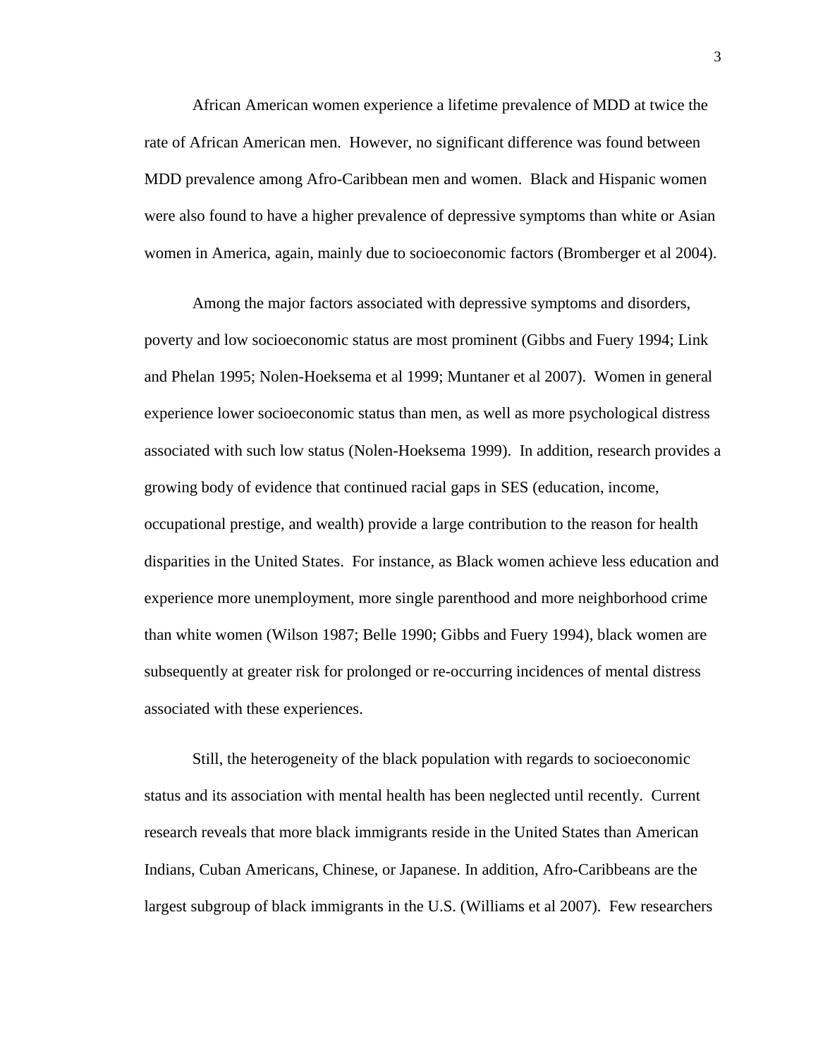African American women experience a lifetime prevalence of MDD at twice the rate of African American men. However, no significant difference was found between MDD prevalence among Afro-Caribbean men and women. Black and Hispanic women were also found to have a higher prevalence of depressive symptoms than white or Asian women in America, again, mainly due to socioeconomic factors (Bromberger et al 2004).

Among the major factors associated with depressive symptoms and disorders, poverty and low socioeconomic status are most prominent (Gibbs and Fuery 1994; Link and Phelan 1995; Nolen-Hoeksema et al 1999; Muntaner et al 2007). Women in general experience lower socioeconomic status than men, as well as more psychological distress associated with such low status (Nolen-Hoeksema 1999). In addition, research provides a growing body of evidence that continued racial gaps in SES (education, income, occupational prestige, and wealth) provide a large contribution to the reason for health disparities in the United States. For instance, as Black women achieve less education and experience more unemployment, more single parenthood and more neighborhood crime than white women (Wilson 1987; Belle 1990; Gibbs and Fuery 1994), black women are subsequently at greater risk for prolonged or re-occurring incidences of mental distress associated with these experiences.

Still, the heterogeneity of the black population with regards to socioeconomic status and its association with mental health has been neglected until recently. Current research reveals that more black immigrants reside in the United States than American Indians, Cuban Americans, Chinese, or Japanese. In addition, Afro-Caribbeans are the largest subgroup of black immigrants in the U.S. (Williams et al 2007). Few researchers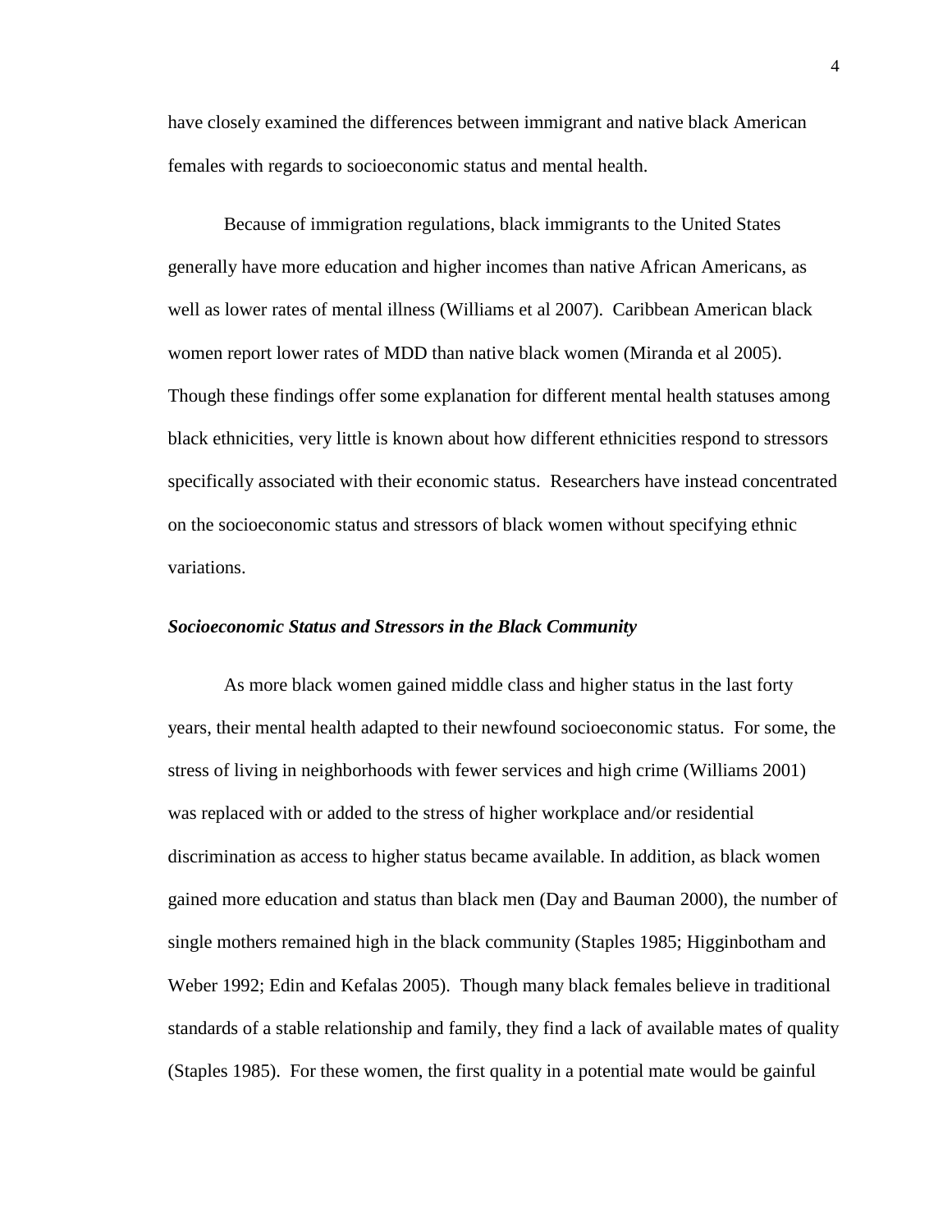have closely examined the differences between immigrant and native black American females with regards to socioeconomic status and mental health.

Because of immigration regulations, black immigrants to the United States generally have more education and higher incomes than native African Americans, as well as lower rates of mental illness (Williams et al 2007). Caribbean American black women report lower rates of MDD than native black women (Miranda et al 2005). Though these findings offer some explanation for different mental health statuses among black ethnicities, very little is known about how different ethnicities respond to stressors specifically associated with their economic status. Researchers have instead concentrated on the socioeconomic status and stressors of black women without specifying ethnic variations.

### *Socioeconomic Status and Stressors in the Black Community*

As more black women gained middle class and higher status in the last forty years, their mental health adapted to their newfound socioeconomic status. For some, the stress of living in neighborhoods with fewer services and high crime (Williams 2001) was replaced with or added to the stress of higher workplace and/or residential discrimination as access to higher status became available. In addition, as black women gained more education and status than black men (Day and Bauman 2000), the number of single mothers remained high in the black community (Staples 1985; Higginbotham and Weber 1992; Edin and Kefalas 2005). Though many black females believe in traditional standards of a stable relationship and family, they find a lack of available mates of quality (Staples 1985). For these women, the first quality in a potential mate would be gainful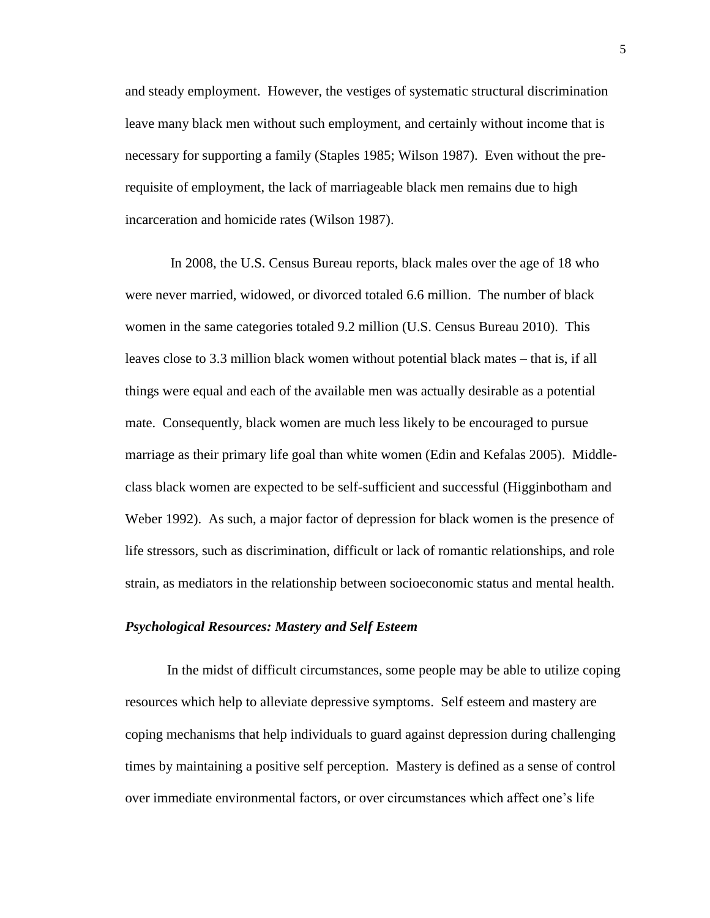and steady employment. However, the vestiges of systematic structural discrimination leave many black men without such employment, and certainly without income that is necessary for supporting a family (Staples 1985; Wilson 1987). Even without the pre-requisite of employment, the lack of marriageable black men remains due to high incarceration and homicide rates (Wilson 1987).

In 2008, the U.S. Census Bureau reports, black males over the age of 18 who were never married, widowed, or divorced totaled 6.6 million. The number of black women in the same categories totaled 9.2 million (U.S. Census Bureau 2010). This leaves close to 3.3 million black women without potential black mates – that is, if all things were equal and each of the available men was actually desirable as a potential mate. Consequently, black women are much less likely to be encouraged to pursue marriage as their primary life goal than white women (Edin and Kefalas 2005). Middle-class black women are expected to be self-sufficient and successful (Higginbotham and Weber 1992). As such, a major factor of depression for black women is the presence of life stressors, such as discrimination, difficult or lack of romantic relationships, and role strain, as mediators in the relationship between socioeconomic status and mental health.

### *Psychological Resources: Mastery and Self Esteem*

In the midst of difficult circumstances, some people may be able to utilize coping resources which help to alleviate depressive symptoms. Self esteem and mastery are coping mechanisms that help individuals to guard against depression during challenging times by maintaining a positive self perception. Mastery is defined as a sense of control over immediate environmental factors, or over circumstances which affect one's life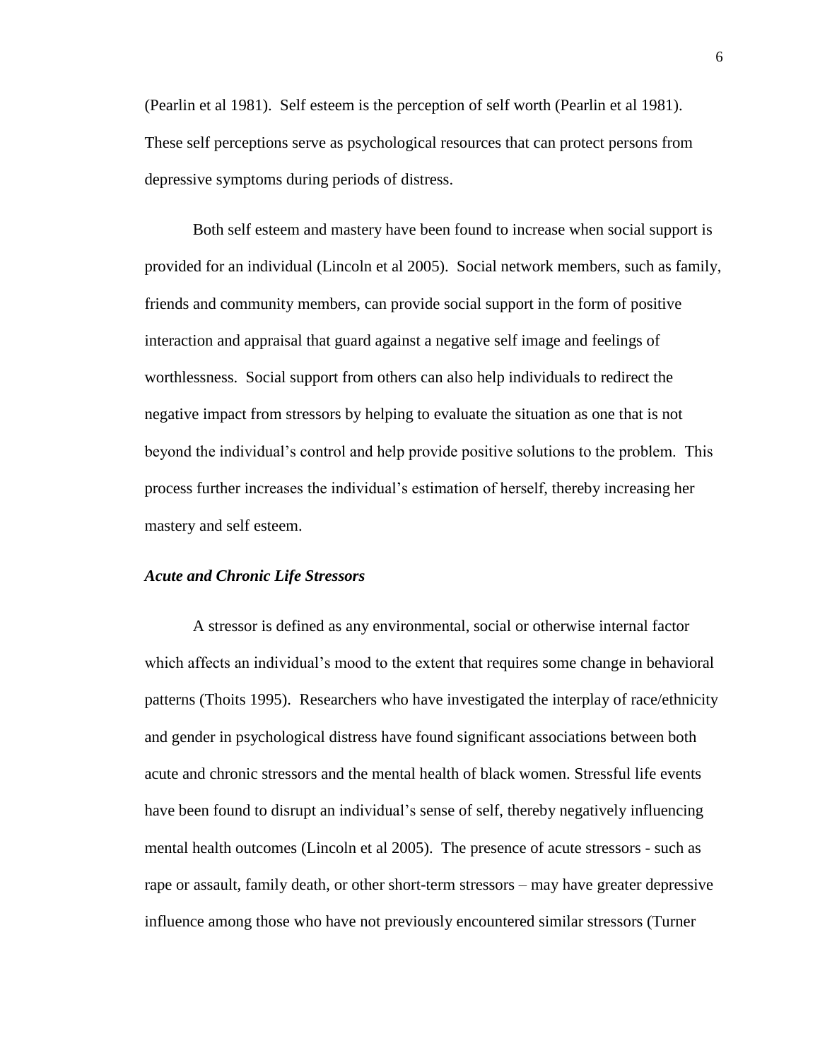(Pearlin et al 1981). Self esteem is the perception of self worth (Pearlin et al 1981). These self perceptions serve as psychological resources that can protect persons from depressive symptoms during periods of distress.

Both self esteem and mastery have been found to increase when social support is provided for an individual (Lincoln et al 2005). Social network members, such as family, friends and community members, can provide social support in the form of positive interaction and appraisal that guard against a negative self image and feelings of worthlessness. Social support from others can also help individuals to redirect the negative impact from stressors by helping to evaluate the situation as one that is not beyond the individual's control and help provide positive solutions to the problem. This process further increases the individual's estimation of herself, thereby increasing her mastery and self esteem.

### *Acute and Chronic Life Stressors*

A stressor is defined as any environmental, social or otherwise internal factor which affects an individual's mood to the extent that requires some change in behavioral patterns (Thoits 1995). Researchers who have investigated the interplay of race/ethnicity and gender in psychological distress have found significant associations between both acute and chronic stressors and the mental health of black women. Stressful life events have been found to disrupt an individual's sense of self, thereby negatively influencing mental health outcomes (Lincoln et al 2005). The presence of acute stressors - such as rape or assault, family death, or other short-term stressors – may have greater depressive influence among those who have not previously encountered similar stressors (Turner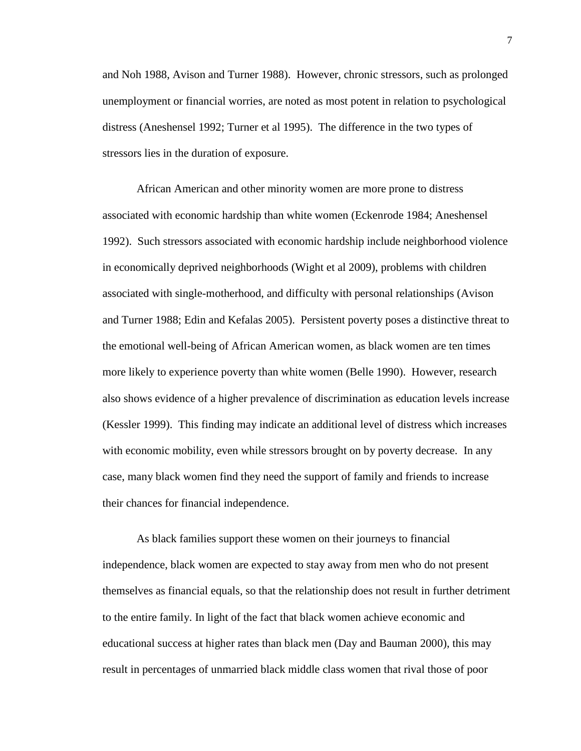and Noh 1988, Avison and Turner 1988). However, chronic stressors, such as prolonged unemployment or financial worries, are noted as most potent in relation to psychological distress (Aneshensel 1992; Turner et al 1995). The difference in the two types of stressors lies in the duration of exposure.

African American and other minority women are more prone to distress associated with economic hardship than white women (Eckenrode 1984; Aneshensel 1992). Such stressors associated with economic hardship include neighborhood violence in economically deprived neighborhoods (Wight et al 2009), problems with children associated with single-motherhood, and difficulty with personal relationships (Avison and Turner 1988; Edin and Kefalas 2005). Persistent poverty poses a distinctive threat to the emotional well-being of African American women, as black women are ten times more likely to experience poverty than white women (Belle 1990). However, research also shows evidence of a higher prevalence of discrimination as education levels increase (Kessler 1999). This finding may indicate an additional level of distress which increases with economic mobility, even while stressors brought on by poverty decrease. In any case, many black women find they need the support of family and friends to increase their chances for financial independence.

As black families support these women on their journeys to financial independence, black women are expected to stay away from men who do not present themselves as financial equals, so that the relationship does not result in further detriment to the entire family. In light of the fact that black women achieve economic and educational success at higher rates than black men (Day and Bauman 2000), this may result in percentages of unmarried black middle class women that rival those of poor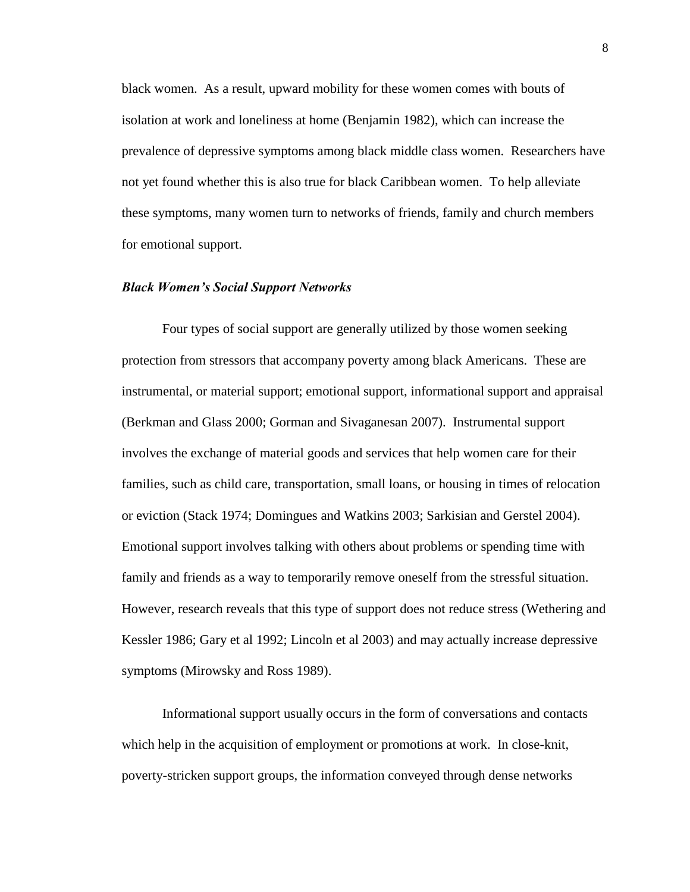black women. As a result, upward mobility for these women comes with bouts of isolation at work and loneliness at home (Benjamin 1982), which can increase the prevalence of depressive symptoms among black middle class women. Researchers have not yet found whether this is also true for black Caribbean women. To help alleviate these symptoms, many women turn to networks of friends, family and church members for emotional support.

### *Black Women's Social Support Networks*

Four types of social support are generally utilized by those women seeking protection from stressors that accompany poverty among black Americans. These are instrumental, or material support; emotional support, informational support and appraisal (Berkman and Glass 2000; Gorman and Sivaganesan 2007). Instrumental support involves the exchange of material goods and services that help women care for their families, such as child care, transportation, small loans, or housing in times of relocation or eviction (Stack 1974; Domingues and Watkins 2003; Sarkisian and Gerstel 2004). Emotional support involves talking with others about problems or spending time with family and friends as a way to temporarily remove oneself from the stressful situation. However, research reveals that this type of support does not reduce stress (Wethering and Kessler 1986; Gary et al 1992; Lincoln et al 2003) and may actually increase depressive symptoms (Mirowsky and Ross 1989).

Informational support usually occurs in the form of conversations and contacts which help in the acquisition of employment or promotions at work. In close-knit, poverty-stricken support groups, the information conveyed through dense networks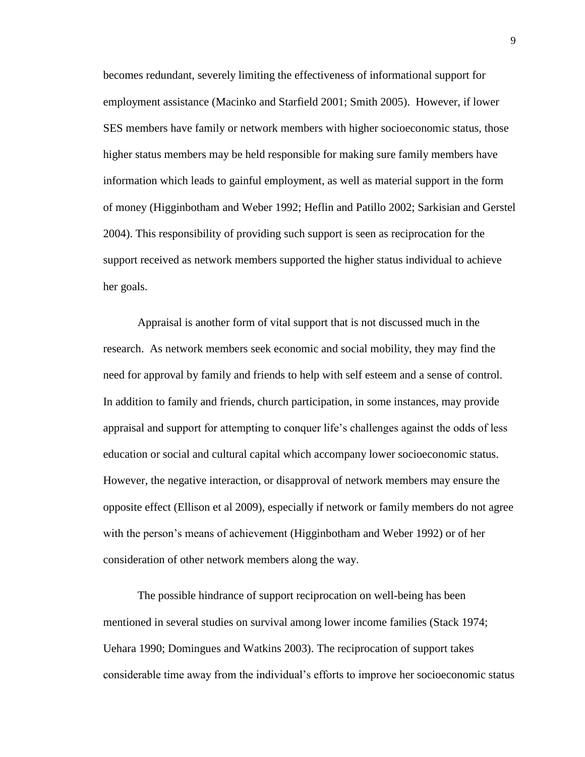becomes redundant, severely limiting the effectiveness of informational support for employment assistance (Macinko and Starfield 2001; Smith 2005). However, if lower SES members have family or network members with higher socioeconomic status, those higher status members may be held responsible for making sure family members have information which leads to gainful employment, as well as material support in the form of money (Higginbotham and Weber 1992; Heflin and Patillo 2002; Sarkisian and Gerstel 2004). This responsibility of providing such support is seen as reciprocation for the support received as network members supported the higher status individual to achieve her goals.

Appraisal is another form of vital support that is not discussed much in the research. As network members seek economic and social mobility, they may find the need for approval by family and friends to help with self esteem and a sense of control. In addition to family and friends, church participation, in some instances, may provide appraisal and support for attempting to conquer life's challenges against the odds of less education or social and cultural capital which accompany lower socioeconomic status. However, the negative interaction, or disapproval of network members may ensure the opposite effect (Ellison et al 2009), especially if network or family members do not agree with the person's means of achievement (Higginbotham and Weber 1992) or of her consideration of other network members along the way.

The possible hindrance of support reciprocation on well-being has been mentioned in several studies on survival among lower income families (Stack 1974; Uehara 1990; Domingues and Watkins 2003). The reciprocation of support takes considerable time away from the individual's efforts to improve her socioeconomic status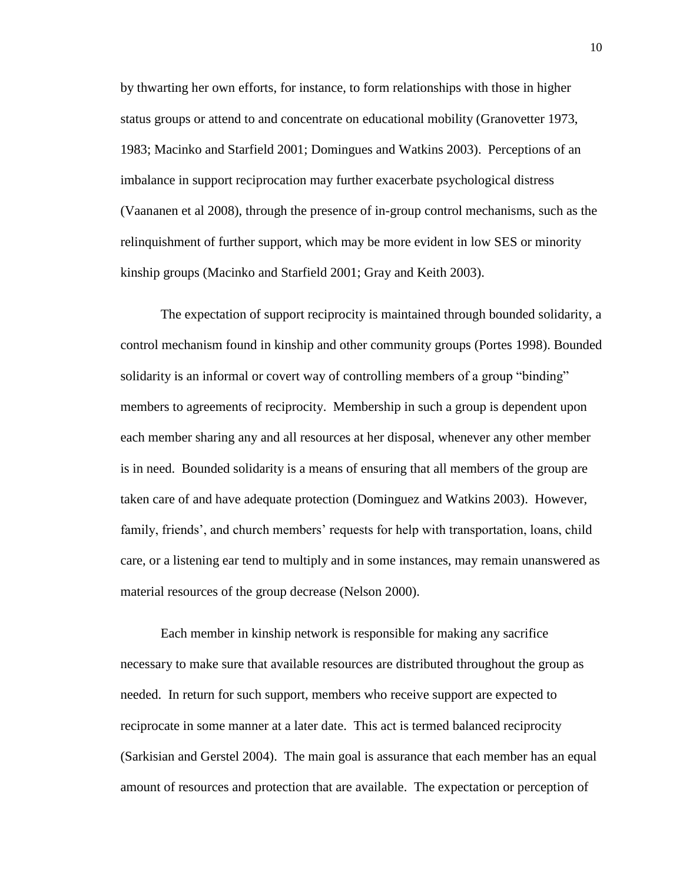by thwarting her own efforts, for instance, to form relationships with those in higher status groups or attend to and concentrate on educational mobility (Granovetter 1973, 1983; Macinko and Starfield 2001; Domingues and Watkins 2003). Perceptions of an imbalance in support reciprocation may further exacerbate psychological distress (Vaananen et al 2008), through the presence of in-group control mechanisms, such as the relinquishment of further support, which may be more evident in low SES or minority kinship groups (Macinko and Starfield 2001; Gray and Keith 2003).

The expectation of support reciprocity is maintained through bounded solidarity, a control mechanism found in kinship and other community groups (Portes 1998). Bounded solidarity is an informal or covert way of controlling members of a group "binding" members to agreements of reciprocity. Membership in such a group is dependent upon each member sharing any and all resources at her disposal, whenever any other member is in need. Bounded solidarity is a means of ensuring that all members of the group are taken care of and have adequate protection (Dominguez and Watkins 2003). However, family, friends', and church members' requests for help with transportation, loans, child care, or a listening ear tend to multiply and in some instances, may remain unanswered as material resources of the group decrease (Nelson 2000).

Each member in kinship network is responsible for making any sacrifice necessary to make sure that available resources are distributed throughout the group as needed. In return for such support, members who receive support are expected to reciprocate in some manner at a later date. This act is termed balanced reciprocity (Sarkisian and Gerstel 2004). The main goal is assurance that each member has an equal amount of resources and protection that are available. The expectation or perception of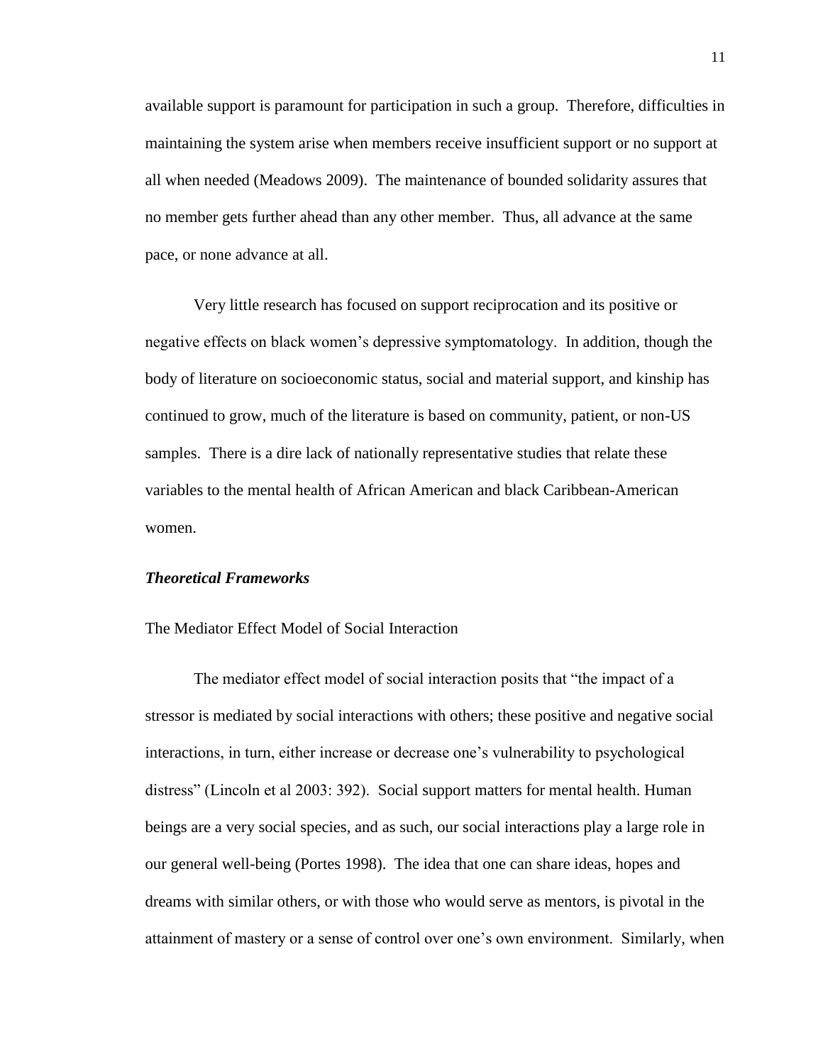available support is paramount for participation in such a group. Therefore, difficulties in maintaining the system arise when members receive insufficient support or no support at all when needed (Meadows 2009). The maintenance of bounded solidarity assures that no member gets further ahead than any other member. Thus, all advance at the same pace, or none advance at all.

Very little research has focused on support reciprocation and its positive or negative effects on black women's depressive symptomatology. In addition, though the body of literature on socioeconomic status, social and material support, and kinship has continued to grow, much of the literature is based on community, patient, or non-US samples. There is a dire lack of nationally representative studies that relate these variables to the mental health of African American and black Caribbean-American women.

### *Theoretical Frameworks*

#### The Mediator Effect Model of Social Interaction

The mediator effect model of social interaction posits that "the impact of a stressor is mediated by social interactions with others; these positive and negative social interactions, in turn, either increase or decrease one's vulnerability to psychological distress" (Lincoln et al 2003: 392). Social support matters for mental health. Human beings are a very social species, and as such, our social interactions play a large role in our general well-being (Portes 1998). The idea that one can share ideas, hopes and dreams with similar others, or with those who would serve as mentors, is pivotal in the attainment of mastery or a sense of control over one's own environment. Similarly, when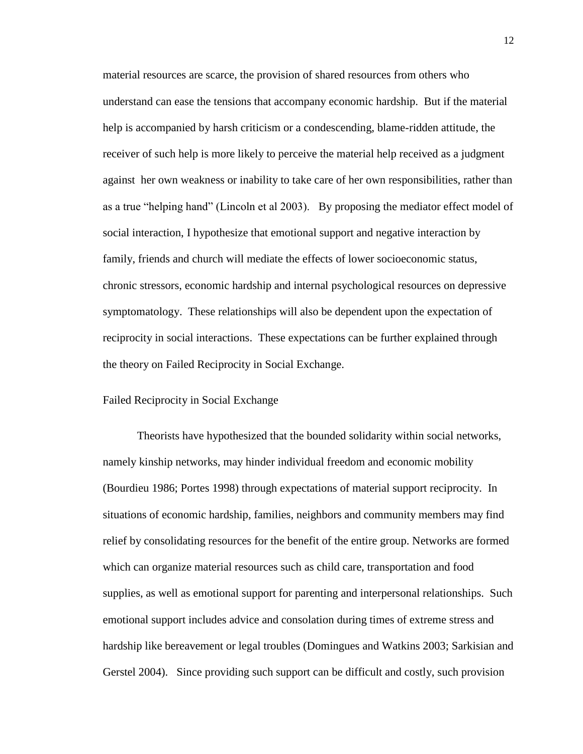material resources are scarce, the provision of shared resources from others who understand can ease the tensions that accompany economic hardship. But if the material help is accompanied by harsh criticism or a condescending, blame-ridden attitude, the receiver of such help is more likely to perceive the material help received as a judgment against her own weakness or inability to take care of her own responsibilities, rather than as a true "helping hand" (Lincoln et al 2003). By proposing the mediator effect model of social interaction, I hypothesize that emotional support and negative interaction by family, friends and church will mediate the effects of lower socioeconomic status, chronic stressors, economic hardship and internal psychological resources on depressive symptomatology. These relationships will also be dependent upon the expectation of reciprocity in social interactions. These expectations can be further explained through the theory on Failed Reciprocity in Social Exchange.

## Failed Reciprocity in Social Exchange

Theorists have hypothesized that the bounded solidarity within social networks, namely kinship networks, may hinder individual freedom and economic mobility (Bourdieu 1986; Portes 1998) through expectations of material support reciprocity. In situations of economic hardship, families, neighbors and community members may find relief by consolidating resources for the benefit of the entire group. Networks are formed which can organize material resources such as child care, transportation and food supplies, as well as emotional support for parenting and interpersonal relationships. Such emotional support includes advice and consolation during times of extreme stress and hardship like bereavement or legal troubles (Domingues and Watkins 2003; Sarkisian and Gerstel 2004). Since providing such support can be difficult and costly, such provision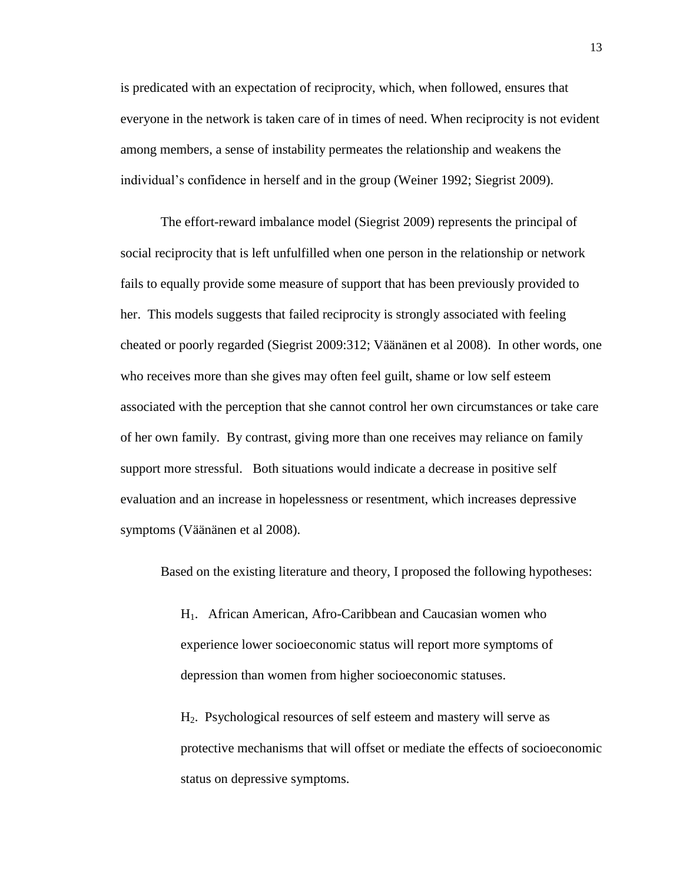is predicated with an expectation of reciprocity, which, when followed, ensures that everyone in the network is taken care of in times of need. When reciprocity is not evident among members, a sense of instability permeates the relationship and weakens the individual's confidence in herself and in the group (Weiner 1992; Siegrist 2009).

The effort-reward imbalance model (Siegrist 2009) represents the principal of social reciprocity that is left unfulfilled when one person in the relationship or network fails to equally provide some measure of support that has been previously provided to her. This models suggests that failed reciprocity is strongly associated with feeling cheated or poorly regarded (Siegrist 2009:312; Väänänen et al 2008). In other words, one who receives more than she gives may often feel guilt, shame or low self esteem associated with the perception that she cannot control her own circumstances or take care of her own family. By contrast, giving more than one receives may reliance on family support more stressful. Both situations would indicate a decrease in positive self evaluation and an increase in hopelessness or resentment, which increases depressive symptoms (Väänänen et al 2008).

Based on the existing literature and theory, I proposed the following hypotheses:

> $H_1$. African American, Afro-Caribbean and Caucasian women who experience lower socioeconomic status will report more symptoms of depression than women from higher socioeconomic statuses.
>
> $H_2$. Psychological resources of self esteem and mastery will serve as protective mechanisms that will offset or mediate the effects of socioeconomic status on depressive symptoms.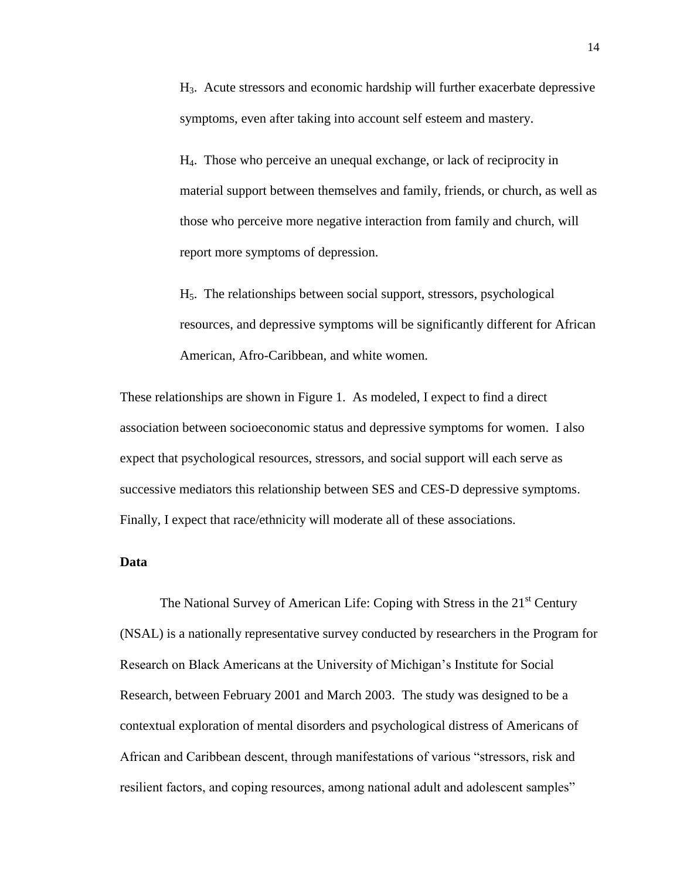$H_3$. Acute stressors and economic hardship will further exacerbate depressive symptoms, even after taking into account self esteem and mastery.

$H_4$. Those who perceive an unequal exchange, or lack of reciprocity in material support between themselves and family, friends, or church, as well as those who perceive more negative interaction from family and church, will report more symptoms of depression.

$H_5$. The relationships between social support, stressors, psychological resources, and depressive symptoms will be significantly different for African American, Afro-Caribbean, and white women.

These relationships are shown in Figure 1. As modeled, I expect to find a direct association between socioeconomic status and depressive symptoms for women. I also expect that psychological resources, stressors, and social support will each serve as successive mediators this relationship between SES and CES-D depressive symptoms. Finally, I expect that race/ethnicity will moderate all of these associations.

**Data**

The National Survey of American Life: Coping with Stress in the 21st Century (NSAL) is a nationally representative survey conducted by researchers in the Program for Research on Black Americans at the University of Michigan's Institute for Social Research, between February 2001 and March 2003. The study was designed to be a contextual exploration of mental disorders and psychological distress of Americans of African and Caribbean descent, through manifestations of various "stressors, risk and resilient factors, and coping resources, among national adult and adolescent samples"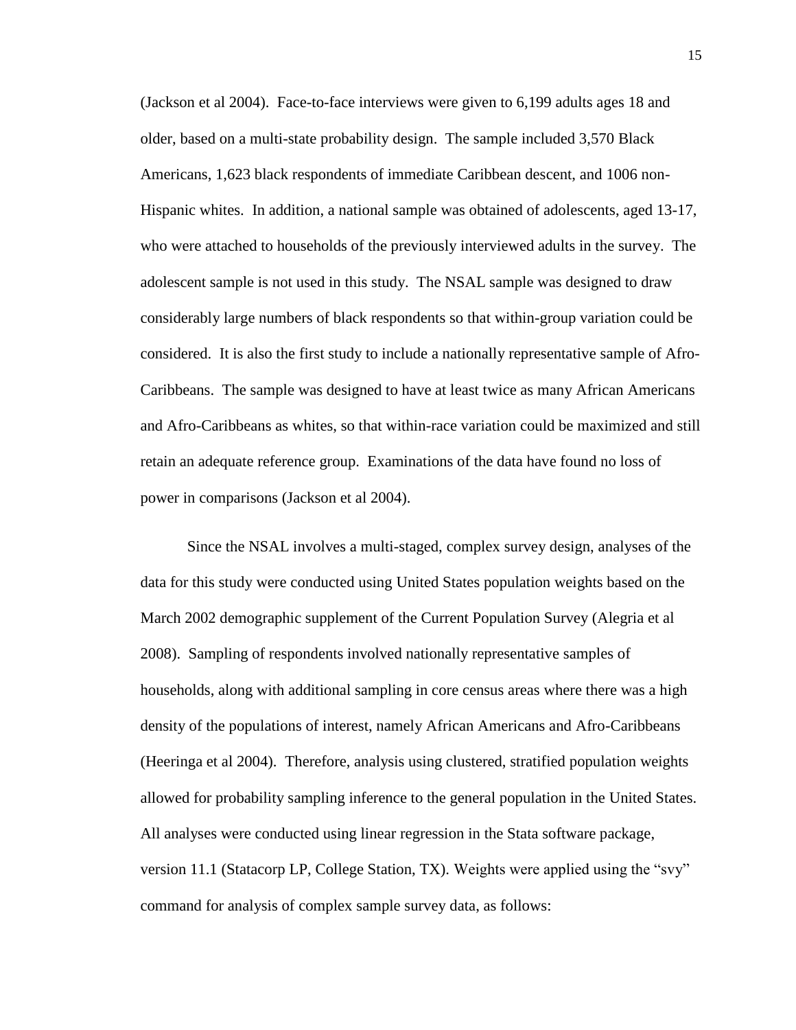(Jackson et al 2004). Face-to-face interviews were given to 6,199 adults ages 18 and older, based on a multi-state probability design. The sample included 3,570 Black Americans, 1,623 black respondents of immediate Caribbean descent, and 1006 non-Hispanic whites. In addition, a national sample was obtained of adolescents, aged 13-17, who were attached to households of the previously interviewed adults in the survey. The adolescent sample is not used in this study. The NSAL sample was designed to draw considerably large numbers of black respondents so that within-group variation could be considered. It is also the first study to include a nationally representative sample of Afro-Caribbeans. The sample was designed to have at least twice as many African Americans and Afro-Caribbeans as whites, so that within-race variation could be maximized and still retain an adequate reference group. Examinations of the data have found no loss of power in comparisons (Jackson et al 2004).

Since the NSAL involves a multi-staged, complex survey design, analyses of the data for this study were conducted using United States population weights based on the March 2002 demographic supplement of the Current Population Survey (Alegria et al 2008). Sampling of respondents involved nationally representative samples of households, along with additional sampling in core census areas where there was a high density of the populations of interest, namely African Americans and Afro-Caribbeans (Heeringa et al 2004). Therefore, analysis using clustered, stratified population weights allowed for probability sampling inference to the general population in the United States. All analyses were conducted using linear regression in the Stata software package, version 11.1 (Statacorp LP, College Station, TX). Weights were applied using the "svy" command for analysis of complex sample survey data, as follows: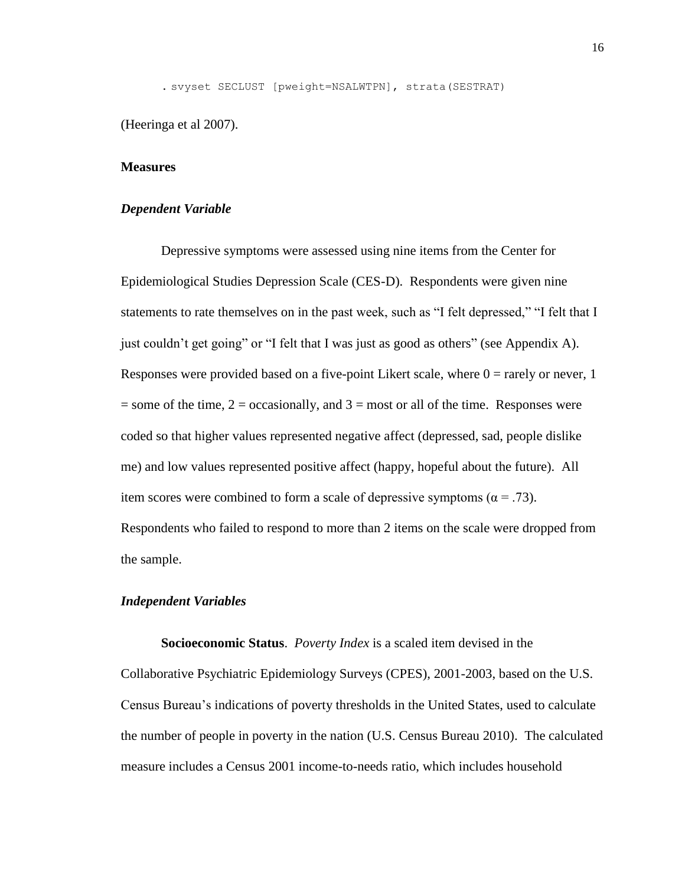```
. svyset SECLUST [pweight=NSALWTPN], strata(SESTRAT)
```

(Heeringa et al 2007).

## Measures

### *Dependent Variable*

Depressive symptoms were assessed using nine items from the Center for Epidemiological Studies Depression Scale (CES-D). Respondents were given nine statements to rate themselves on in the past week, such as "I felt depressed," "I felt that I just couldn't get going" or "I felt that I was just as good as others" (see Appendix A). Responses were provided based on a five-point Likert scale, where 0 = rarely or never, 1 = some of the time, 2 = occasionally, and 3 = most or all of the time. Responses were coded so that higher values represented negative affect (depressed, sad, people dislike me) and low values represented positive affect (happy, hopeful about the future). All item scores were combined to form a scale of depressive symptoms ($\alpha = .73$). Respondents who failed to respond to more than 2 items on the scale were dropped from the sample.

### *Independent Variables*

**Socioeconomic Status**. *Poverty Index* is a scaled item devised in the Collaborative Psychiatric Epidemiology Surveys (CPES), 2001-2003, based on the U.S. Census Bureau's indications of poverty thresholds in the United States, used to calculate the number of people in poverty in the nation (U.S. Census Bureau 2010). The calculated measure includes a Census 2001 income-to-needs ratio, which includes household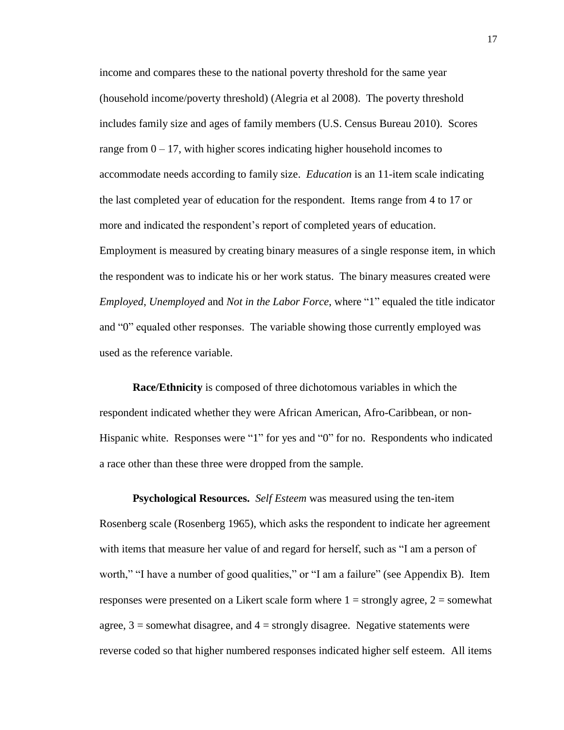income and compares these to the national poverty threshold for the same year (household income/poverty threshold) (Alegria et al 2008). The poverty threshold includes family size and ages of family members (U.S. Census Bureau 2010). Scores range from 0 – 17, with higher scores indicating higher household incomes to accommodate needs according to family size. *Education* is an 11-item scale indicating the last completed year of education for the respondent. Items range from 4 to 17 or more and indicated the respondent's report of completed years of education. Employment is measured by creating binary measures of a single response item, in which the respondent was to indicate his or her work status. The binary measures created were *Employed*, *Unemployed* and *Not in the Labor Force*, where "1" equaled the title indicator and "0" equaled other responses. The variable showing those currently employed was used as the reference variable.

**Race/Ethnicity** is composed of three dichotomous variables in which the respondent indicated whether they were African American, Afro-Caribbean, or non-Hispanic white. Responses were "1" for yes and "0" for no. Respondents who indicated a race other than these three were dropped from the sample.

**Psychological Resources.** *Self Esteem* was measured using the ten-item Rosenberg scale (Rosenberg 1965), which asks the respondent to indicate her agreement with items that measure her value of and regard for herself, such as "I am a person of worth," "I have a number of good qualities," or "I am a failure" (see Appendix B). Item responses were presented on a Likert scale form where 1 = strongly agree, 2 = somewhat agree, 3 = somewhat disagree, and 4 = strongly disagree. Negative statements were reverse coded so that higher numbered responses indicated higher self esteem. All items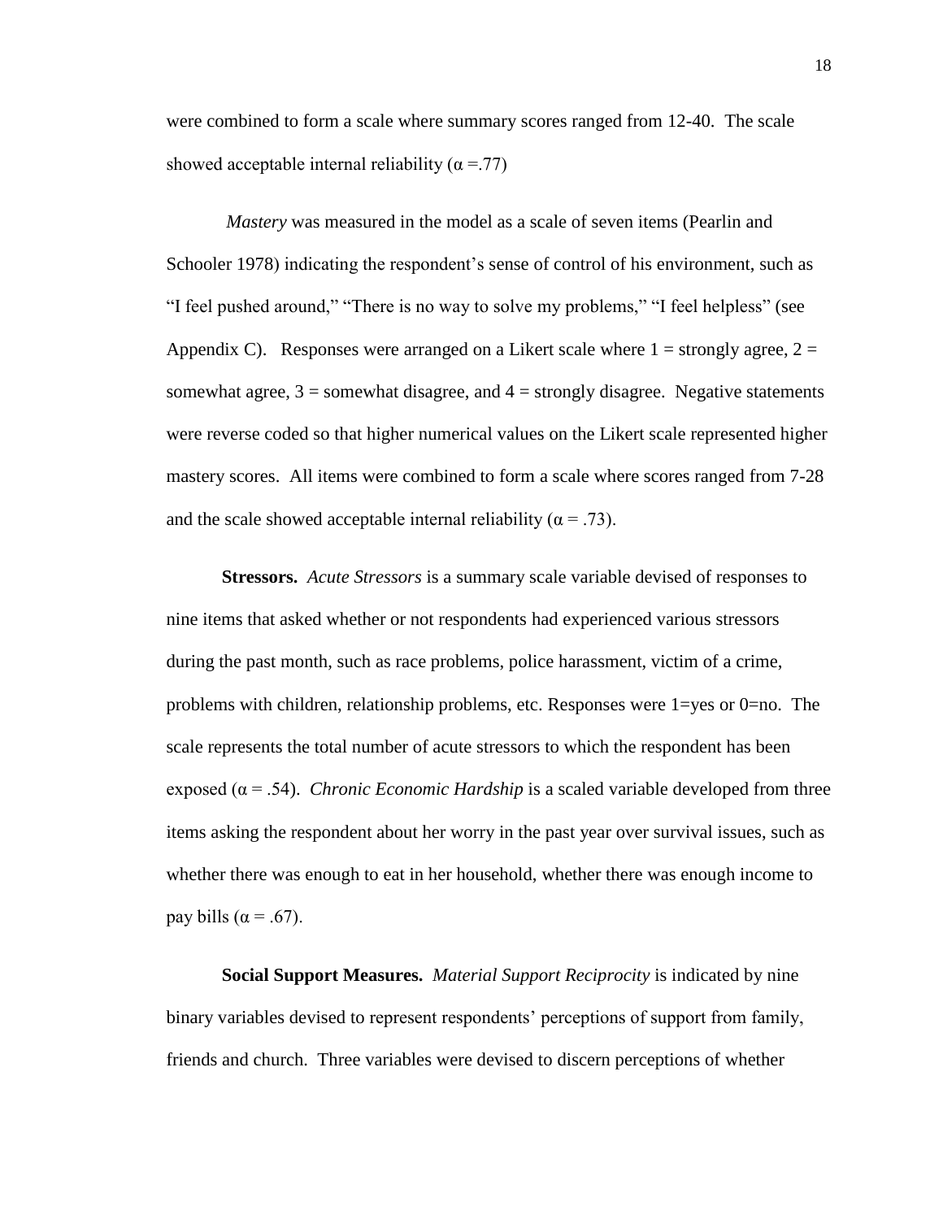were combined to form a scale where summary scores ranged from 12-40. The scale showed acceptable internal reliability ($\alpha$ =.77)

*Mastery* was measured in the model as a scale of seven items (Pearlin and Schooler 1978) indicating the respondent's sense of control of his environment, such as "I feel pushed around," "There is no way to solve my problems," "I feel helpless" (see Appendix C). Responses were arranged on a Likert scale where 1 = strongly agree, 2 = somewhat agree, 3 = somewhat disagree, and 4 = strongly disagree. Negative statements were reverse coded so that higher numerical values on the Likert scale represented higher mastery scores. All items were combined to form a scale where scores ranged from 7-28 and the scale showed acceptable internal reliability ($\alpha$ = .73).

**Stressors.** *Acute Stressors* is a summary scale variable devised of responses to nine items that asked whether or not respondents had experienced various stressors during the past month, such as race problems, police harassment, victim of a crime, problems with children, relationship problems, etc. Responses were 1=yes or 0=no. The scale represents the total number of acute stressors to which the respondent has been exposed ($\alpha$ = .54). *Chronic Economic Hardship* is a scaled variable developed from three items asking the respondent about her worry in the past year over survival issues, such as whether there was enough to eat in her household, whether there was enough income to pay bills ($\alpha$ = .67).

**Social Support Measures.** *Material Support Reciprocity* is indicated by nine binary variables devised to represent respondents' perceptions of support from family, friends and church. Three variables were devised to discern perceptions of whether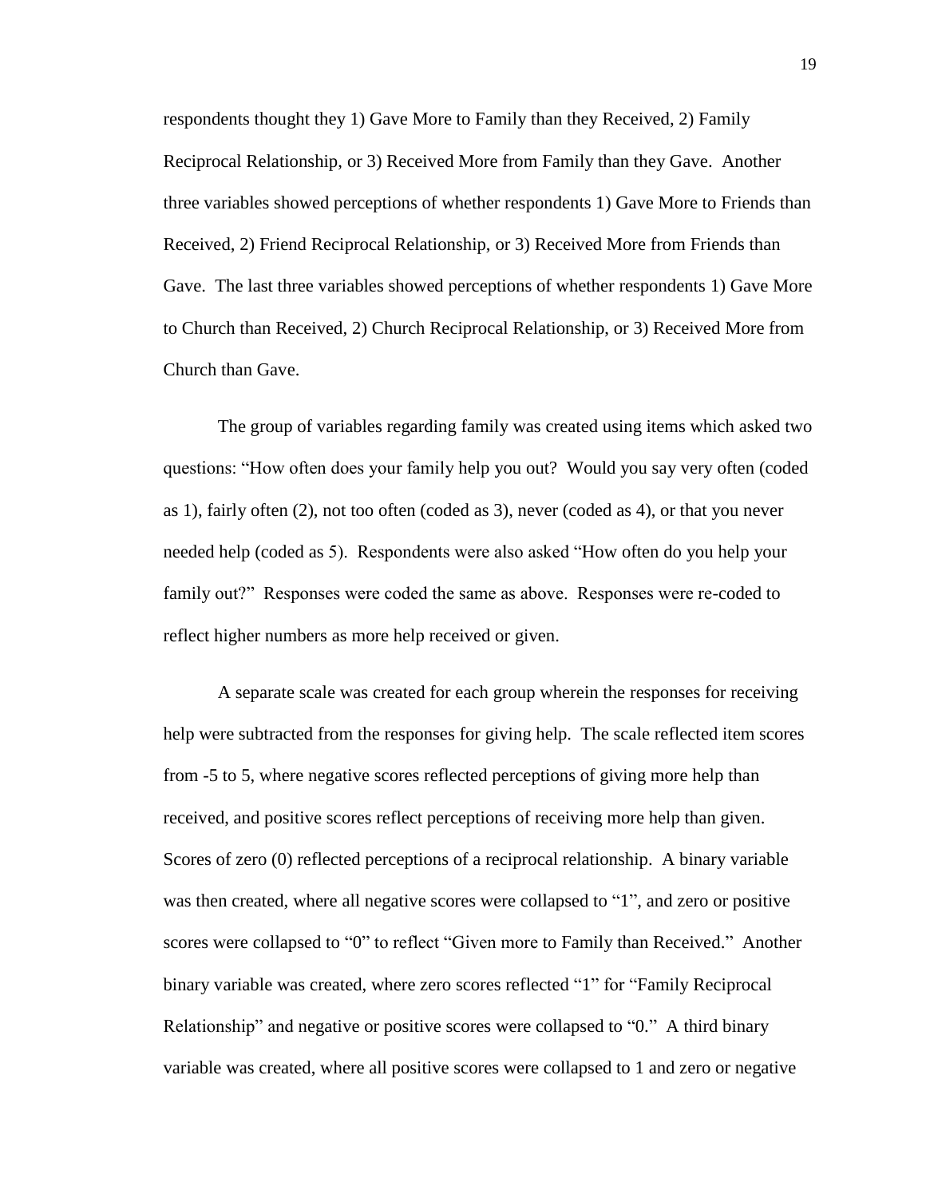respondents thought they 1) Gave More to Family than they Received, 2) Family Reciprocal Relationship, or 3) Received More from Family than they Gave. Another three variables showed perceptions of whether respondents 1) Gave More to Friends than Received, 2) Friend Reciprocal Relationship, or 3) Received More from Friends than Gave. The last three variables showed perceptions of whether respondents 1) Gave More to Church than Received, 2) Church Reciprocal Relationship, or 3) Received More from Church than Gave.

The group of variables regarding family was created using items which asked two questions: "How often does your family help you out? Would you say very often (coded as 1), fairly often (2), not too often (coded as 3), never (coded as 4), or that you never needed help (coded as 5). Respondents were also asked "How often do you help your family out?" Responses were coded the same as above. Responses were re-coded to reflect higher numbers as more help received or given.

A separate scale was created for each group wherein the responses for receiving help were subtracted from the responses for giving help. The scale reflected item scores from -5 to 5, where negative scores reflected perceptions of giving more help than received, and positive scores reflect perceptions of receiving more help than given. Scores of zero (0) reflected perceptions of a reciprocal relationship. A binary variable was then created, where all negative scores were collapsed to "1", and zero or positive scores were collapsed to "0" to reflect "Given more to Family than Received." Another binary variable was created, where zero scores reflected "1" for "Family Reciprocal Relationship" and negative or positive scores were collapsed to "0." A third binary variable was created, where all positive scores were collapsed to 1 and zero or negative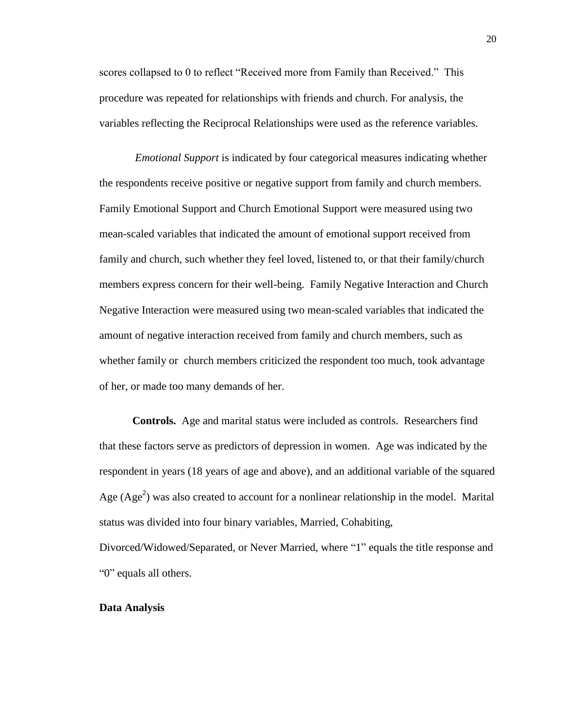scores collapsed to 0 to reflect "Received more from Family than Received." This procedure was repeated for relationships with friends and church. For analysis, the variables reflecting the Reciprocal Relationships were used as the reference variables.

*Emotional Support* is indicated by four categorical measures indicating whether the respondents receive positive or negative support from family and church members. Family Emotional Support and Church Emotional Support were measured using two mean-scaled variables that indicated the amount of emotional support received from family and church, such whether they feel loved, listened to, or that their family/church members express concern for their well-being. Family Negative Interaction and Church Negative Interaction were measured using two mean-scaled variables that indicated the amount of negative interaction received from family and church members, such as whether family or church members criticized the respondent too much, took advantage of her, or made too many demands of her.

**Controls.** Age and marital status were included as controls. Researchers find that these factors serve as predictors of depression in women. Age was indicated by the respondent in years (18 years of age and above), and an additional variable of the squared Age ($Age^2$) was also created to account for a nonlinear relationship in the model. Marital status was divided into four binary variables, Married, Cohabiting, Divorced/Widowed/Separated, or Never Married, where "1" equals the title response and "0" equals all others.

**Data Analysis**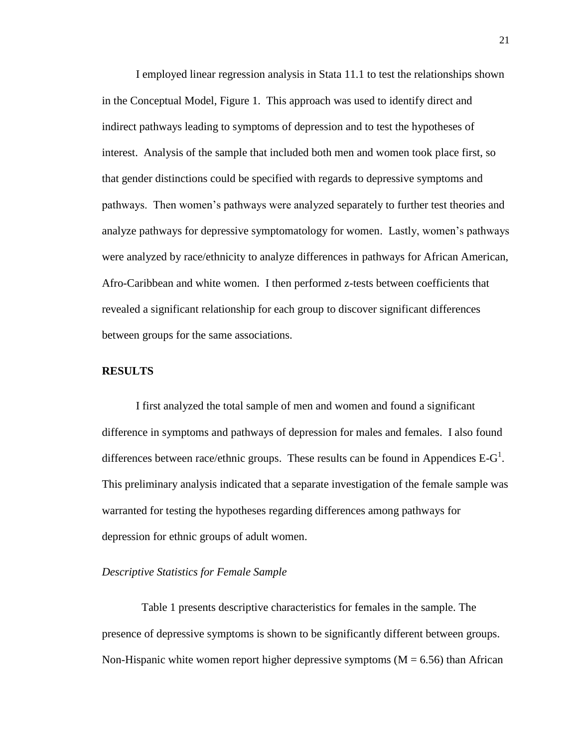I employed linear regression analysis in Stata 11.1 to test the relationships shown in the Conceptual Model, Figure 1. This approach was used to identify direct and indirect pathways leading to symptoms of depression and to test the hypotheses of interest. Analysis of the sample that included both men and women took place first, so that gender distinctions could be specified with regards to depressive symptoms and pathways. Then women's pathways were analyzed separately to further test theories and analyze pathways for depressive symptomatology for women. Lastly, women's pathways were analyzed by race/ethnicity to analyze differences in pathways for African American, Afro-Caribbean and white women. I then performed z-tests between coefficients that revealed a significant relationship for each group to discover significant differences between groups for the same associations.

## RESULTS

I first analyzed the total sample of men and women and found a significant difference in symptoms and pathways of depression for males and females. I also found differences between race/ethnic groups. These results can be found in Appendices E-G[1]. This preliminary analysis indicated that a separate investigation of the female sample was warranted for testing the hypotheses regarding differences among pathways for depression for ethnic groups of adult women.

### *Descriptive Statistics for Female Sample*

Table 1 presents descriptive characteristics for females in the sample. The presence of depressive symptoms is shown to be significantly different between groups. Non-Hispanic white women report higher depressive symptoms ($M = 6.56$) than African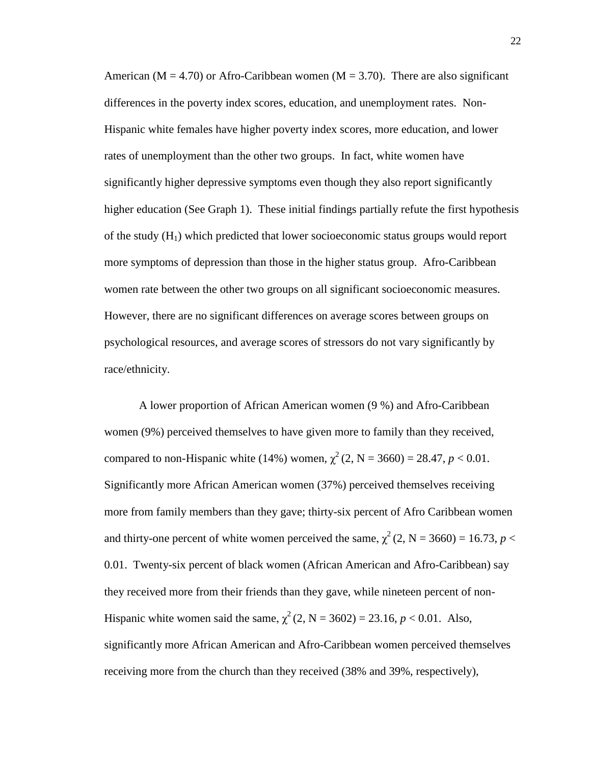American ($M = 4.70$) or Afro-Caribbean women ($M = 3.70$). There are also significant differences in the poverty index scores, education, and unemployment rates. Non-Hispanic white females have higher poverty index scores, more education, and lower rates of unemployment than the other two groups. In fact, white women have significantly higher depressive symptoms even though they also report significantly higher education (See Graph 1). These initial findings partially refute the first hypothesis of the study ($H_1$) which predicted that lower socioeconomic status groups would report more symptoms of depression than those in the higher status group. Afro-Caribbean women rate between the other two groups on all significant socioeconomic measures. However, there are no significant differences on average scores between groups on psychological resources, and average scores of stressors do not vary significantly by race/ethnicity.

A lower proportion of African American women (9 %) and Afro-Caribbean women (9%) perceived themselves to have given more to family than they received, compared to non-Hispanic white (14%) women, $\chi^2$ (2, N = 3660) = 28.47, $p < 0.01$. Significantly more African American women (37%) perceived themselves receiving more from family members than they gave; thirty-six percent of Afro Caribbean women and thirty-one percent of white women perceived the same, $\chi^2$ (2, N = 3660) = 16.73, $p < 0.01$. Twenty-six percent of black women (African American and Afro-Caribbean) say they received more from their friends than they gave, while nineteen percent of non-Hispanic white women said the same, $\chi^2$ (2, N = 3602) = 23.16, $p < 0.01$. Also, significantly more African American and Afro-Caribbean women perceived themselves receiving more from the church than they received (38% and 39%, respectively),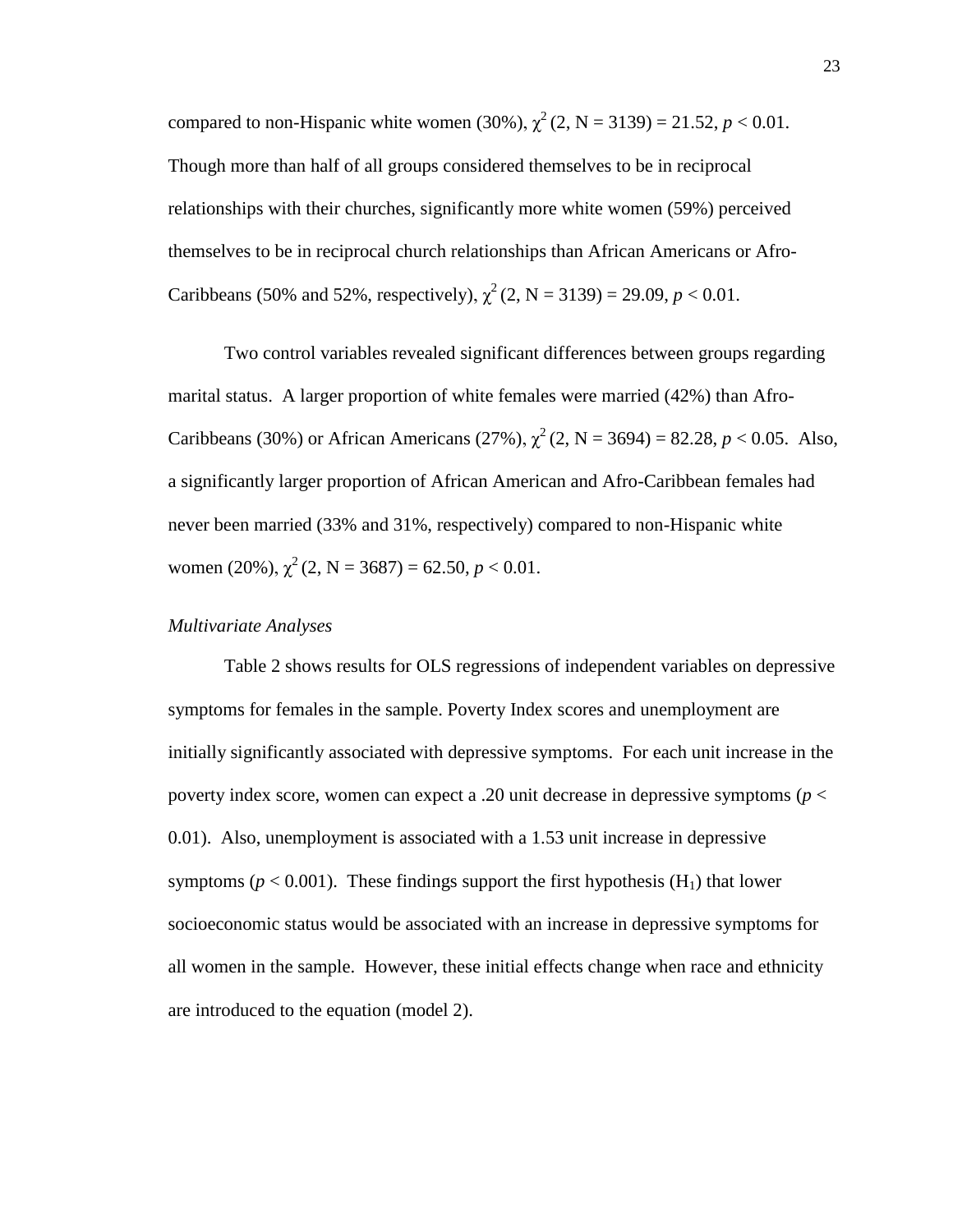compared to non-Hispanic white women (30%), $\chi^2$ (2, N = 3139) = 21.52, $p < 0.01$. Though more than half of all groups considered themselves to be in reciprocal relationships with their churches, significantly more white women (59%) perceived themselves to be in reciprocal church relationships than African Americans or Afro-Caribbeans (50% and 52%, respectively), $\chi^2$ (2, N = 3139) = 29.09, $p < 0.01$.

Two control variables revealed significant differences between groups regarding marital status. A larger proportion of white females were married (42%) than Afro-Caribbeans (30%) or African Americans (27%), $\chi^2$ (2, N = 3694) = 82.28, $p < 0.05$. Also, a significantly larger proportion of African American and Afro-Caribbean females had never been married (33% and 31%, respectively) compared to non-Hispanic white women (20%), $\chi^2$ (2, N = 3687) = 62.50, $p < 0.01$.

*Multivariate Analyses*

Table 2 shows results for OLS regressions of independent variables on depressive symptoms for females in the sample. Poverty Index scores and unemployment are initially significantly associated with depressive symptoms. For each unit increase in the poverty index score, women can expect a .20 unit decrease in depressive symptoms ($p < 0.01$). Also, unemployment is associated with a 1.53 unit increase in depressive symptoms ($p < 0.001$). These findings support the first hypothesis ($H_1$) that lower socioeconomic status would be associated with an increase in depressive symptoms for all women in the sample. However, these initial effects change when race and ethnicity are introduced to the equation (model 2).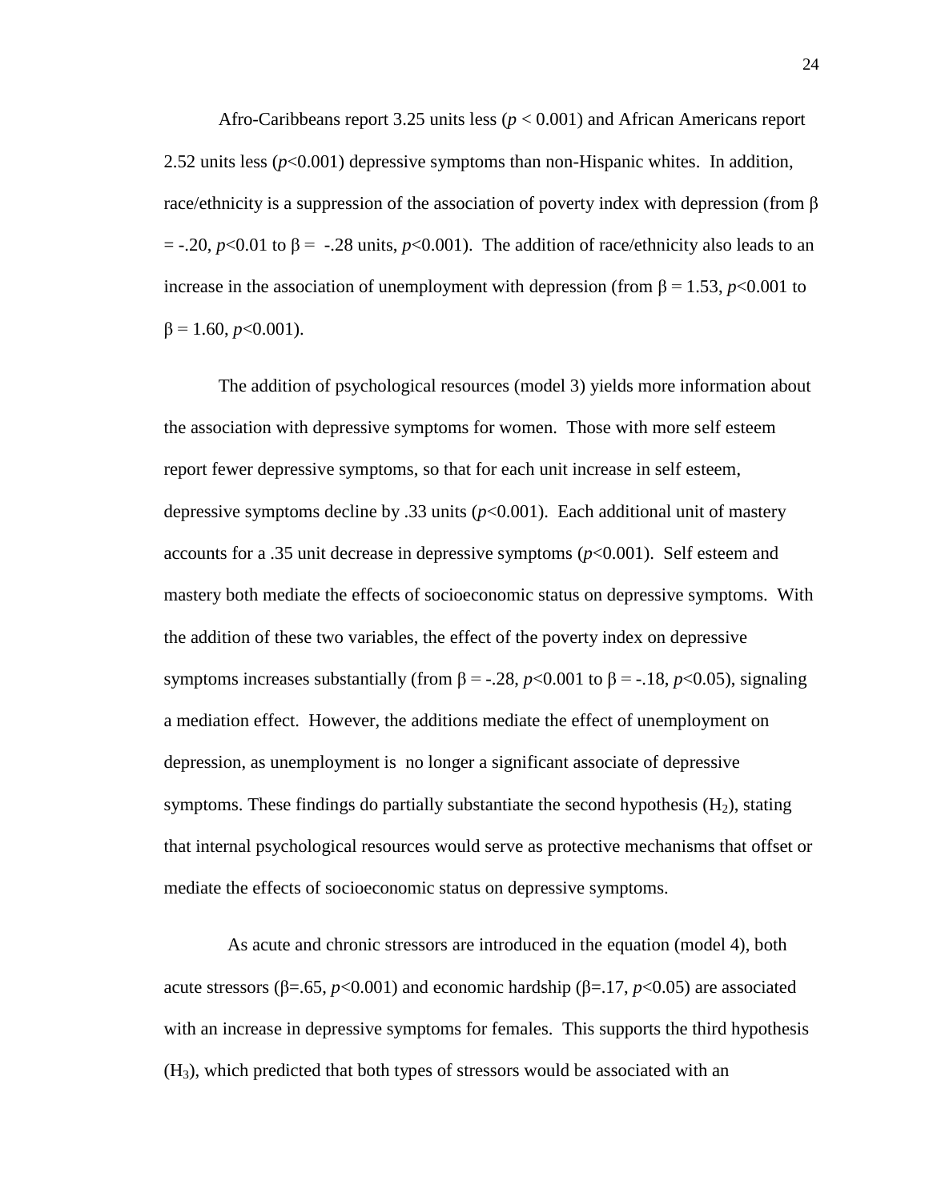Afro-Caribbeans report 3.25 units less ($p < 0.001$) and African Americans report 2.52 units less ($p<0.001$) depressive symptoms than non-Hispanic whites. In addition, race/ethnicity is a suppression of the association of poverty index with depression (from $\beta = -.20$, $p<0.01$ to $\beta = -.28$ units, $p<0.001$). The addition of race/ethnicity also leads to an increase in the association of unemployment with depression (from $\beta = 1.53$, $p<0.001$ to $\beta = 1.60$, $p<0.001$).

The addition of psychological resources (model 3) yields more information about the association with depressive symptoms for women. Those with more self esteem report fewer depressive symptoms, so that for each unit increase in self esteem, depressive symptoms decline by .33 units ($p<0.001$). Each additional unit of mastery accounts for a .35 unit decrease in depressive symptoms ($p<0.001$). Self esteem and mastery both mediate the effects of socioeconomic status on depressive symptoms. With the addition of these two variables, the effect of the poverty index on depressive symptoms increases substantially (from $\beta = -.28$, $p<0.001$ to $\beta = -.18$, $p<0.05$), signaling a mediation effect. However, the additions mediate the effect of unemployment on depression, as unemployment is no longer a significant associate of depressive symptoms. These findings do partially substantiate the second hypothesis ($H_2$), stating that internal psychological resources would serve as protective mechanisms that offset or mediate the effects of socioeconomic status on depressive symptoms.

As acute and chronic stressors are introduced in the equation (model 4), both acute stressors ($\beta=.65$, $p<0.001$) and economic hardship ($\beta=.17$, $p<0.05$) are associated with an increase in depressive symptoms for females. This supports the third hypothesis ($H_3$), which predicted that both types of stressors would be associated with an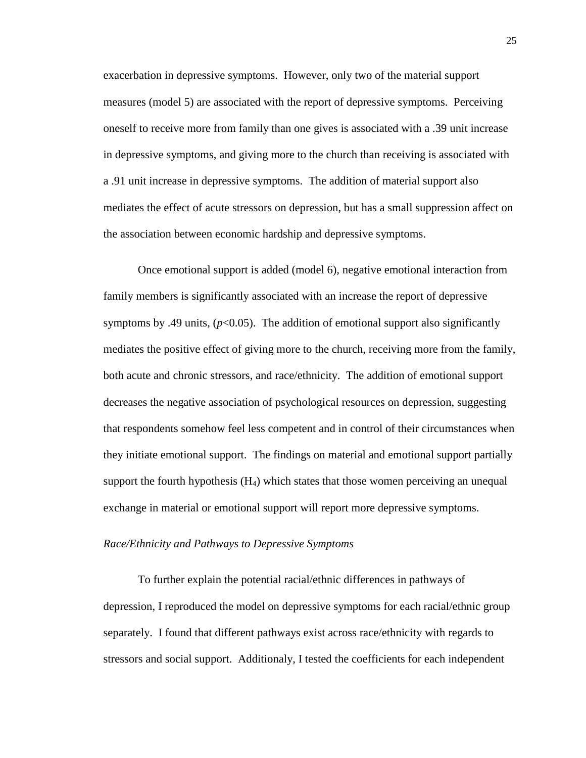exacerbation in depressive symptoms. However, only two of the material support measures (model 5) are associated with the report of depressive symptoms. Perceiving oneself to receive more from family than one gives is associated with a .39 unit increase in depressive symptoms, and giving more to the church than receiving is associated with a .91 unit increase in depressive symptoms. The addition of material support also mediates the effect of acute stressors on depression, but has a small suppression affect on the association between economic hardship and depressive symptoms.

Once emotional support is added (model 6), negative emotional interaction from family members is significantly associated with an increase the report of depressive symptoms by .49 units, ($p$<0.05). The addition of emotional support also significantly mediates the positive effect of giving more to the church, receiving more from the family, both acute and chronic stressors, and race/ethnicity. The addition of emotional support decreases the negative association of psychological resources on depression, suggesting that respondents somehow feel less competent and in control of their circumstances when they initiate emotional support. The findings on material and emotional support partially support the fourth hypothesis ($H_4$) which states that those women perceiving an unequal exchange in material or emotional support will report more depressive symptoms.

*Race/Ethnicity and Pathways to Depressive Symptoms*

To further explain the potential racial/ethnic differences in pathways of depression, I reproduced the model on depressive symptoms for each racial/ethnic group separately. I found that different pathways exist across race/ethnicity with regards to stressors and social support. Additionaly, I tested the coefficients for each independent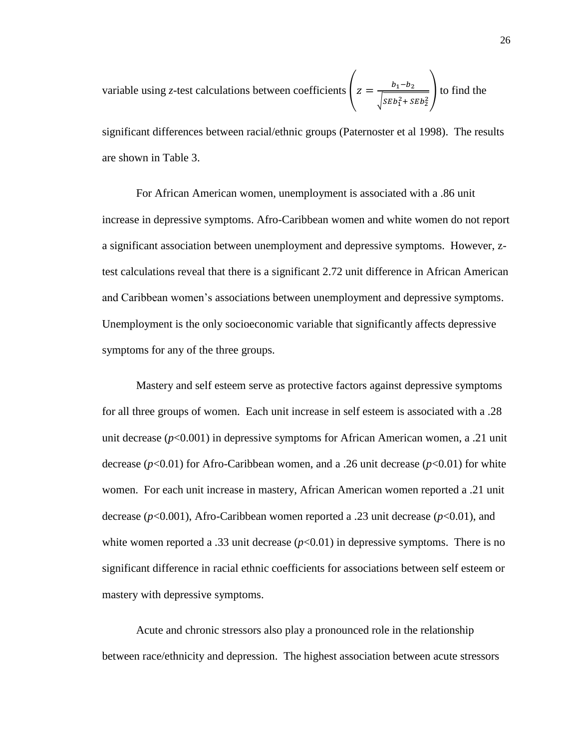variable using *z*-test calculations between coefficients $\left( z = \frac{b_1 - b_2}{\sqrt{SEb_1^2 + SEb_2^2}} \right)$ to find the significant differences between racial/ethnic groups (Paternoster et al 1998). The results are shown in Table 3.

For African American women, unemployment is associated with a .86 unit increase in depressive symptoms. Afro-Caribbean women and white women do not report a significant association between unemployment and depressive symptoms. However, z-test calculations reveal that there is a significant 2.72 unit difference in African American and Caribbean women's associations between unemployment and depressive symptoms. Unemployment is the only socioeconomic variable that significantly affects depressive symptoms for any of the three groups.

Mastery and self esteem serve as protective factors against depressive symptoms for all three groups of women. Each unit increase in self esteem is associated with a .28 unit decrease ($p$<0.001) in depressive symptoms for African American women, a .21 unit decrease ($p$<0.01) for Afro-Caribbean women, and a .26 unit decrease ($p$<0.01) for white women. For each unit increase in mastery, African American women reported a .21 unit decrease ($p$<0.001), Afro-Caribbean women reported a .23 unit decrease ($p$<0.01), and white women reported a .33 unit decrease ($p$<0.01) in depressive symptoms. There is no significant difference in racial ethnic coefficients for associations between self esteem or mastery with depressive symptoms.

Acute and chronic stressors also play a pronounced role in the relationship between race/ethnicity and depression. The highest association between acute stressors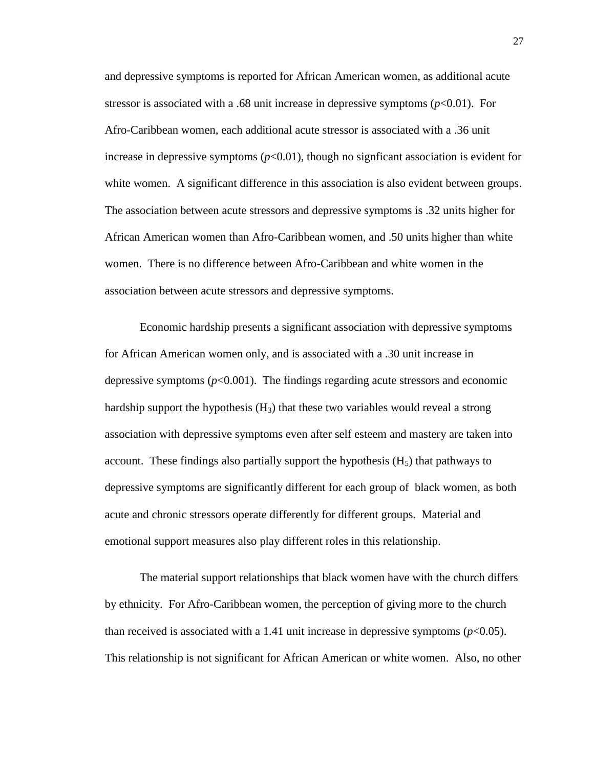and depressive symptoms is reported for African American women, as additional acute stressor is associated with a .68 unit increase in depressive symptoms ($p<0.01$). For Afro-Caribbean women, each additional acute stressor is associated with a .36 unit increase in depressive symptoms ($p<0.01$), though no signficant association is evident for white women. A significant difference in this association is also evident between groups. The association between acute stressors and depressive symptoms is .32 units higher for African American women than Afro-Caribbean women, and .50 units higher than white women. There is no difference between Afro-Caribbean and white women in the association between acute stressors and depressive symptoms.

Economic hardship presents a significant association with depressive symptoms for African American women only, and is associated with a .30 unit increase in depressive symptoms ($p<0.001$). The findings regarding acute stressors and economic hardship support the hypothesis ($H_3$) that these two variables would reveal a strong association with depressive symptoms even after self esteem and mastery are taken into account. These findings also partially support the hypothesis ($H_5$) that pathways to depressive symptoms are significantly different for each group of black women, as both acute and chronic stressors operate differently for different groups. Material and emotional support measures also play different roles in this relationship.

The material support relationships that black women have with the church differs by ethnicity. For Afro-Caribbean women, the perception of giving more to the church than received is associated with a 1.41 unit increase in depressive symptoms ($p<0.05$). This relationship is not significant for African American or white women. Also, no other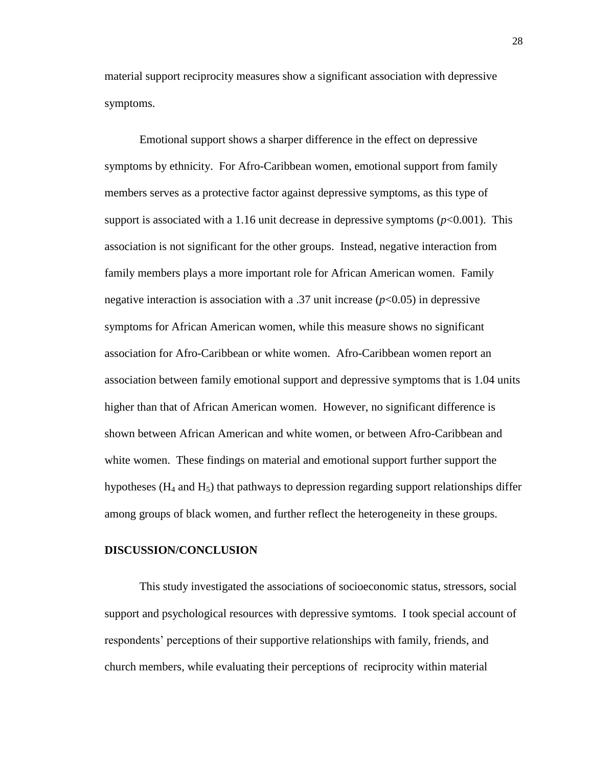material support reciprocity measures show a significant association with depressive symptoms.

Emotional support shows a sharper difference in the effect on depressive symptoms by ethnicity. For Afro-Caribbean women, emotional support from family members serves as a protective factor against depressive symptoms, as this type of support is associated with a 1.16 unit decrease in depressive symptoms ($p$<0.001). This association is not significant for the other groups. Instead, negative interaction from family members plays a more important role for African American women. Family negative interaction is association with a .37 unit increase ($p$<0.05) in depressive symptoms for African American women, while this measure shows no significant association for Afro-Caribbean or white women. Afro-Caribbean women report an association between family emotional support and depressive symptoms that is 1.04 units higher than that of African American women. However, no significant difference is shown between African American and white women, or between Afro-Caribbean and white women. These findings on material and emotional support further support the hypotheses ($H_4$ and $H_5$) that pathways to depression regarding support relationships differ among groups of black women, and further reflect the heterogeneity in these groups.

**DISCUSSION/CONCLUSION**

This study investigated the associations of socioeconomic status, stressors, social support and psychological resources with depressive symtoms. I took special account of respondents' perceptions of their supportive relationships with family, friends, and church members, while evaluating their perceptions of reciprocity within material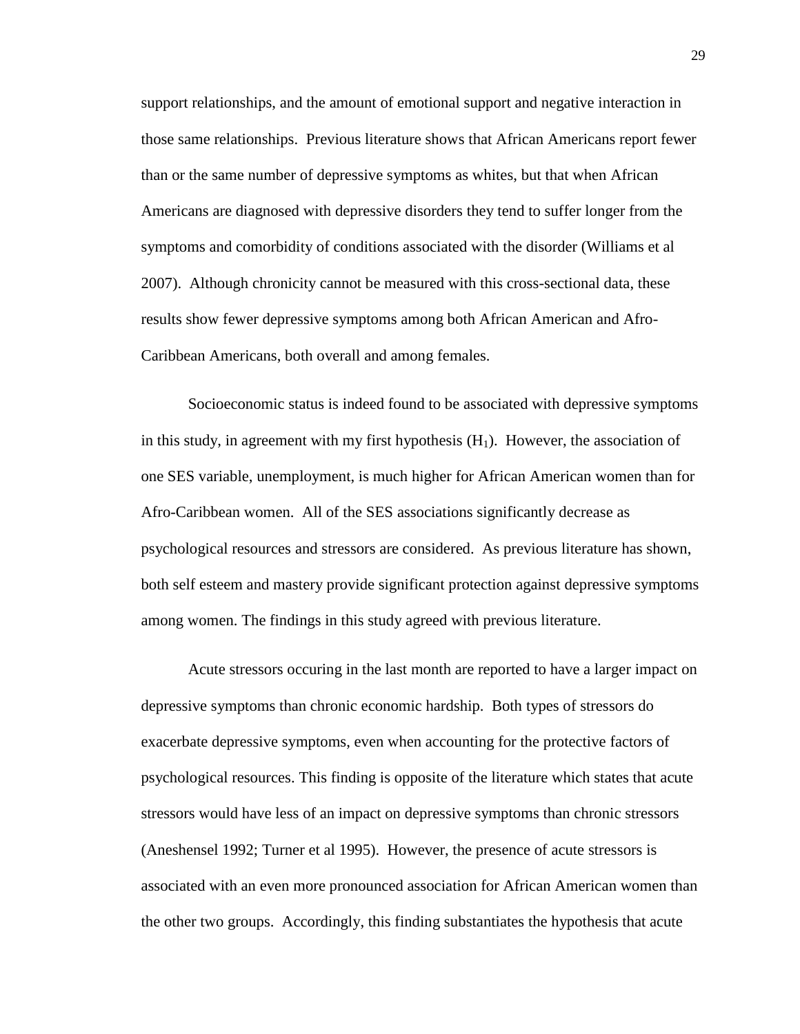support relationships, and the amount of emotional support and negative interaction in those same relationships. Previous literature shows that African Americans report fewer than or the same number of depressive symptoms as whites, but that when African Americans are diagnosed with depressive disorders they tend to suffer longer from the symptoms and comorbidity of conditions associated with the disorder (Williams et al 2007). Although chronicity cannot be measured with this cross-sectional data, these results show fewer depressive symptoms among both African American and Afro-Caribbean Americans, both overall and among females.

Socioeconomic status is indeed found to be associated with depressive symptoms in this study, in agreement with my first hypothesis ($H_1$). However, the association of one SES variable, unemployment, is much higher for African American women than for Afro-Caribbean women. All of the SES associations significantly decrease as psychological resources and stressors are considered. As previous literature has shown, both self esteem and mastery provide significant protection against depressive symptoms among women. The findings in this study agreed with previous literature.

Acute stressors occuring in the last month are reported to have a larger impact on depressive symptoms than chronic economic hardship. Both types of stressors do exacerbate depressive symptoms, even when accounting for the protective factors of psychological resources. This finding is opposite of the literature which states that acute stressors would have less of an impact on depressive symptoms than chronic stressors (Aneshensel 1992; Turner et al 1995). However, the presence of acute stressors is associated with an even more pronounced association for African American women than the other two groups. Accordingly, this finding substantiates the hypothesis that acute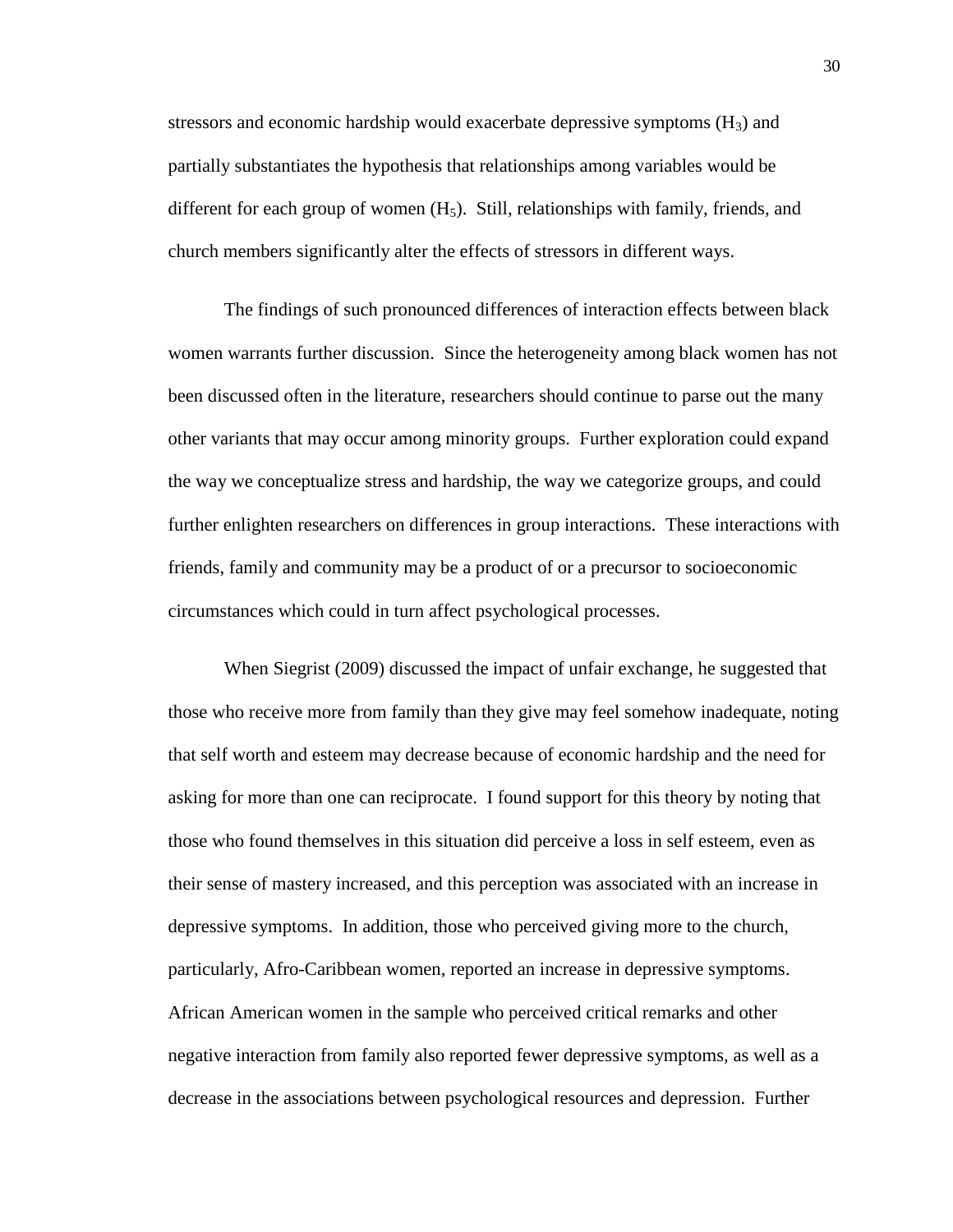stressors and economic hardship would exacerbate depressive symptoms ($H_3$) and partially substantiates the hypothesis that relationships among variables would be different for each group of women ($H_5$). Still, relationships with family, friends, and church members significantly alter the effects of stressors in different ways.

The findings of such pronounced differences of interaction effects between black women warrants further discussion. Since the heterogeneity among black women has not been discussed often in the literature, researchers should continue to parse out the many other variants that may occur among minority groups. Further exploration could expand the way we conceptualize stress and hardship, the way we categorize groups, and could further enlighten researchers on differences in group interactions. These interactions with friends, family and community may be a product of or a precursor to socioeconomic circumstances which could in turn affect psychological processes.

When Siegrist (2009) discussed the impact of unfair exchange, he suggested that those who receive more from family than they give may feel somehow inadequate, noting that self worth and esteem may decrease because of economic hardship and the need for asking for more than one can reciprocate. I found support for this theory by noting that those who found themselves in this situation did perceive a loss in self esteem, even as their sense of mastery increased, and this perception was associated with an increase in depressive symptoms. In addition, those who perceived giving more to the church, particularly, Afro-Caribbean women, reported an increase in depressive symptoms. African American women in the sample who perceived critical remarks and other negative interaction from family also reported fewer depressive symptoms, as well as a decrease in the associations between psychological resources and depression. Further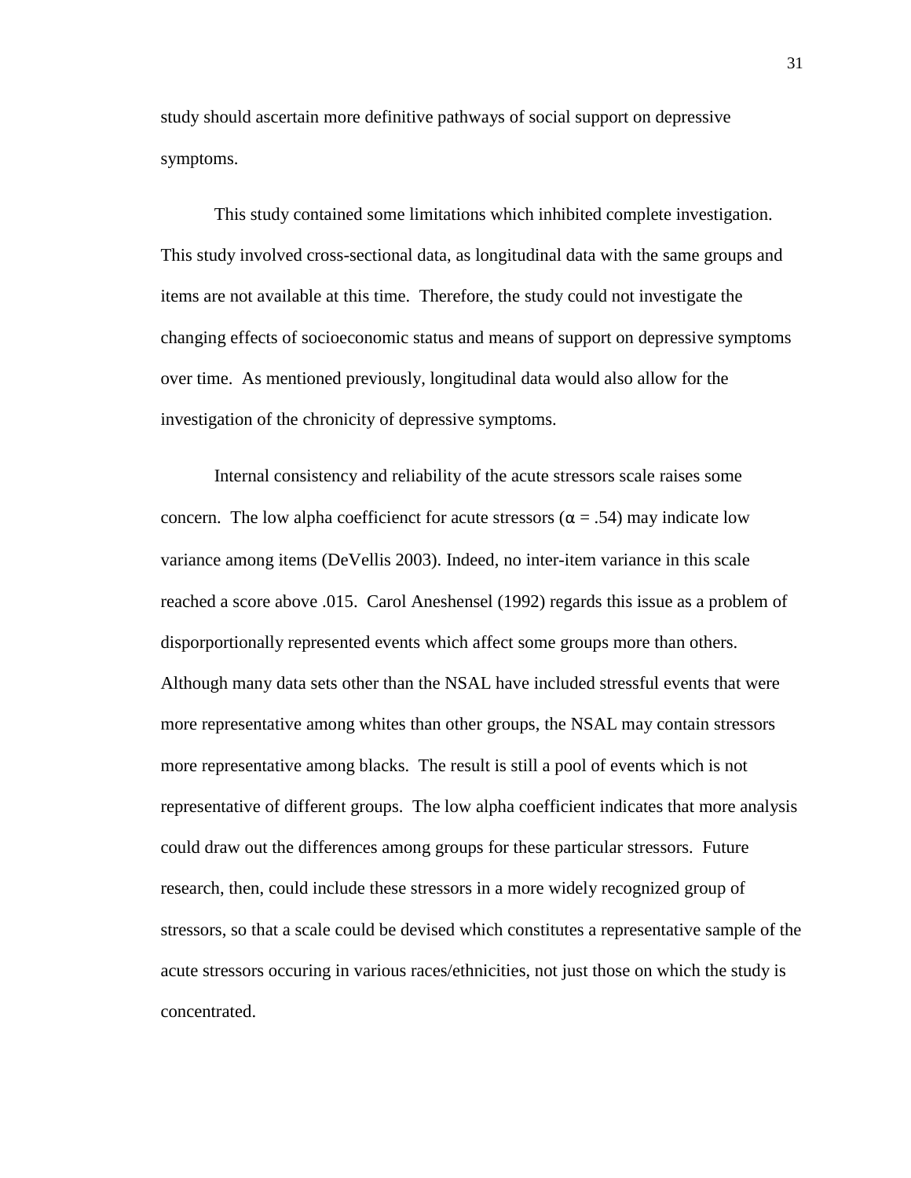study should ascertain more definitive pathways of social support on depressive symptoms.

This study contained some limitations which inhibited complete investigation. This study involved cross-sectional data, as longitudinal data with the same groups and items are not available at this time. Therefore, the study could not investigate the changing effects of socioeconomic status and means of support on depressive symptoms over time. As mentioned previously, longitudinal data would also allow for the investigation of the chronicity of depressive symptoms.

Internal consistency and reliability of the acute stressors scale raises some concern. The low alpha coefficienct for acute stressors ($\alpha = .54$) may indicate low variance among items (DeVellis 2003). Indeed, no inter-item variance in this scale reached a score above .015. Carol Aneshensel (1992) regards this issue as a problem of disporportionally represented events which affect some groups more than others. Although many data sets other than the NSAL have included stressful events that were more representative among whites than other groups, the NSAL may contain stressors more representative among blacks. The result is still a pool of events which is not representative of different groups. The low alpha coefficient indicates that more analysis could draw out the differences among groups for these particular stressors. Future research, then, could include these stressors in a more widely recognized group of stressors, so that a scale could be devised which constitutes a representative sample of the acute stressors occuring in various races/ethnicities, not just those on which the study is concentrated.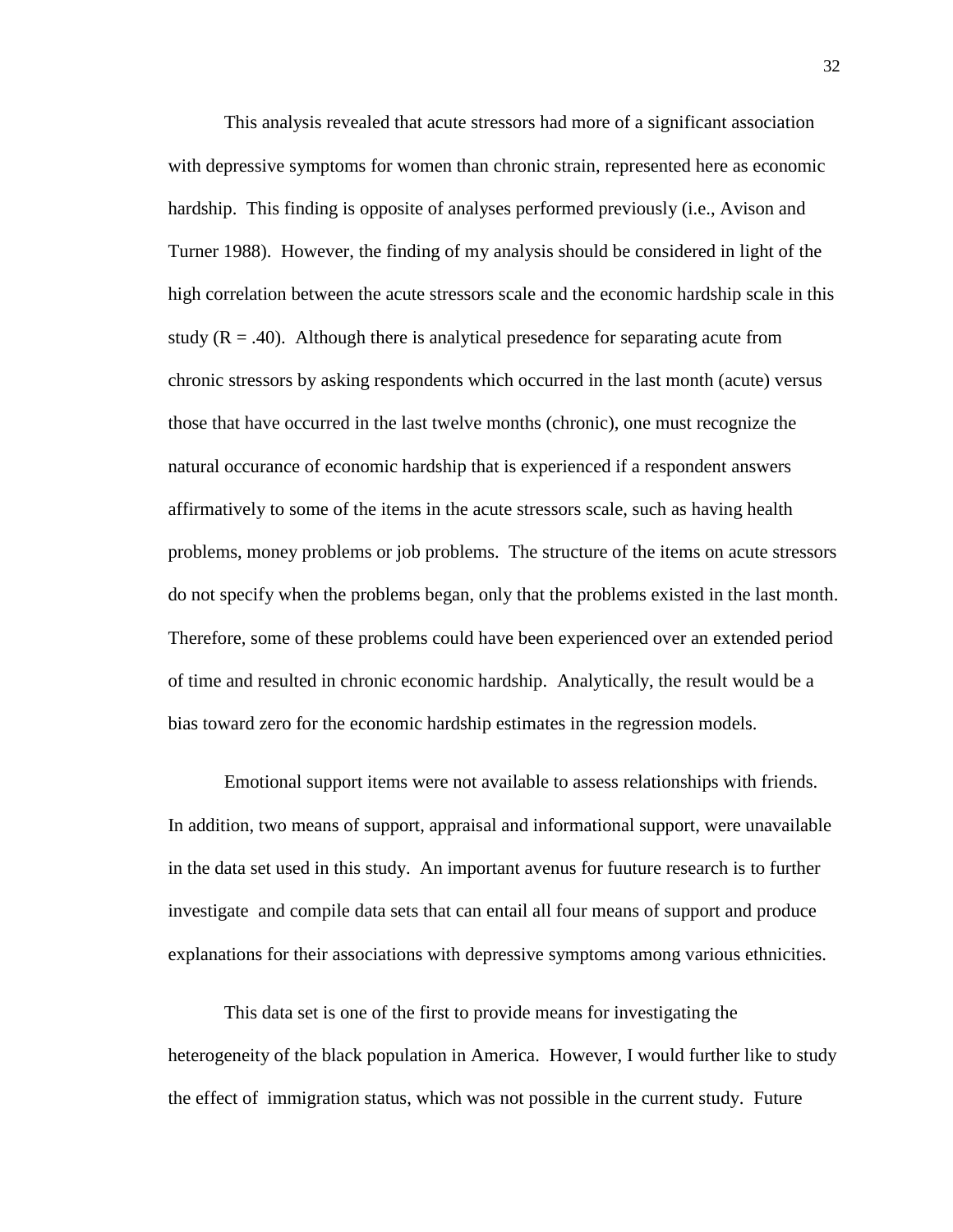This analysis revealed that acute stressors had more of a significant association with depressive symptoms for women than chronic strain, represented here as economic hardship. This finding is opposite of analyses performed previously (i.e., Avison and Turner 1988). However, the finding of my analysis should be considered in light of the high correlation between the acute stressors scale and the economic hardship scale in this study ($R = .40$). Although there is analytical presedence for separating acute from chronic stressors by asking respondents which occurred in the last month (acute) versus those that have occurred in the last twelve months (chronic), one must recognize the natural occurance of economic hardship that is experienced if a respondent answers affirmatively to some of the items in the acute stressors scale, such as having health problems, money problems or job problems. The structure of the items on acute stressors do not specify when the problems began, only that the problems existed in the last month. Therefore, some of these problems could have been experienced over an extended period of time and resulted in chronic economic hardship. Analytically, the result would be a bias toward zero for the economic hardship estimates in the regression models.

Emotional support items were not available to assess relationships with friends. In addition, two means of support, appraisal and informational support, were unavailable in the data set used in this study. An important avenus for fuuture research is to further investigate and compile data sets that can entail all four means of support and produce explanations for their associations with depressive symptoms among various ethnicities.

This data set is one of the first to provide means for investigating the heterogeneity of the black population in America. However, I would further like to study the effect of immigration status, which was not possible in the current study. Future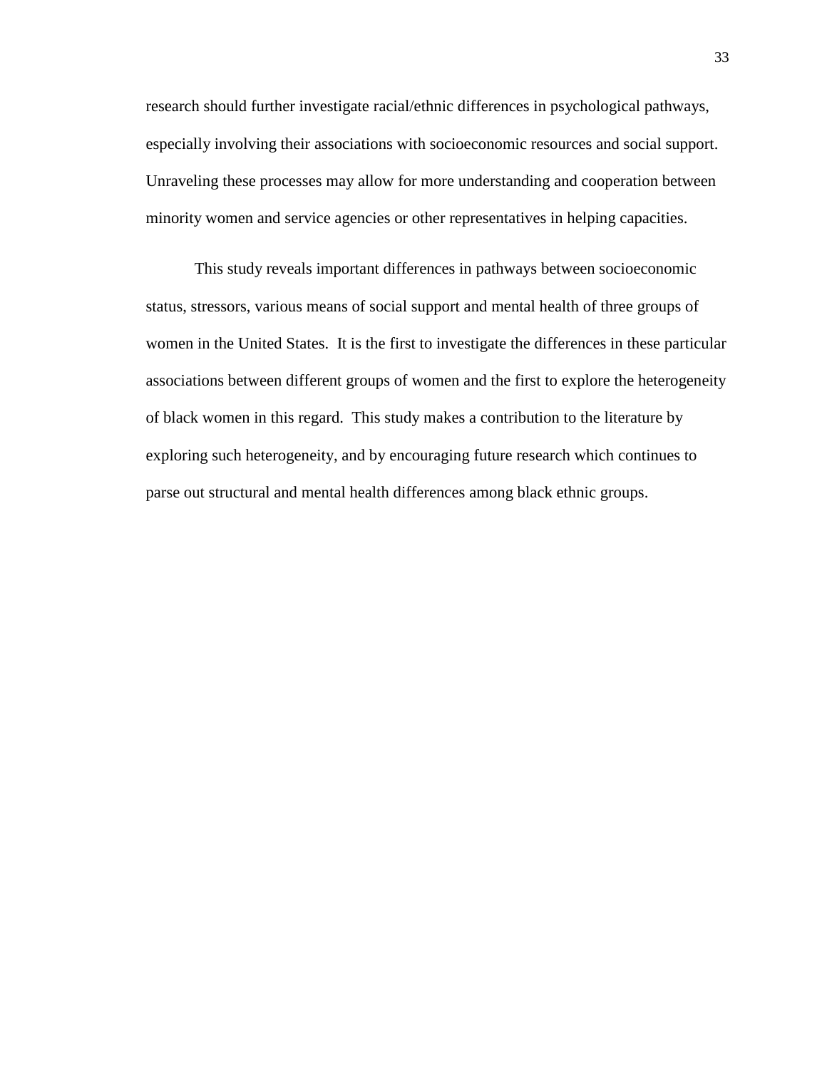research should further investigate racial/ethnic differences in psychological pathways, especially involving their associations with socioeconomic resources and social support. Unraveling these processes may allow for more understanding and cooperation between minority women and service agencies or other representatives in helping capacities.

This study reveals important differences in pathways between socioeconomic status, stressors, various means of social support and mental health of three groups of women in the United States. It is the first to investigate the differences in these particular associations between different groups of women and the first to explore the heterogeneity of black women in this regard. This study makes a contribution to the literature by exploring such heterogeneity, and by encouraging future research which continues to parse out structural and mental health differences among black ethnic groups.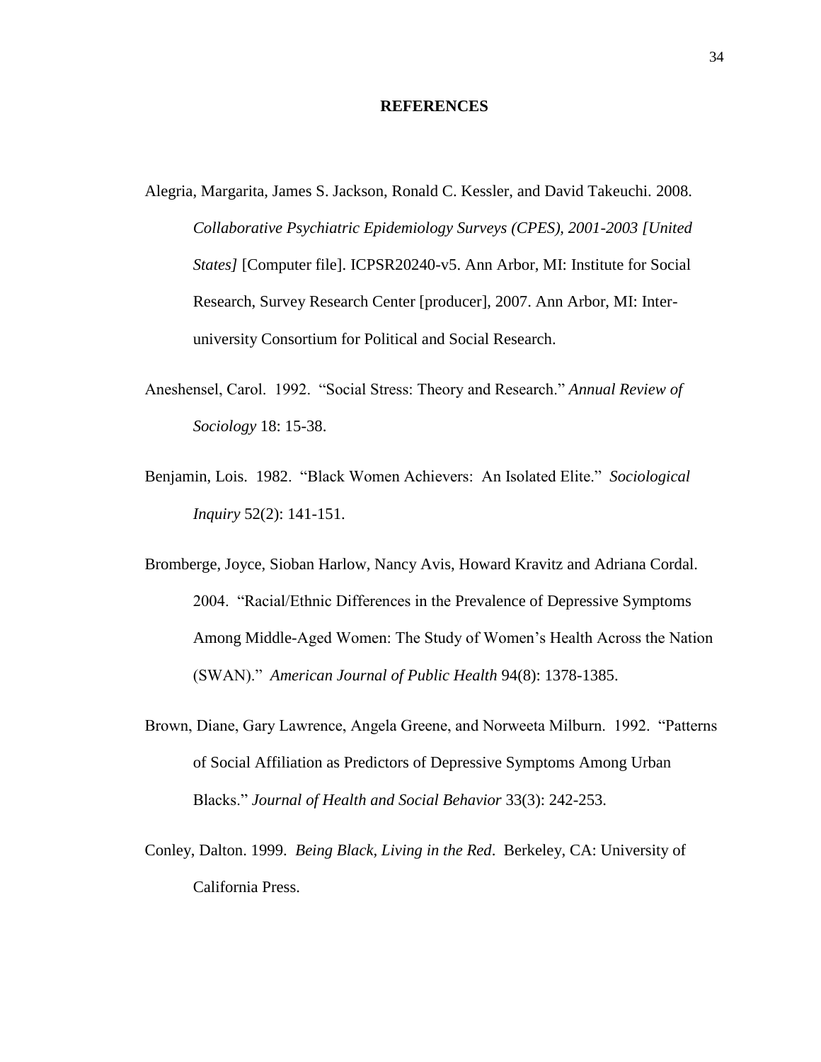## REFERENCES

Alegria, Margarita, James S. Jackson, Ronald C. Kessler, and David Takeuchi. 2008. *Collaborative Psychiatric Epidemiology Surveys (CPES), 2001-2003 [United States]* [Computer file]. ICPSR20240-v5. Ann Arbor, MI: Institute for Social Research, Survey Research Center [producer], 2007. Ann Arbor, MI: Inter-university Consortium for Political and Social Research.

Aneshensel, Carol. 1992. "Social Stress: Theory and Research." *Annual Review of Sociology* 18: 15-38.

Benjamin, Lois. 1982. "Black Women Achievers: An Isolated Elite." *Sociological Inquiry* 52(2): 141-151.

Bromberge, Joyce, Sioban Harlow, Nancy Avis, Howard Kravitz and Adriana Cordal. 2004. "Racial/Ethnic Differences in the Prevalence of Depressive Symptoms Among Middle-Aged Women: The Study of Women's Health Across the Nation (SWAN)." *American Journal of Public Health* 94(8): 1378-1385.

Brown, Diane, Gary Lawrence, Angela Greene, and Norweeta Milburn. 1992. "Patterns of Social Affiliation as Predictors of Depressive Symptoms Among Urban Blacks." *Journal of Health and Social Behavior* 33(3): 242-253.

Conley, Dalton. 1999. *Being Black, Living in the Red*. Berkeley, CA: University of California Press.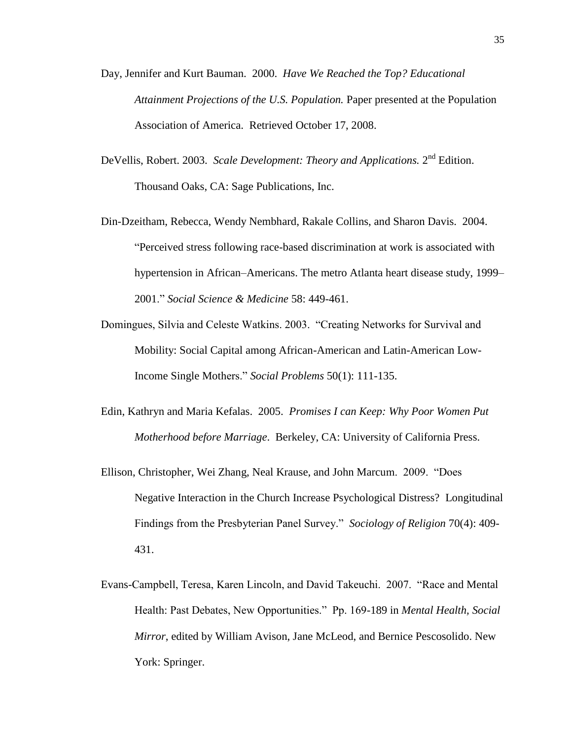Day, Jennifer and Kurt Bauman. 2000. *Have We Reached the Top? Educational Attainment Projections of the U.S. Population.* Paper presented at the Population Association of America. Retrieved October 17, 2008.

DeVellis, Robert. 2003. *Scale Development: Theory and Applications.* 2nd Edition. Thousand Oaks, CA: Sage Publications, Inc.

Din-Dzeitham, Rebecca, Wendy Nembhard, Rakale Collins, and Sharon Davis. 2004. "Perceived stress following race-based discrimination at work is associated with hypertension in African–Americans. The metro Atlanta heart disease study, 1999–2001." *Social Science & Medicine* 58: 449-461.

Domingues, Silvia and Celeste Watkins. 2003. "Creating Networks for Survival and Mobility: Social Capital among African-American and Latin-American Low-Income Single Mothers." *Social Problems* 50(1): 111-135.

Edin, Kathryn and Maria Kefalas. 2005. *Promises I can Keep: Why Poor Women Put Motherhood before Marriage*. Berkeley, CA: University of California Press.

Ellison, Christopher, Wei Zhang, Neal Krause, and John Marcum. 2009. "Does Negative Interaction in the Church Increase Psychological Distress? Longitudinal Findings from the Presbyterian Panel Survey." *Sociology of Religion* 70(4): 409-431.

Evans-Campbell, Teresa, Karen Lincoln, and David Takeuchi. 2007. "Race and Mental Health: Past Debates, New Opportunities." Pp. 169-189 in *Mental Health, Social Mirror*, edited by William Avison, Jane McLeod, and Bernice Pescosolido. New York: Springer.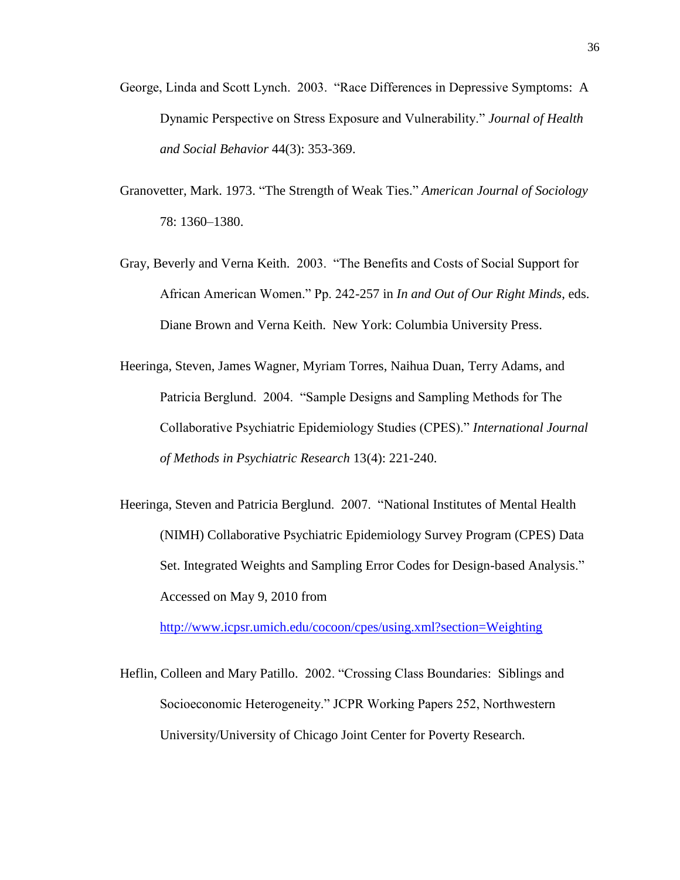George, Linda and Scott Lynch. 2003. "Race Differences in Depressive Symptoms: A Dynamic Perspective on Stress Exposure and Vulnerability." *Journal of Health and Social Behavior* 44(3): 353-369.

Granovetter, Mark. 1973. "The Strength of Weak Ties." *American Journal of Sociology* 78: 1360–1380.

Gray, Beverly and Verna Keith. 2003. "The Benefits and Costs of Social Support for African American Women." Pp. 242-257 in *In and Out of Our Right Minds*, eds. Diane Brown and Verna Keith. New York: Columbia University Press.

Heeringa, Steven, James Wagner, Myriam Torres, Naihua Duan, Terry Adams, and Patricia Berglund. 2004. "Sample Designs and Sampling Methods for The Collaborative Psychiatric Epidemiology Studies (CPES)." *International Journal of Methods in Psychiatric Research* 13(4): 221-240.

Heeringa, Steven and Patricia Berglund. 2007. "National Institutes of Mental Health (NIMH) Collaborative Psychiatric Epidemiology Survey Program (CPES) Data Set. Integrated Weights and Sampling Error Codes for Design-based Analysis." Accessed on May 9, 2010 from http://www.icpsr.umich.edu/cocoon/cpes/using.xml?section=Weighting

Heflin, Colleen and Mary Patillo. 2002. "Crossing Class Boundaries: Siblings and Socioeconomic Heterogeneity." JCPR Working Papers 252, Northwestern University/University of Chicago Joint Center for Poverty Research.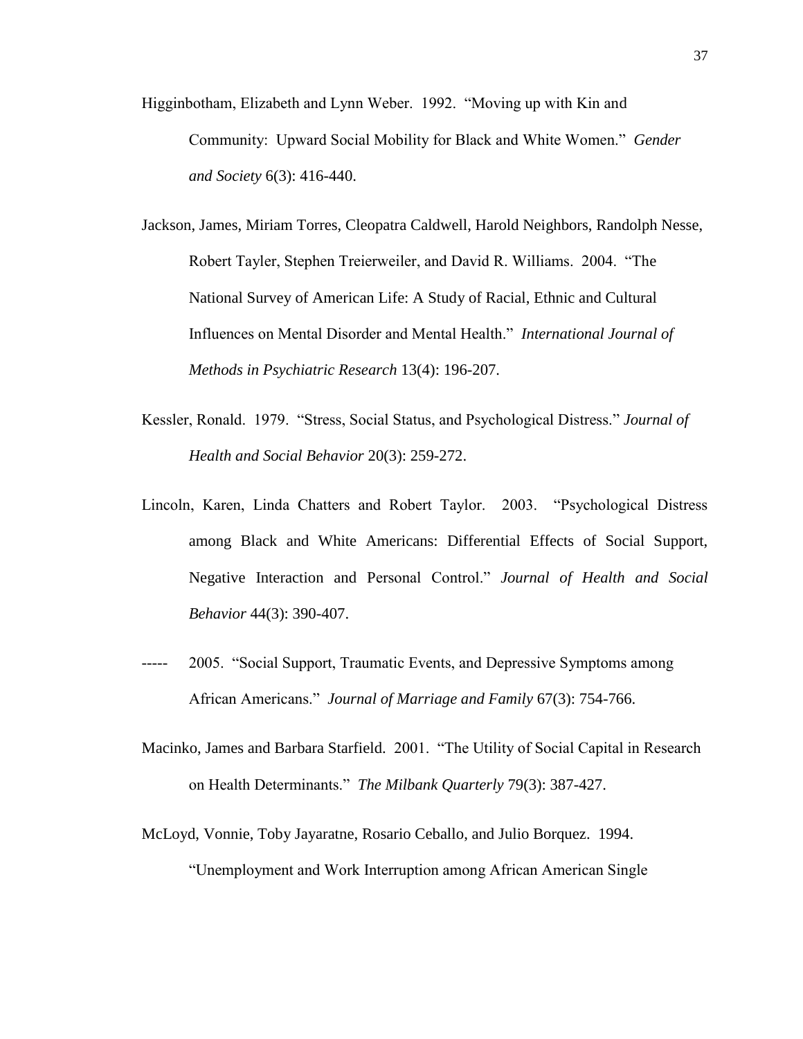Higginbotham, Elizabeth and Lynn Weber. 1992. "Moving up with Kin and Community: Upward Social Mobility for Black and White Women." *Gender and Society* 6(3): 416-440.

Jackson, James, Miriam Torres, Cleopatra Caldwell, Harold Neighbors, Randolph Nesse, Robert Tayler, Stephen Treierweiler, and David R. Williams. 2004. "The National Survey of American Life: A Study of Racial, Ethnic and Cultural Influences on Mental Disorder and Mental Health." *International Journal of Methods in Psychiatric Research* 13(4): 196-207.

Kessler, Ronald. 1979. "Stress, Social Status, and Psychological Distress." *Journal of Health and Social Behavior* 20(3): 259-272.

Lincoln, Karen, Linda Chatters and Robert Taylor. 2003. "Psychological Distress among Black and White Americans: Differential Effects of Social Support, Negative Interaction and Personal Control." *Journal of Health and Social Behavior* 44(3): 390-407.

----- 2005. "Social Support, Traumatic Events, and Depressive Symptoms among African Americans." *Journal of Marriage and Family* 67(3): 754-766.

Macinko, James and Barbara Starfield. 2001. "The Utility of Social Capital in Research on Health Determinants." *The Milbank Quarterly* 79(3): 387-427.

McLoyd, Vonnie, Toby Jayaratne, Rosario Ceballo, and Julio Borquez. 1994. "Unemployment and Work Interruption among African American Single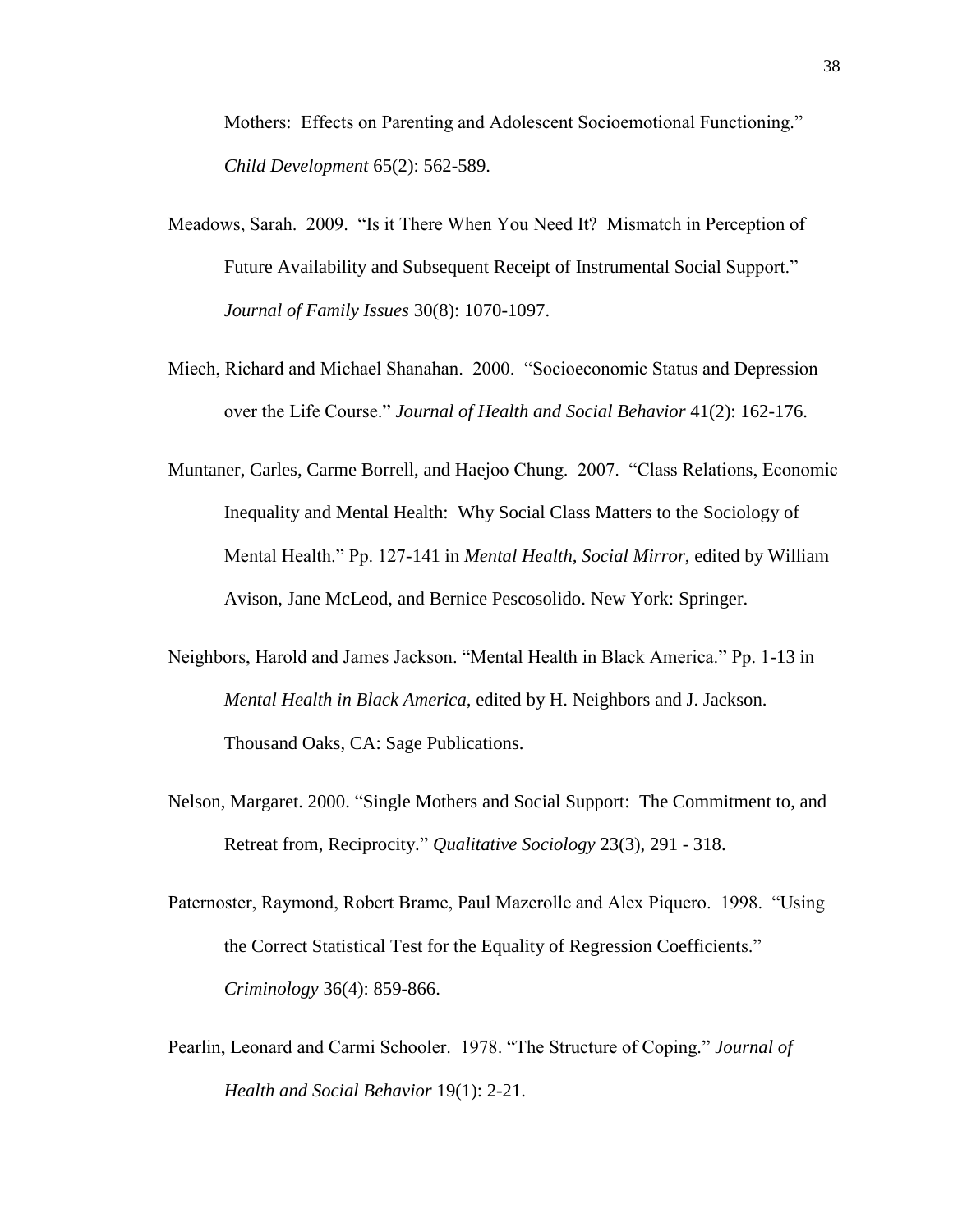Mothers: Effects on Parenting and Adolescent Socioemotional Functioning." *Child Development* 65(2): 562-589.

Meadows, Sarah. 2009. "Is it There When You Need It? Mismatch in Perception of Future Availability and Subsequent Receipt of Instrumental Social Support." *Journal of Family Issues* 30(8): 1070-1097.

Miech, Richard and Michael Shanahan. 2000. "Socioeconomic Status and Depression over the Life Course." *Journal of Health and Social Behavior* 41(2): 162-176.

Muntaner, Carles, Carme Borrell, and Haejoo Chung. 2007. "Class Relations, Economic Inequality and Mental Health: Why Social Class Matters to the Sociology of Mental Health." Pp. 127-141 in *Mental Health, Social Mirror*, edited by William Avison, Jane McLeod, and Bernice Pescosolido. New York: Springer.

Neighbors, Harold and James Jackson. "Mental Health in Black America." Pp. 1-13 in *Mental Health in Black America,* edited by H. Neighbors and J. Jackson. Thousand Oaks, CA: Sage Publications.

Nelson, Margaret. 2000. "Single Mothers and Social Support: The Commitment to, and Retreat from, Reciprocity." *Qualitative Sociology* 23(3), 291 - 318.

Paternoster, Raymond, Robert Brame, Paul Mazerolle and Alex Piquero. 1998. "Using the Correct Statistical Test for the Equality of Regression Coefficients." *Criminology* 36(4): 859-866.

Pearlin, Leonard and Carmi Schooler. 1978. "The Structure of Coping." *Journal of Health and Social Behavior* 19(1): 2-21.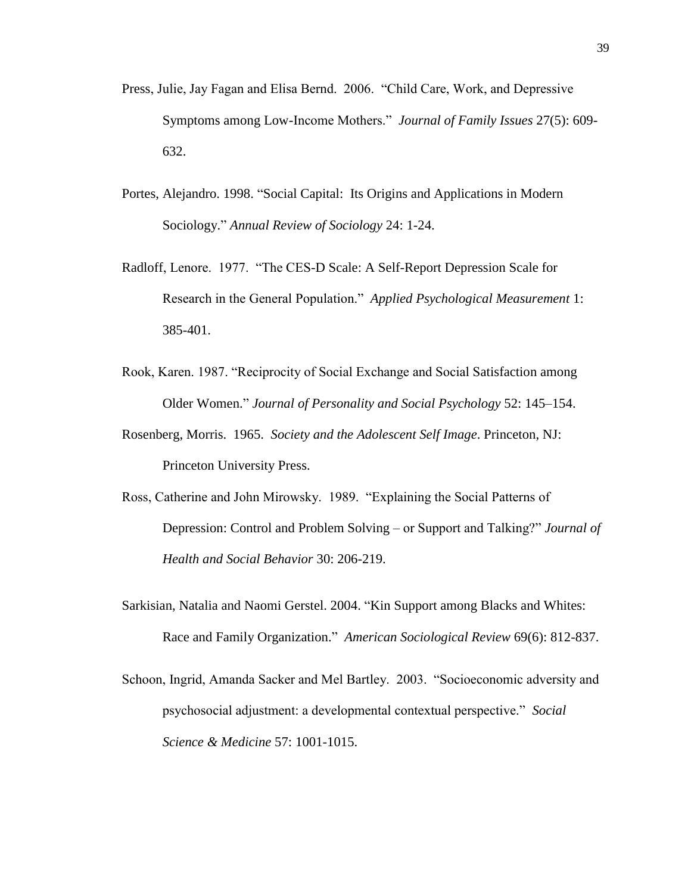Press, Julie, Jay Fagan and Elisa Bernd. 2006. "Child Care, Work, and Depressive Symptoms among Low-Income Mothers." *Journal of Family Issues* 27(5): 609-632.

Portes, Alejandro. 1998. "Social Capital: Its Origins and Applications in Modern Sociology." *Annual Review of Sociology* 24: 1-24.

Radloff, Lenore. 1977. "The CES-D Scale: A Self-Report Depression Scale for Research in the General Population." *Applied Psychological Measurement* 1: 385-401.

Rook, Karen. 1987. "Reciprocity of Social Exchange and Social Satisfaction among Older Women." *Journal of Personality and Social Psychology* 52: 145–154.

Rosenberg, Morris. 1965. *Society and the Adolescent Self Image*. Princeton, NJ: Princeton University Press.

Ross, Catherine and John Mirowsky. 1989. "Explaining the Social Patterns of Depression: Control and Problem Solving – or Support and Talking?" *Journal of Health and Social Behavior* 30: 206-219.

Sarkisian, Natalia and Naomi Gerstel. 2004. "Kin Support among Blacks and Whites: Race and Family Organization." *American Sociological Review* 69(6): 812-837.

Schoon, Ingrid, Amanda Sacker and Mel Bartley. 2003. "Socioeconomic adversity and psychosocial adjustment: a developmental contextual perspective." *Social Science & Medicine* 57: 1001-1015.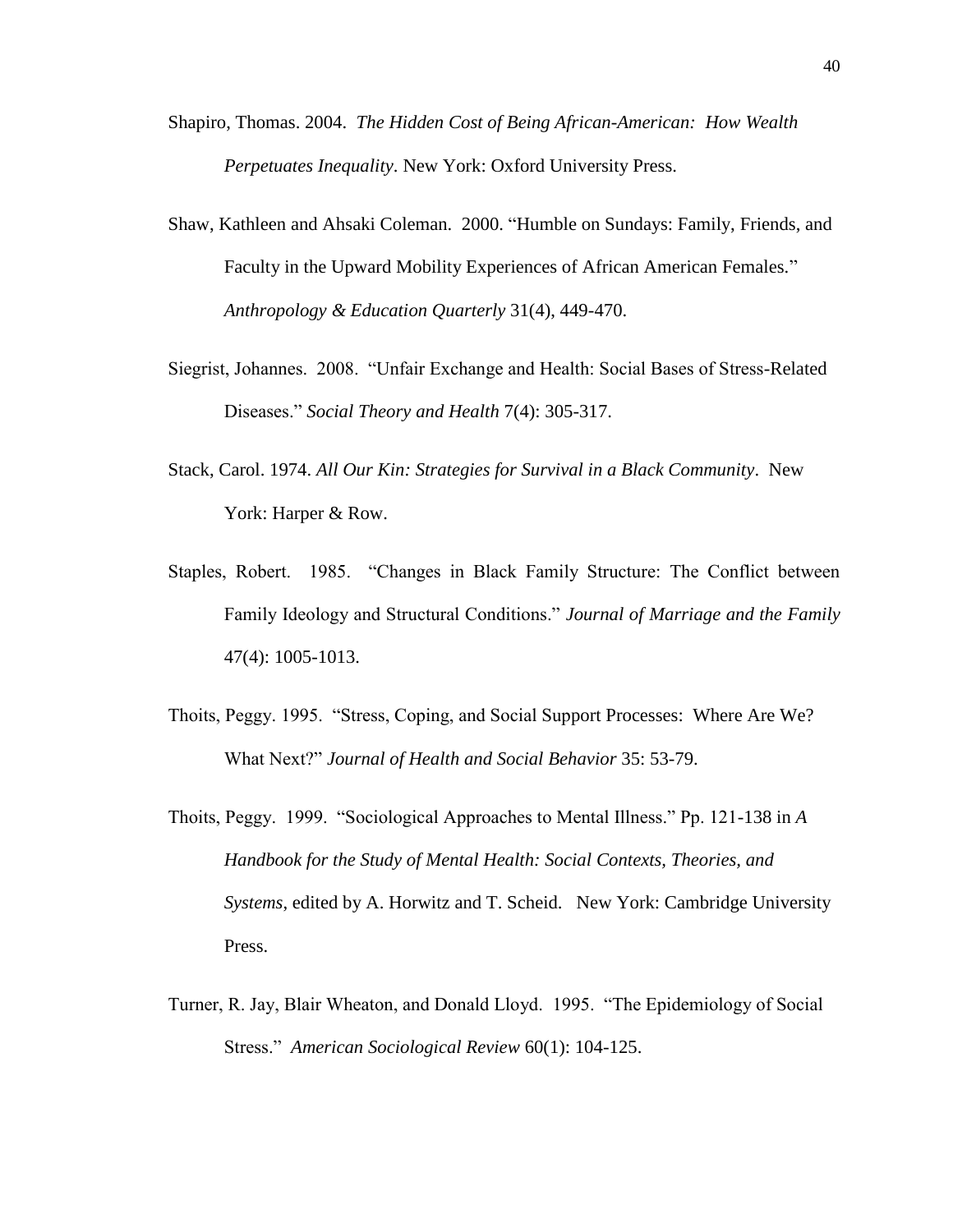Shapiro, Thomas. 2004. *The Hidden Cost of Being African-American: How Wealth Perpetuates Inequality*. New York: Oxford University Press.

Shaw, Kathleen and Ahsaki Coleman. 2000. "Humble on Sundays: Family, Friends, and Faculty in the Upward Mobility Experiences of African American Females." *Anthropology & Education Quarterly* 31(4), 449-470.

Siegrist, Johannes. 2008. "Unfair Exchange and Health: Social Bases of Stress-Related Diseases." *Social Theory and Health* 7(4): 305-317.

Stack, Carol. 1974. *All Our Kin: Strategies for Survival in a Black Community*. New York: Harper & Row.

Staples, Robert. 1985. "Changes in Black Family Structure: The Conflict between Family Ideology and Structural Conditions." *Journal of Marriage and the Family* 47(4): 1005-1013.

Thoits, Peggy. 1995. "Stress, Coping, and Social Support Processes: Where Are We? What Next?" *Journal of Health and Social Behavior* 35: 53-79.

Thoits, Peggy. 1999. "Sociological Approaches to Mental Illness." Pp. 121-138 in *A Handbook for the Study of Mental Health: Social Contexts, Theories, and Systems*, edited by A. Horwitz and T. Scheid. New York: Cambridge University Press.

Turner, R. Jay, Blair Wheaton, and Donald Lloyd. 1995. "The Epidemiology of Social Stress." *American Sociological Review* 60(1): 104-125.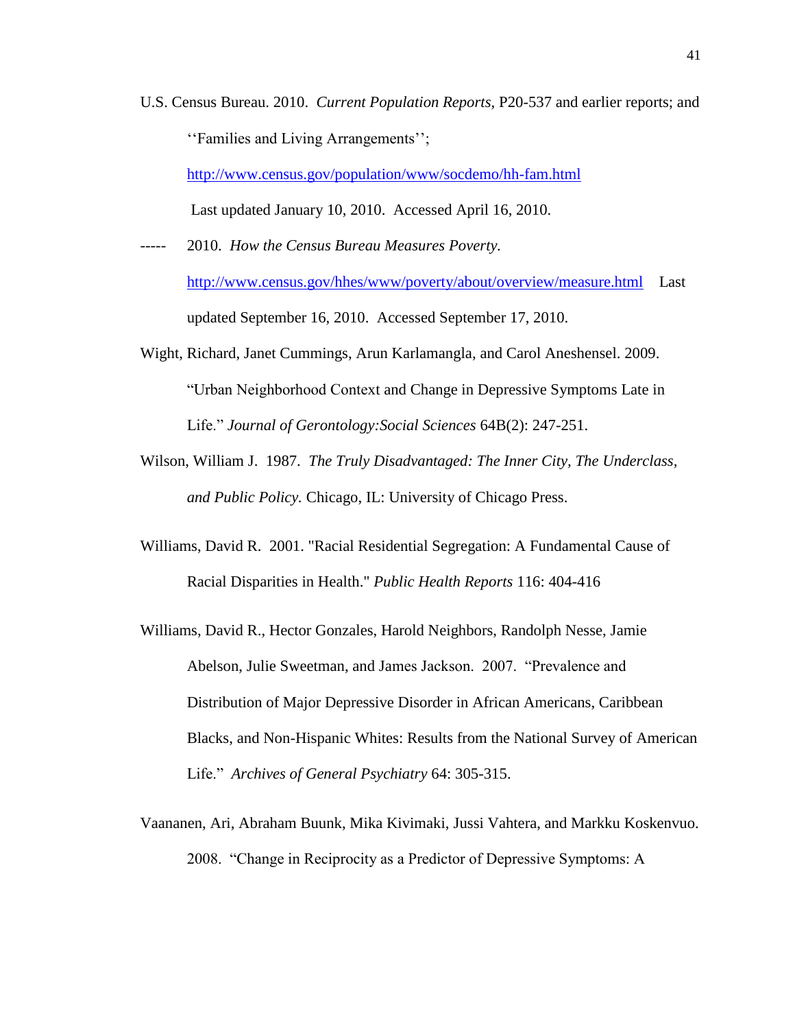U.S. Census Bureau. 2010. *Current Population Reports*, P20-537 and earlier reports; and ''Families and Living Arrangements''; http://www.census.gov/population/www/socdemo/hh-fam.html Last updated January 10, 2010. Accessed April 16, 2010.

----- 2010. *How the Census Bureau Measures Poverty.* http://www.census.gov/hhes/www/poverty/about/overview/measure.html Last updated September 16, 2010. Accessed September 17, 2010.

Wight, Richard, Janet Cummings, Arun Karlamangla, and Carol Aneshensel. 2009. "Urban Neighborhood Context and Change in Depressive Symptoms Late in Life." *Journal of Gerontology:Social Sciences* 64B(2): 247-251.

Wilson, William J. 1987. *The Truly Disadvantaged: The Inner City, The Underclass, and Public Policy.* Chicago, IL: University of Chicago Press.

Williams, David R. 2001. "Racial Residential Segregation: A Fundamental Cause of Racial Disparities in Health." *Public Health Reports* 116: 404-416

Williams, David R., Hector Gonzales, Harold Neighbors, Randolph Nesse, Jamie Abelson, Julie Sweetman, and James Jackson. 2007. "Prevalence and Distribution of Major Depressive Disorder in African Americans, Caribbean Blacks, and Non-Hispanic Whites: Results from the National Survey of American Life." *Archives of General Psychiatry* 64: 305-315.

Vaananen, Ari, Abraham Buunk, Mika Kivimaki, Jussi Vahtera, and Markku Koskenvuo. 2008. "Change in Reciprocity as a Predictor of Depressive Symptoms: A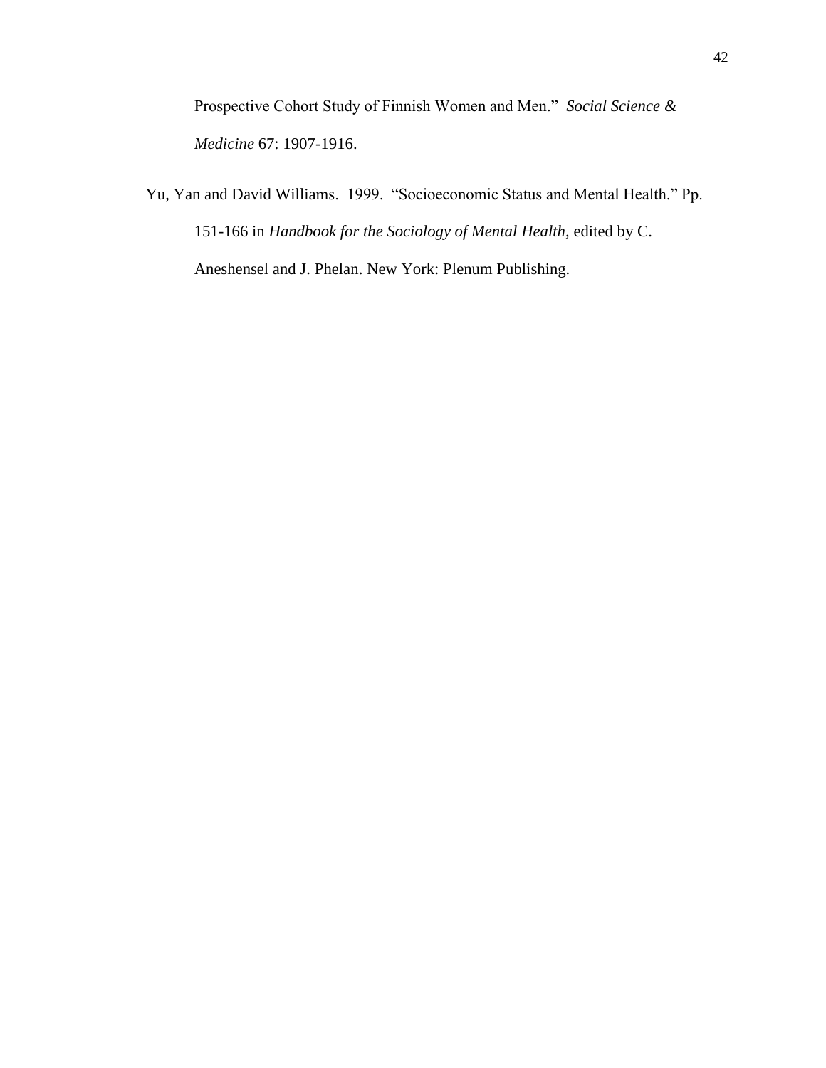Prospective Cohort Study of Finnish Women and Men." *Social Science & Medicine* 67: 1907-1916.

Yu, Yan and David Williams. 1999. "Socioeconomic Status and Mental Health." Pp. 151-166 in *Handbook for the Sociology of Mental Health,* edited by C. Aneshensel and J. Phelan. New York: Plenum Publishing.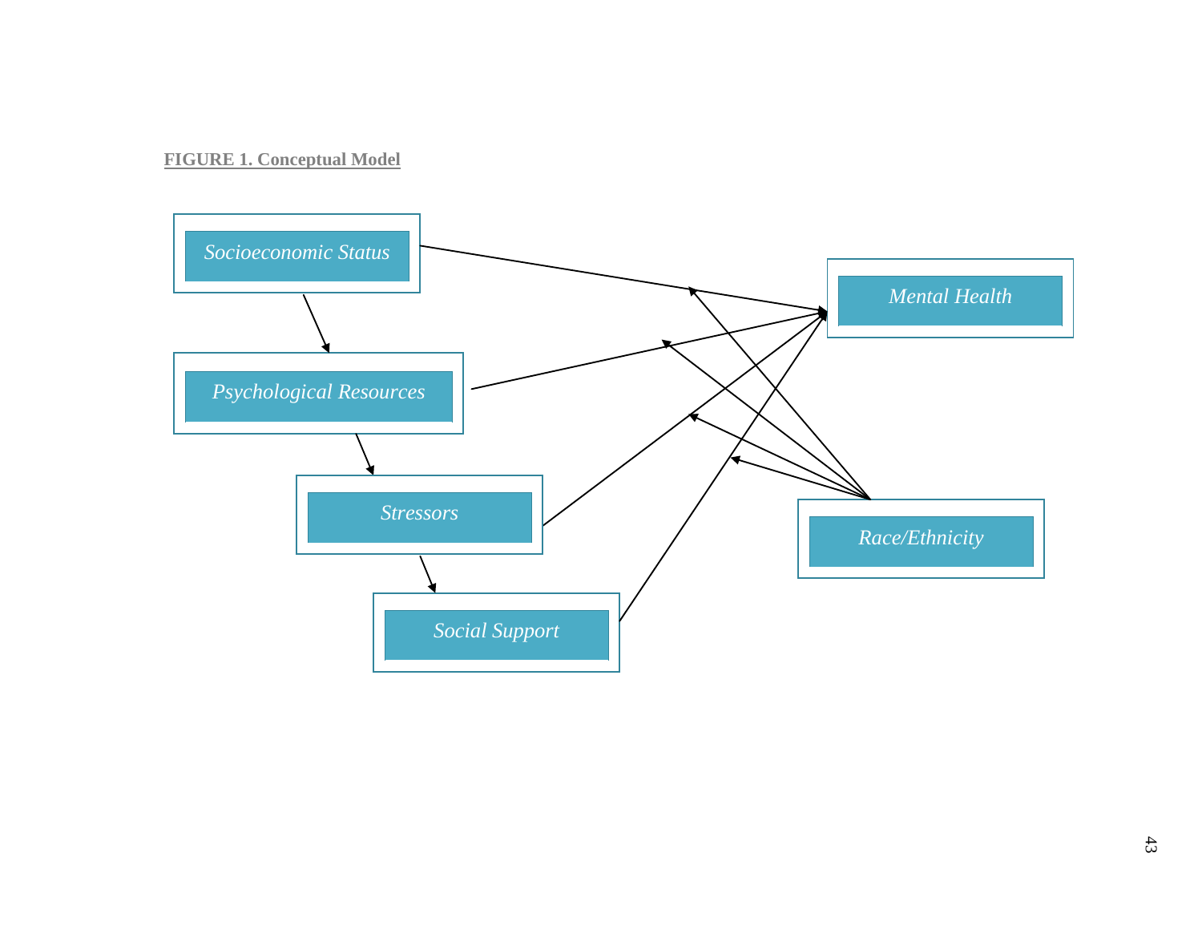**FIGURE 1. Conceptual Model**

Socioeconomic Status

Psychological Resources

Stressors

Social Support

Mental Health

Race/Ethnicity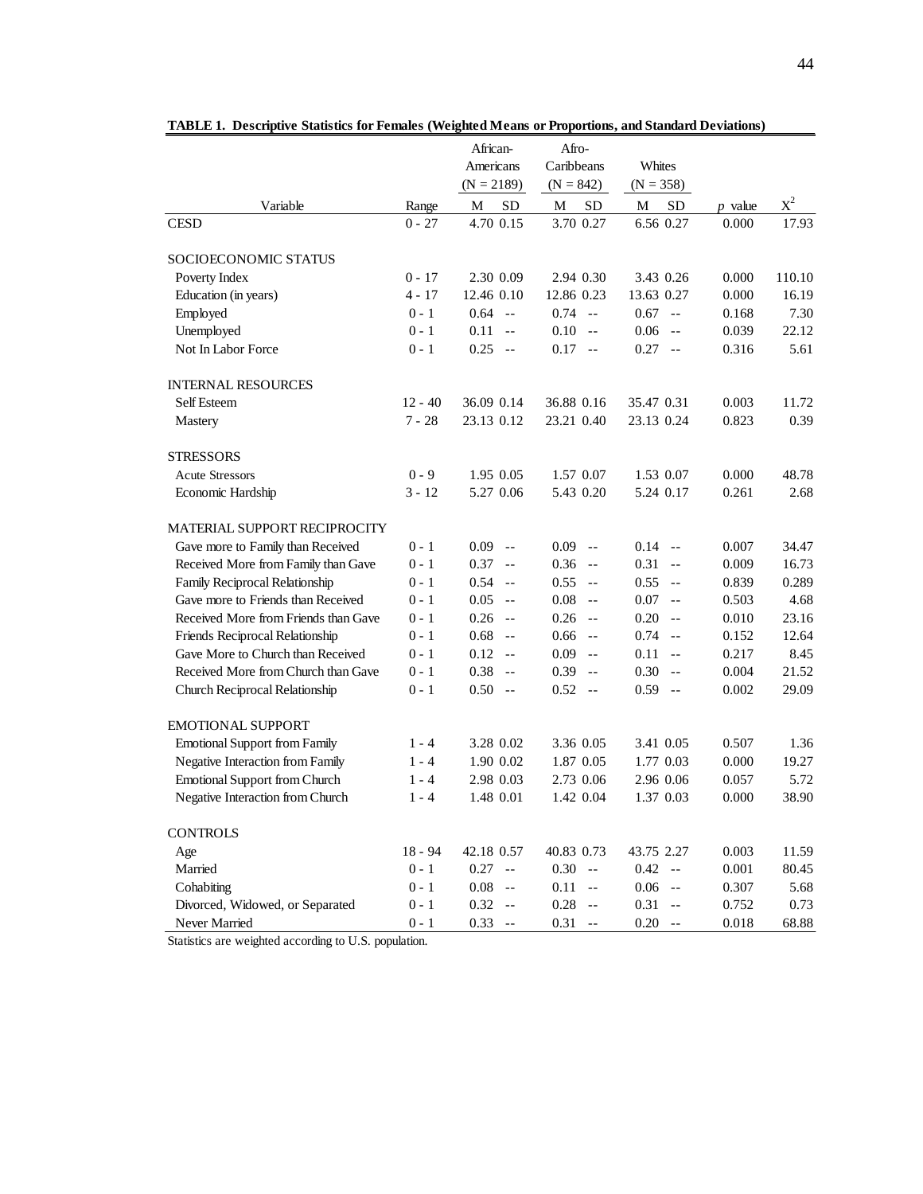**TABLE 1. Descriptive Statistics for Females (Weighted Means or Proportions, and Standard Deviations)**

| Variable | Range | African-Americans (N = 2189) M | SD | Afro-Caribbeans (N = 842) M | SD | Whites (N = 358) M | SD | *p* value | $X^2$ |
|---|---|---|---|---|---|---|---|---|---|
| CESD | 0 - 27 | 4.70 | 0.15 | 3.70 | 0.27 | 6.56 | 0.27 | 0.000 | 17.93 |
| SOCIOECONOMIC STATUS | | | | | | | | | |
| Poverty Index | 0 - 17 | 2.30 | 0.09 | 2.94 | 0.30 | 3.43 | 0.26 | 0.000 | 110.10 |
| Education (in years) | 4 - 17 | 12.46 | 0.10 | 12.86 | 0.23 | 13.63 | 0.27 | 0.000 | 16.19 |
| Employed | 0 - 1 | 0.64 | -- | 0.74 | -- | 0.67 | -- | 0.168 | 7.30 |
| Unemployed | 0 - 1 | 0.11 | -- | 0.10 | -- | 0.06 | -- | 0.039 | 22.12 |
| Not In Labor Force | 0 - 1 | 0.25 | -- | 0.17 | -- | 0.27 | -- | 0.316 | 5.61 |
| INTERNAL RESOURCES | | | | | | | | | |
| Self Esteem | 12 - 40 | 36.09 | 0.14 | 36.88 | 0.16 | 35.47 | 0.31 | 0.003 | 11.72 |
| Mastery | 7 - 28 | 23.13 | 0.12 | 23.21 | 0.40 | 23.13 | 0.24 | 0.823 | 0.39 |
| STRESSORS | | | | | | | | | |
| Acute Stressors | 0 - 9 | 1.95 | 0.05 | 1.57 | 0.07 | 1.53 | 0.07 | 0.000 | 48.78 |
| Economic Hardship | 3 - 12 | 5.27 | 0.06 | 5.43 | 0.20 | 5.24 | 0.17 | 0.261 | 2.68 |
| MATERIAL SUPPORT RECIPROCITY | | | | | | | | | |
| Gave more to Family than Received | 0 - 1 | 0.09 | -- | 0.09 | -- | 0.14 | -- | 0.007 | 34.47 |
| Received More from Family than Gave | 0 - 1 | 0.37 | -- | 0.36 | -- | 0.31 | -- | 0.009 | 16.73 |
| Family Reciprocal Relationship | 0 - 1 | 0.54 | -- | 0.55 | -- | 0.55 | -- | 0.839 | 0.289 |
| Gave more to Friends than Received | 0 - 1 | 0.05 | -- | 0.08 | -- | 0.07 | -- | 0.503 | 4.68 |
| Received More from Friends than Gave | 0 - 1 | 0.26 | -- | 0.26 | -- | 0.20 | -- | 0.010 | 23.16 |
| Friends Reciprocal Relationship | 0 - 1 | 0.68 | -- | 0.66 | -- | 0.74 | -- | 0.152 | 12.64 |
| Gave More to Church than Received | 0 - 1 | 0.12 | -- | 0.09 | -- | 0.11 | -- | 0.217 | 8.45 |
| Received More from Church than Gave | 0 - 1 | 0.38 | -- | 0.39 | -- | 0.30 | -- | 0.004 | 21.52 |
| Church Reciprocal Relationship | 0 - 1 | 0.50 | -- | 0.52 | -- | 0.59 | -- | 0.002 | 29.09 |
| EMOTIONAL SUPPORT | | | | | | | | | |
| Emotional Support from Family | 1 - 4 | 3.28 | 0.02 | 3.36 | 0.05 | 3.41 | 0.05 | 0.507 | 1.36 |
| Negative Interaction from Family | 1 - 4 | 1.90 | 0.02 | 1.87 | 0.05 | 1.77 | 0.03 | 0.000 | 19.27 |
| Emotional Support from Church | 1 - 4 | 2.98 | 0.03 | 2.73 | 0.06 | 2.96 | 0.06 | 0.057 | 5.72 |
| Negative Interaction from Church | 1 - 4 | 1.48 | 0.01 | 1.42 | 0.04 | 1.37 | 0.03 | 0.000 | 38.90 |
| CONTROLS | | | | | | | | | |
| Age | 18 - 94 | 42.18 | 0.57 | 40.83 | 0.73 | 43.75 | 2.27 | 0.003 | 11.59 |
| Married | 0 - 1 | 0.27 | -- | 0.30 | -- | 0.42 | -- | 0.001 | 80.45 |
| Cohabiting | 0 - 1 | 0.08 | -- | 0.11 | -- | 0.06 | -- | 0.307 | 5.68 |
| Divorced, Widowed, or Separated | 0 - 1 | 0.32 | -- | 0.28 | -- | 0.31 | -- | 0.752 | 0.73 |
| Never Married | 0 - 1 | 0.33 | -- | 0.31 | -- | 0.20 | -- | 0.018 | 68.88 |

Statistics are weighted according to U.S. population.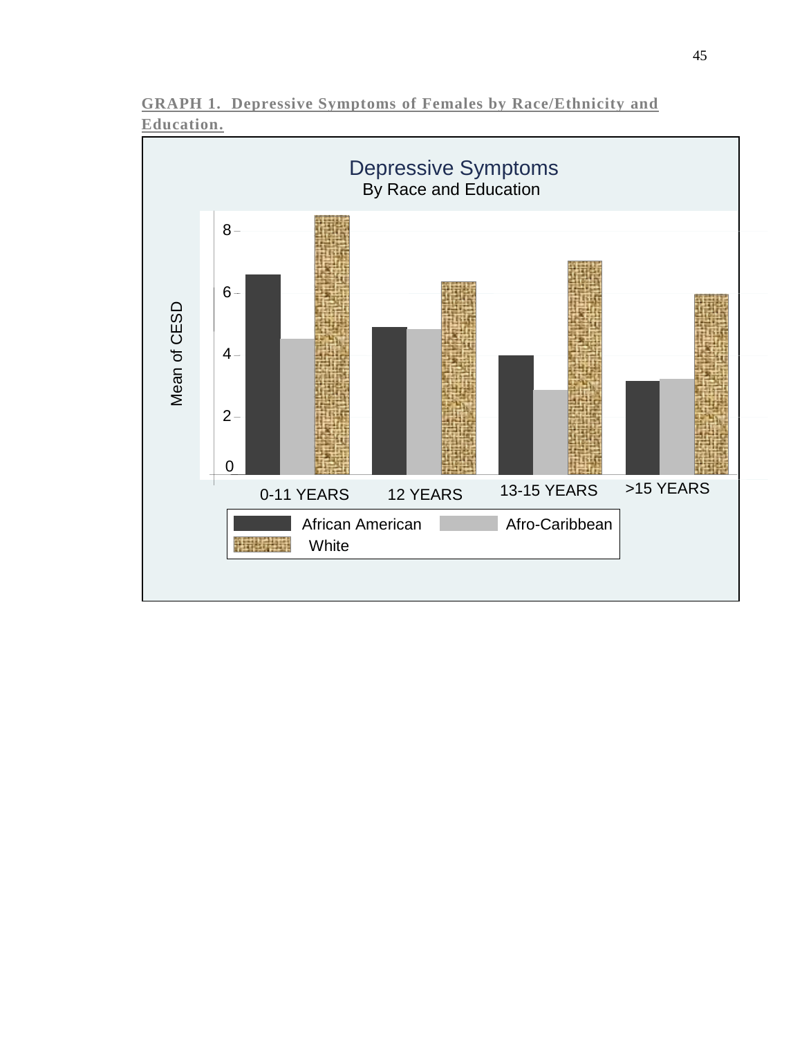**GRAPH 1. Depressive Symptoms of Females by Race/Ethnicity and Education.**

Depressive Symptoms
By Race and Education

Mean of CESD

0-11 YEARS 12 YEARS 13-15 YEARS >15 YEARS

African American Afro-Caribbean White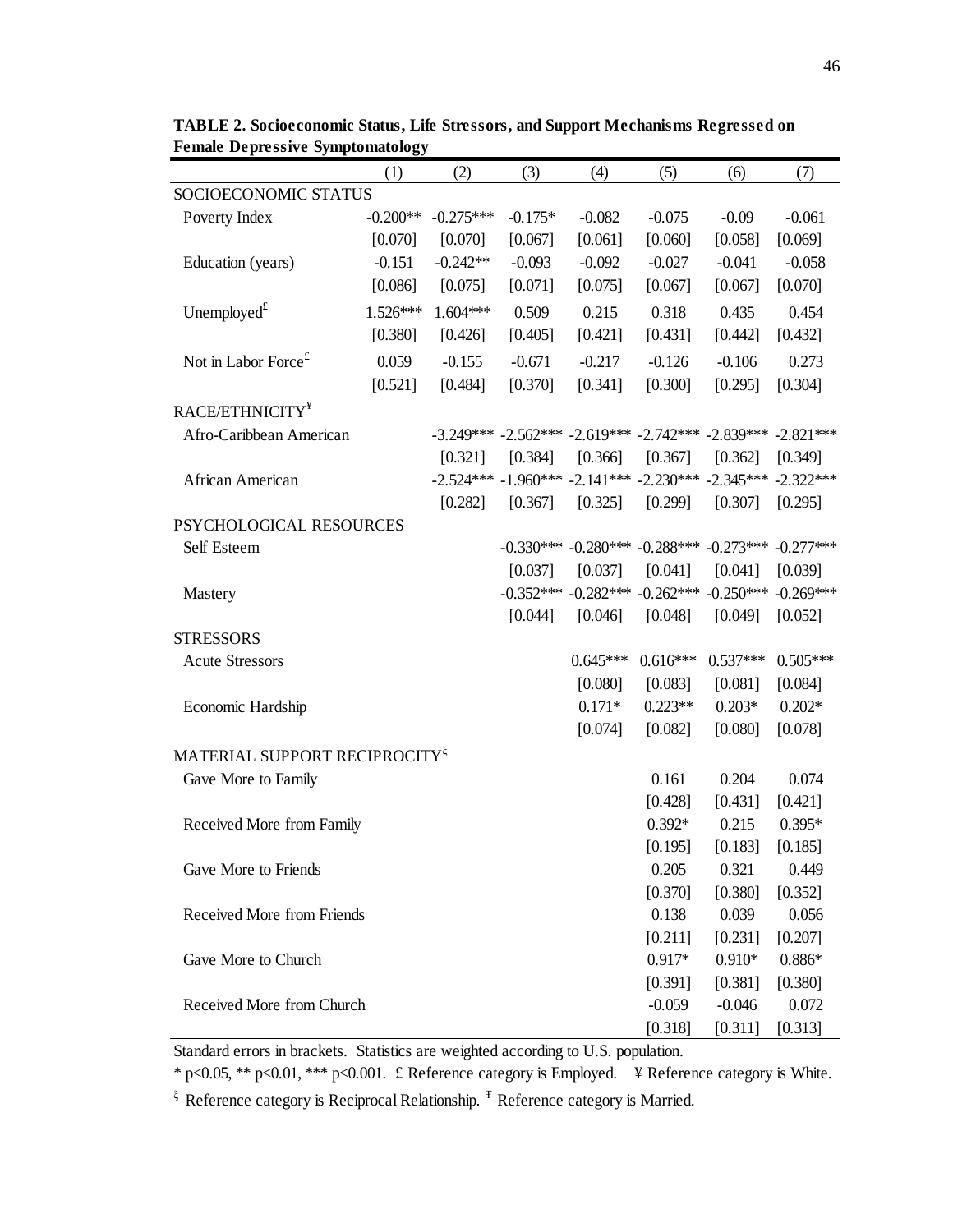**TABLE 2. Socioeconomic Status, Life Stressors, and Support Mechanisms Regressed on Female Depressive Symptomatology**

| | (1) | (2) | (3) | (4) | (5) | (6) | (7) |
|---|---|---|---|---|---|---|---|
| SOCIOECONOMIC STATUS | | | | | | | |
| Poverty Index | -0.200** | -0.275*** | -0.175* | -0.082 | -0.075 | -0.09 | -0.061 |
| | [0.070] | [0.070] | [0.067] | [0.061] | [0.060] | [0.058] | [0.069] |
| Education (years) | -0.151 | -0.242** | -0.093 | -0.092 | -0.027 | -0.041 | -0.058 |
| | [0.086] | [0.075] | [0.071] | [0.075] | [0.067] | [0.067] | [0.070] |
| Unemployed£ | 1.526*** | 1.604*** | 0.509 | 0.215 | 0.318 | 0.435 | 0.454 |
| | [0.380] | [0.426] | [0.405] | [0.421] | [0.431] | [0.442] | [0.432] |
| Not in Labor Force£ | 0.059 | -0.155 | -0.671 | -0.217 | -0.126 | -0.106 | 0.273 |
| | [0.521] | [0.484] | [0.370] | [0.341] | [0.300] | [0.295] | [0.304] |
| RACE/ETHNICITY¥ | | | | | | | |
| Afro-Caribbean American | | -3.249*** | -2.562*** | -2.619*** | -2.742*** | -2.839*** | -2.821*** |
| | | [0.321] | [0.384] | [0.366] | [0.367] | [0.362] | [0.349] |
| African American | | -2.524*** | -1.960*** | -2.141*** | -2.230*** | -2.345*** | -2.322*** |
| | | [0.282] | [0.367] | [0.325] | [0.299] | [0.307] | [0.295] |
| PSYCHOLOGICAL RESOURCES | | | | | | | |
| Self Esteem | | | -0.330*** | -0.280*** | -0.288*** | -0.273*** | -0.277*** |
| | | | [0.037] | [0.037] | [0.041] | [0.041] | [0.039] |
| Mastery | | | -0.352*** | -0.282*** | -0.262*** | -0.250*** | -0.269*** |
| | | | [0.044] | [0.046] | [0.048] | [0.049] | [0.052] |
| STRESSORS | | | | | | | |
| Acute Stressors | | | | 0.645*** | 0.616*** | 0.537*** | 0.505*** |
| | | | | [0.080] | [0.083] | [0.081] | [0.084] |
| Economic Hardship | | | | 0.171* | 0.223** | 0.203* | 0.202* |
| | | | | [0.074] | [0.082] | [0.080] | [0.078] |
| MATERIAL SUPPORT RECIPROCITY$^{\xi}$ | | | | | | | |
| Gave More to Family | | | | | 0.161 | 0.204 | 0.074 |
| | | | | | [0.428] | [0.431] | [0.421] |
| Received More from Family | | | | | 0.392* | 0.215 | 0.395* |
| | | | | | [0.195] | [0.183] | [0.185] |
| Gave More to Friends | | | | | 0.205 | 0.321 | 0.449 |
| | | | | | [0.370] | [0.380] | [0.352] |
| Received More from Friends | | | | | 0.138 | 0.039 | 0.056 |
| | | | | | [0.211] | [0.231] | [0.207] |
| Gave More to Church | | | | | 0.917* | 0.910* | 0.886* |
| | | | | | [0.391] | [0.381] | [0.380] |
| Received More from Church | | | | | -0.059 | -0.046 | 0.072 |
| | | | | | [0.318] | [0.311] | [0.313] |

Standard errors in brackets. Statistics are weighted according to U.S. population.

* p<0.05, ** p<0.01, *** p<0.001. £ Reference category is Employed. ¥ Reference category is White.

$^{\xi}$ Reference category is Reciprocal Relationship. Ŧ Reference category is Married.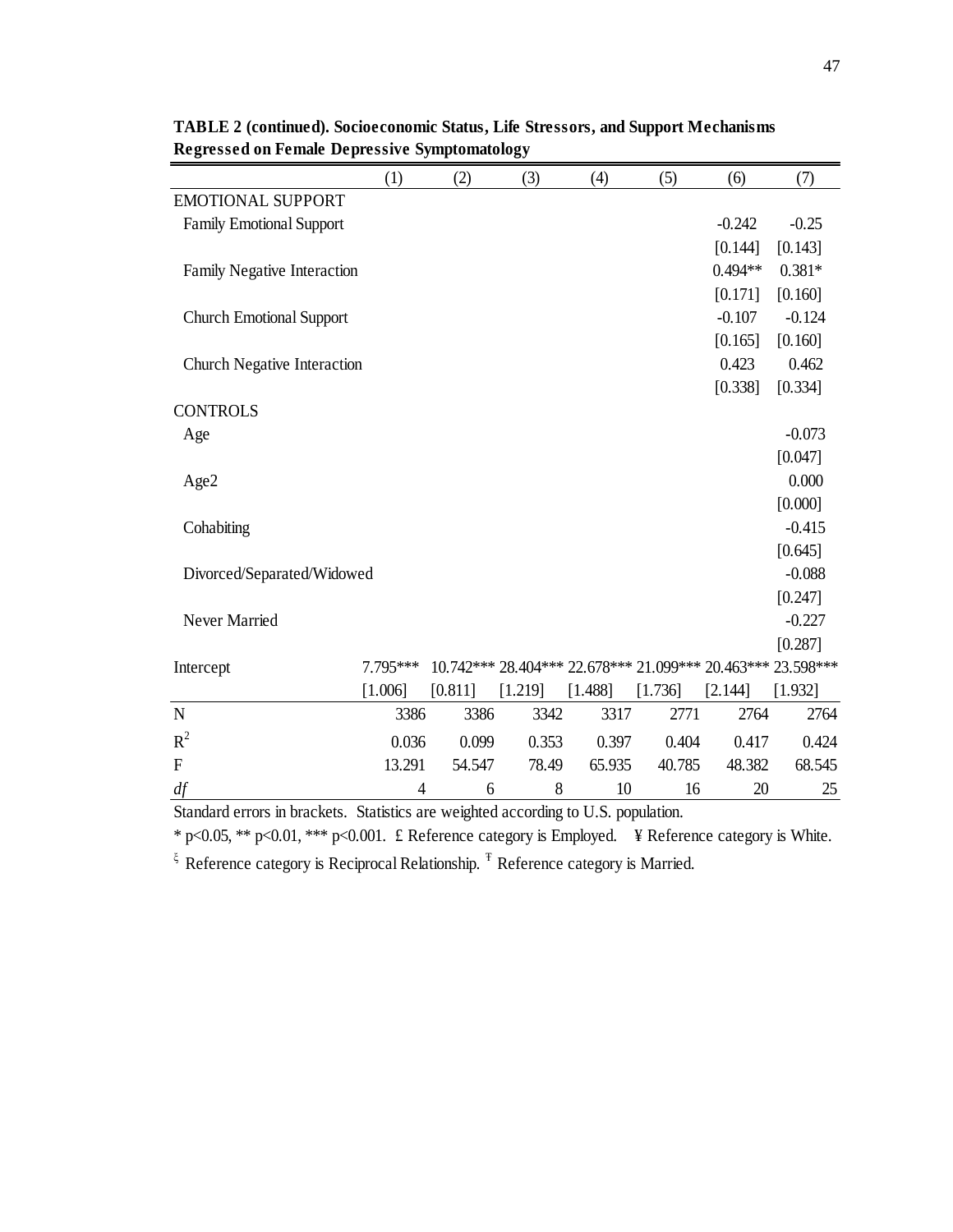**TABLE 2 (continued). Socioeconomic Status, Life Stressors, and Support Mechanisms Regressed on Female Depressive Symptomatology**

| | (1) | (2) | (3) | (4) | (5) | (6) | (7) |
|---|---|---|---|---|---|---|---|
| EMOTIONAL SUPPORT | | | | | | | |
| Family Emotional Support | | | | | | -0.242 | -0.25 |
| | | | | | | [0.144] | [0.143] |
| Family Negative Interaction | | | | | | 0.494** | 0.381* |
| | | | | | | [0.171] | [0.160] |
| Church Emotional Support | | | | | | -0.107 | -0.124 |
| | | | | | | [0.165] | [0.160] |
| Church Negative Interaction | | | | | | 0.423 | 0.462 |
| | | | | | | [0.338] | [0.334] |
| CONTROLS | | | | | | | |
| Age | | | | | | | -0.073 |
| | | | | | | | [0.047] |
| Age2 | | | | | | | 0.000 |
| | | | | | | | [0.000] |
| Cohabiting | | | | | | | -0.415 |
| | | | | | | | [0.645] |
| Divorced/Separated/Widowed | | | | | | | -0.088 |
| | | | | | | | [0.247] |
| Never Married | | | | | | | -0.227 |
| | | | | | | | [0.287] |
| Intercept | 7.795*** | 10.742*** | 28.404*** | 22.678*** | 21.099*** | 20.463*** | 23.598*** |
| | [1.006] | [0.811] | [1.219] | [1.488] | [1.736] | [2.144] | [1.932] |
| N | 3386 | 3386 | 3342 | 3317 | 2771 | 2764 | 2764 |
| $R^2$ | 0.036 | 0.099 | 0.353 | 0.397 | 0.404 | 0.417 | 0.424 |
| F | 13.291 | 54.547 | 78.49 | 65.935 | 40.785 | 48.382 | 68.545 |
| *df* | 4 | 6 | 8 | 10 | 16 | 20 | 25 |

Standard errors in brackets. Statistics are weighted according to U.S. population.

* p<0.05, ** p<0.01, *** p<0.001. £ Reference category is Employed. ¥ Reference category is White.

ξ Reference category is Reciprocal Relationship. ₮ Reference category is Married.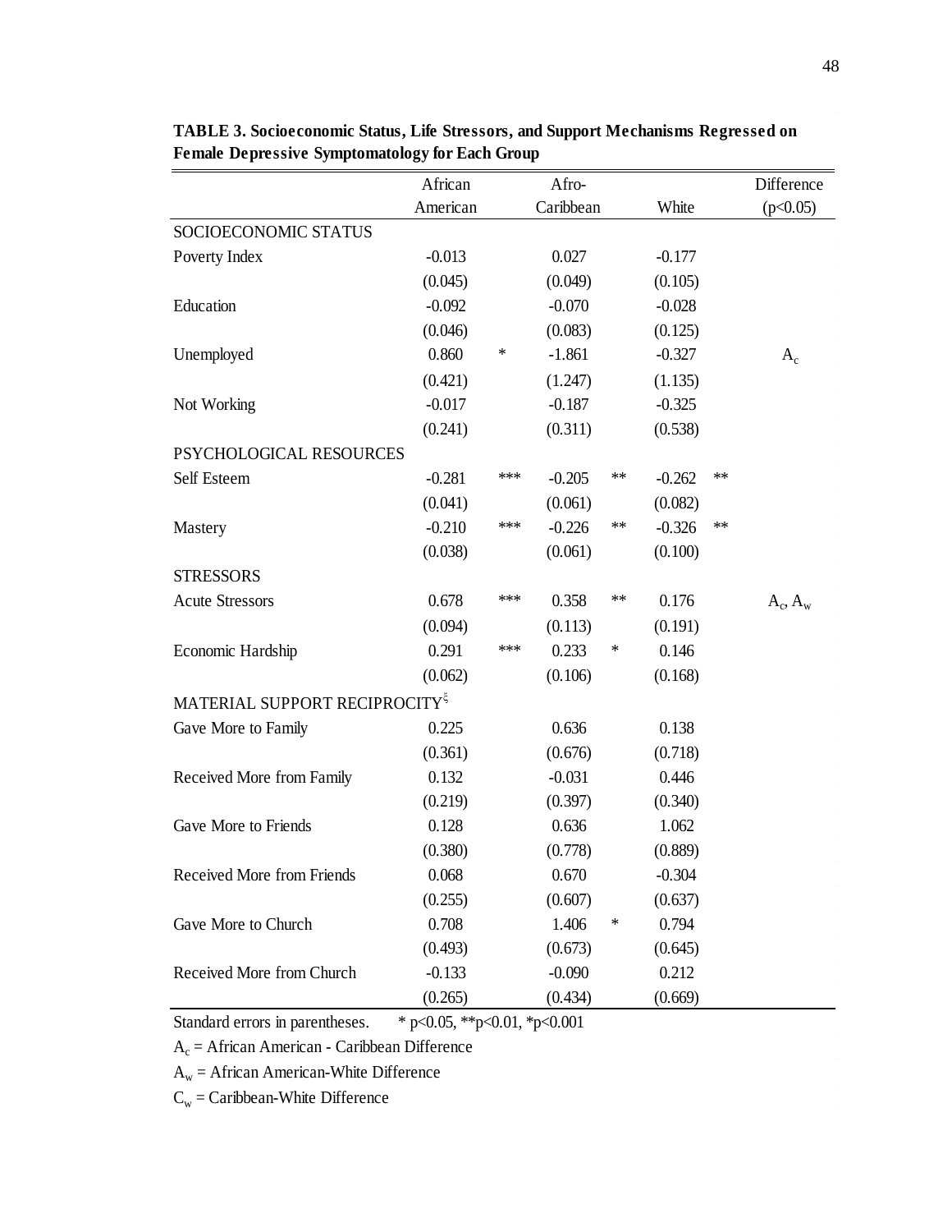**TABLE 3. Socioeconomic Status, Life Stressors, and Support Mechanisms Regressed on Female Depressive Symptomatology for Each Group**

| | African American | | Afro-Caribbean | | White | | Difference ($p<0.05$) |
|---|---|---|---|---|---|---|---|
| SOCIOECONOMIC STATUS | | | | | | | |
| Poverty Index | -0.013 | | 0.027 | | -0.177 | | |
| | (0.045) | | (0.049) | | (0.105) | | |
| Education | -0.092 | | -0.070 | | -0.028 | | |
| | (0.046) | | (0.083) | | (0.125) | | |
| Unemployed | 0.860 | * | -1.861 | | -0.327 | | $A_c$ |
| | (0.421) | | (1.247) | | (1.135) | | |
| Not Working | -0.017 | | -0.187 | | -0.325 | | |
| | (0.241) | | (0.311) | | (0.538) | | |
| PSYCHOLOGICAL RESOURCES | | | | | | | |
| Self Esteem | -0.281 | *** | -0.205 | ** | -0.262 | ** | |
| | (0.041) | | (0.061) | | (0.082) | | |
| Mastery | -0.210 | *** | -0.226 | ** | -0.326 | ** | |
| | (0.038) | | (0.061) | | (0.100) | | |
| STRESSORS | | | | | | | |
| Acute Stressors | 0.678 | *** | 0.358 | ** | 0.176 | | $A_c$, $A_w$ |
| | (0.094) | | (0.113) | | (0.191) | | |
| Economic Hardship | 0.291 | *** | 0.233 | * | 0.146 | | |
| | (0.062) | | (0.106) | | (0.168) | | |
| MATERIAL SUPPORT RECIPROCITY$^{\xi}$ | | | | | | | |
| Gave More to Family | 0.225 | | 0.636 | | 0.138 | | |
| | (0.361) | | (0.676) | | (0.718) | | |
| Received More from Family | 0.132 | | -0.031 | | 0.446 | | |
| | (0.219) | | (0.397) | | (0.340) | | |
| Gave More to Friends | 0.128 | | 0.636 | | 1.062 | | |
| | (0.380) | | (0.778) | | (0.889) | | |
| Received More from Friends | 0.068 | | 0.670 | | -0.304 | | |
| | (0.255) | | (0.607) | | (0.637) | | |
| Gave More to Church | 0.708 | | 1.406 | * | 0.794 | | |
| | (0.493) | | (0.673) | | (0.645) | | |
| Received More from Church | -0.133 | | -0.090 | | 0.212 | | |
| | (0.265) | | (0.434) | | (0.669) | | |

Standard errors in parentheses. * p<0.05, **p<0.01, *p<0.001

$A_c$ = African American - Caribbean Difference

$A_w$ = African American-White Difference

$C_w$ = Caribbean-White Difference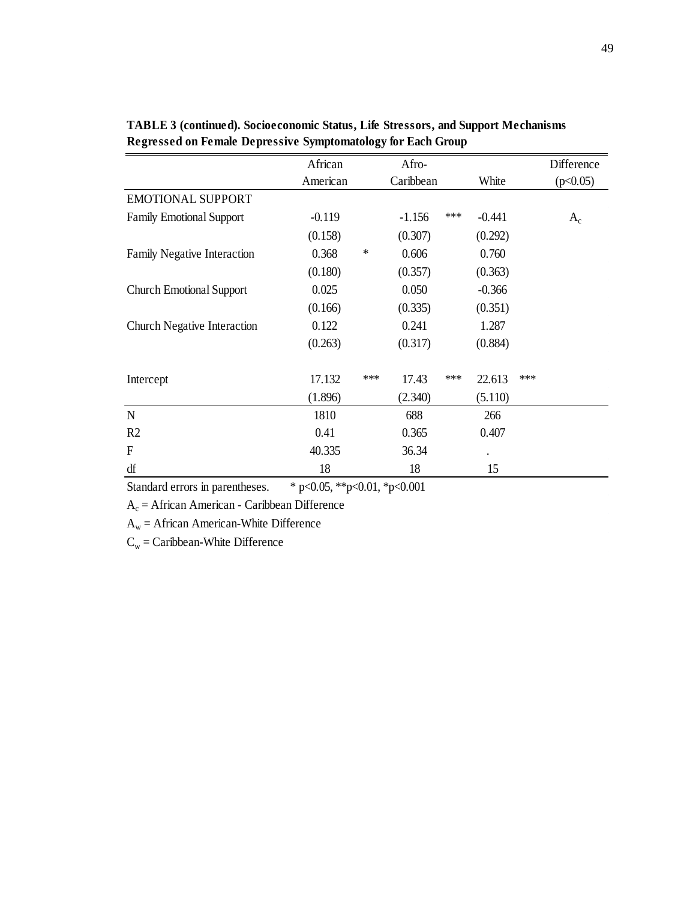**TABLE 3 (continued). Socioeconomic Status, Life Stressors, and Support Mechanisms Regressed on Female Depressive Symptomatology for Each Group**

| | African American | | Afro-Caribbean | | White | | Difference (p<0.05) |
|---|---|---|---|---|---|---|---|
| EMOTIONAL SUPPORT | | | | | | | |
| Family Emotional Support | -0.119 | | -1.156 | *** | -0.441 | | $A_c$ |
| | (0.158) | | (0.307) | | (0.292) | | |
| Family Negative Interaction | 0.368 | * | 0.606 | | 0.760 | | |
| | (0.180) | | (0.357) | | (0.363) | | |
| Church Emotional Support | 0.025 | | 0.050 | | -0.366 | | |
| | (0.166) | | (0.335) | | (0.351) | | |
| Church Negative Interaction | 0.122 | | 0.241 | | 1.287 | | |
| | (0.263) | | (0.317) | | (0.884) | | |
| Intercept | 17.132 | *** | 17.43 | *** | 22.613 | *** | |
| | (1.896) | | (2.340) | | (5.110) | | |
| N | 1810 | | 688 | | 266 | | |
| R2 | 0.41 | | 0.365 | | 0.407 | | |
| F | 40.335 | | 36.34 | | . | | |
| df | 18 | | 18 | | 15 | | |

Standard errors in parentheses. * p<0.05, **p<0.01, *p<0.001

$A_c$ = African American - Caribbean Difference

$A_w$ = African American-White Difference

$C_w$ = Caribbean-White Difference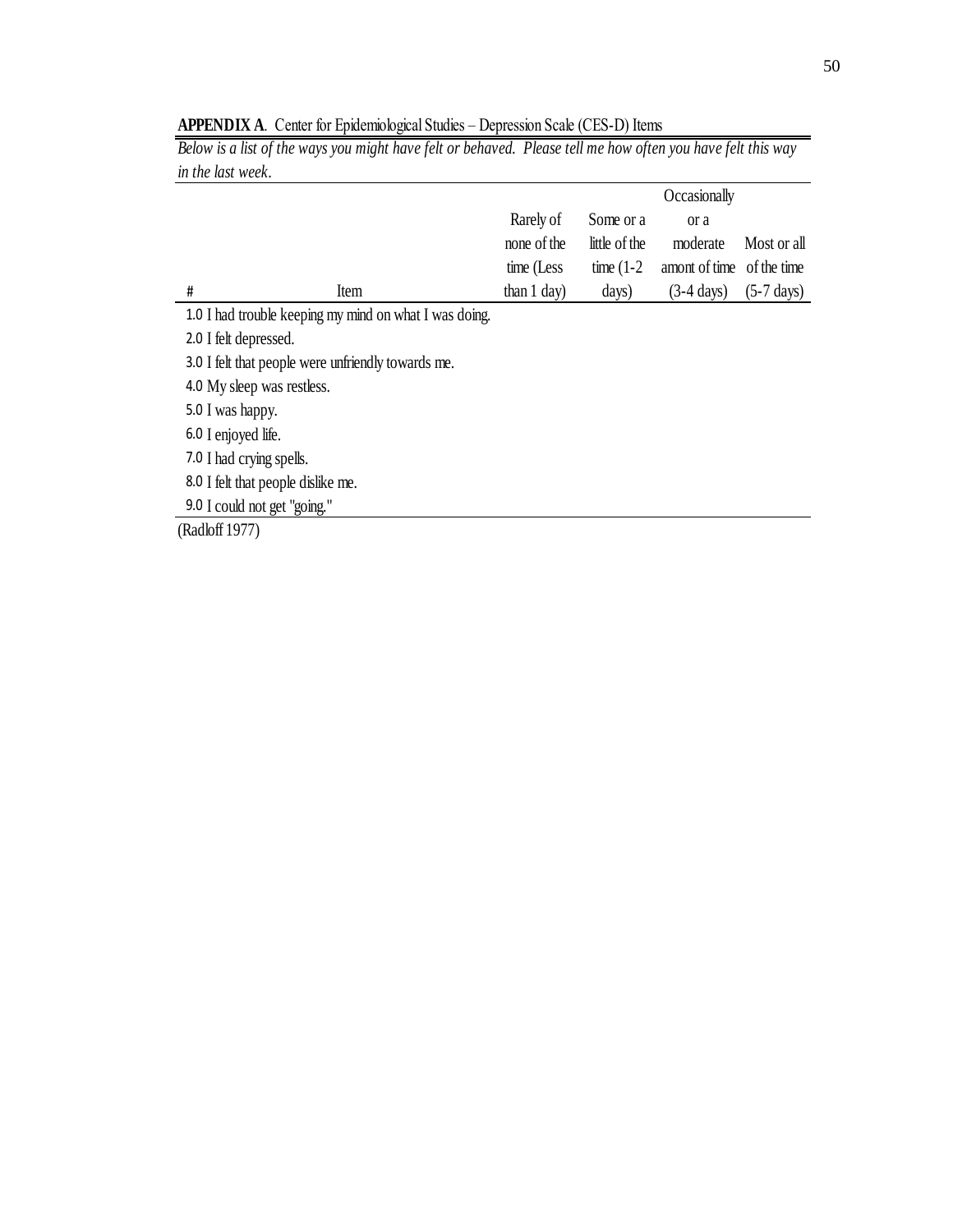**APPENDIX A**. Center for Epidemiological Studies – Depression Scale (CES-D) Items

*Below is a list of the ways you might have felt or behaved. Please tell me how often you have felt this way in the last week.*

| # | Item | Rarely of none of the time (Less than 1 day) | Some or a little of the time (1-2 days) | Occasionally or a moderate amont of time (3-4 days) | Most or all of the time (5-7 days) |
|---|---|---|---|---|---|
| 1.0 | I had trouble keeping my mind on what I was doing. | | | | |
| 2.0 | I felt depressed. | | | | |
| 3.0 | I felt that people were unfriendly towards me. | | | | |
| 4.0 | My sleep was restless. | | | | |
| 5.0 | I was happy. | | | | |
| 6.0 | I enjoyed life. | | | | |
| 7.0 | I had crying spells. | | | | |
| 8.0 | I felt that people dislike me. | | | | |
| 9.0 | I could not get "going." | | | | |

(Radloff 1977)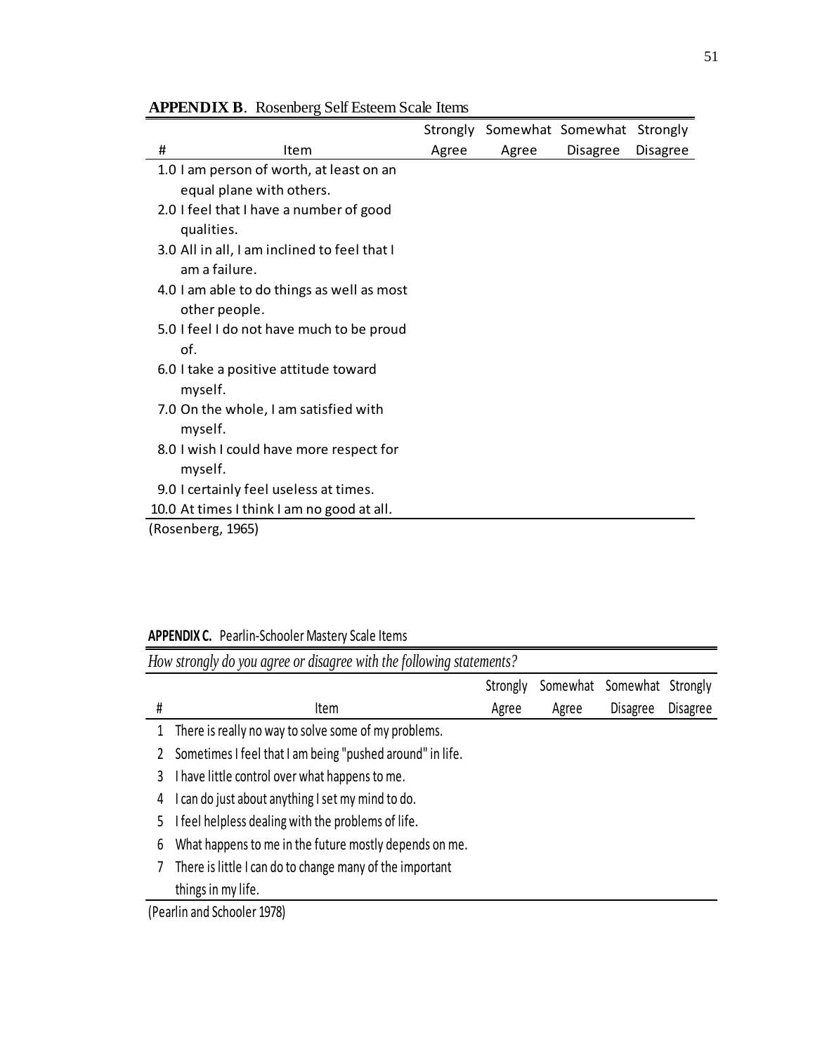**APPENDIX B**. Rosenberg Self Esteem Scale Items

| # | Item | Strongly Agree | Somewhat Agree | Somewhat Disagree | Strongly Disagree |
|---|---|---|---|---|---|
| 1.0 | I am person of worth, at least on an equal plane with others. | | | | |
| 2.0 | I feel that I have a number of good qualities. | | | | |
| 3.0 | All in all, I am inclined to feel that I am a failure. | | | | |
| 4.0 | I am able to do things as well as most other people. | | | | |
| 5.0 | I feel I do not have much to be proud of. | | | | |
| 6.0 | I take a positive attitude toward myself. | | | | |
| 7.0 | On the whole, I am satisfied with myself. | | | | |
| 8.0 | I wish I could have more respect for myself. | | | | |
| 9.0 | I certainly feel useless at times. | | | | |
| 10.0 | At times I think I am no good at all. | | | | |

(Rosenberg, 1965)

**APPENDIX C.** Pearlin-Schooler Mastery Scale Items

*How strongly do you agree or disagree with the following statements?*

| # | Item | Strongly Agree | Somewhat Agree | Somewhat Disagree | Strongly Disagree |
|---|---|---|---|---|---|
| 1 | There is really no way to solve some of my problems. | | | | |
| 2 | Sometimes I feel that I am being "pushed around" in life. | | | | |
| 3 | I have little control over what happens to me. | | | | |
| 4 | I can do just about anything I set my mind to do. | | | | |
| 5 | I feel helpless dealing with the problems of life. | | | | |
| 6 | What happens to me in the future mostly depends on me. | | | | |
| 7 | There is little I can do to change many of the important things in my life. | | | | |

(Pearlin and Schooler 1978)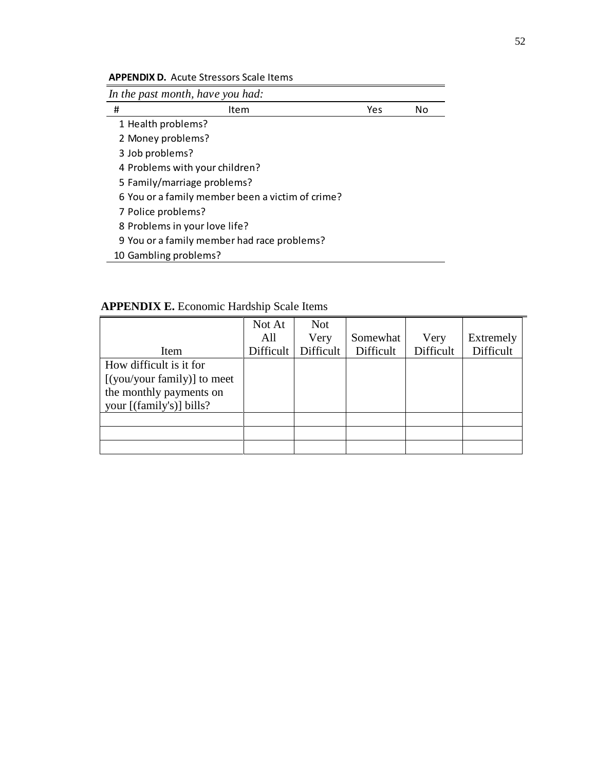**APPENDIX D.** Acute Stressors Scale Items

*In the past month, have you had:*

| # | Item | Yes | No |
|---|---|---|---|
| 1 | Health problems? | | |
| 2 | Money problems? | | |
| 3 | Job problems? | | |
| 4 | Problems with your children? | | |
| 5 | Family/marriage problems? | | |
| 6 | You or a family member been a victim of crime? | | |
| 7 | Police problems? | | |
| 8 | Problems in your love life? | | |
| 9 | You or a family member had race problems? | | |
| 10 | Gambling problems? | | |

**APPENDIX E.** Economic Hardship Scale Items

| Item | Not At All Difficult | Not Very Difficult | Somewhat Difficult | Very Difficult | Extremely Difficult |
|---|---|---|---|---|---|
| How difficult is it for [(you/your family)] to meet the monthly payments on your [(family's)] bills? | | | | | |
| | | | | | |
| | | | | | |
| | | | | | |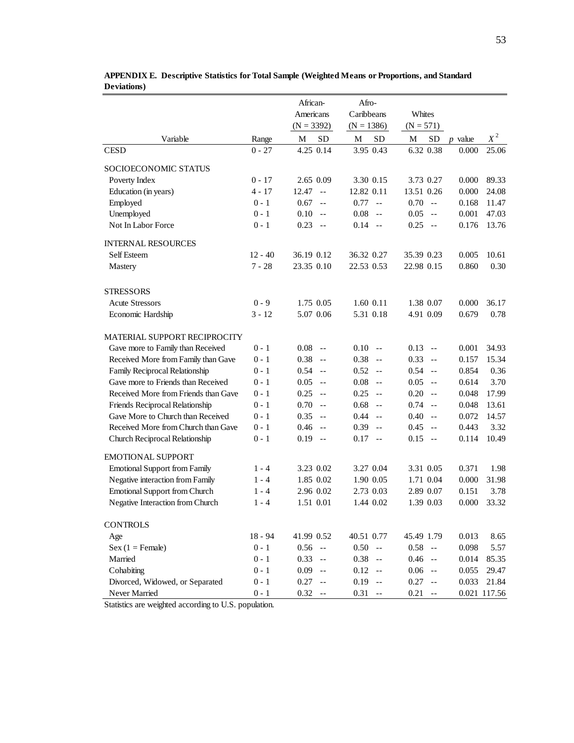**APPENDIX E. Descriptive Statistics for Total Sample (Weighted Means or Proportions, and Standard Deviations)**

| Variable | Range | African-Americans (N = 3392) | | Afro-Caribbeans (N = 1386) | | Whites (N = 571) | | | |
|---|---|---|---|---|---|---|---|---|---|
| | | M | SD | M | SD | M | SD | *p* value | $X^2$ |
| CESD | 0 - 27 | 4.25 | 0.14 | 3.95 | 0.43 | 6.32 | 0.38 | 0.000 | 25.06 |
| SOCIOECONOMIC STATUS | | | | | | | | | |
| Poverty Index | 0 - 17 | 2.65 | 0.09 | 3.30 | 0.15 | 3.73 | 0.27 | 0.000 | 89.33 |
| Education (in years) | 4 - 17 | 12.47 | -- | 12.82 | 0.11 | 13.51 | 0.26 | 0.000 | 24.08 |
| Employed | 0 - 1 | 0.67 | -- | 0.77 | -- | 0.70 | -- | 0.168 | 11.47 |
| Unemployed | 0 - 1 | 0.10 | -- | 0.08 | -- | 0.05 | -- | 0.001 | 47.03 |
| Not In Labor Force | 0 - 1 | 0.23 | -- | 0.14 | -- | 0.25 | -- | 0.176 | 13.76 |
| INTERNAL RESOURCES | | | | | | | | | |
| Self Esteem | 12 - 40 | 36.19 | 0.12 | 36.32 | 0.27 | 35.39 | 0.23 | 0.005 | 10.61 |
| Mastery | 7 - 28 | 23.35 | 0.10 | 22.53 | 0.53 | 22.98 | 0.15 | 0.860 | 0.30 |
| STRESSORS | | | | | | | | | |
| Acute Stressors | 0 - 9 | 1.75 | 0.05 | 1.60 | 0.11 | 1.38 | 0.07 | 0.000 | 36.17 |
| Economic Hardship | 3 - 12 | 5.07 | 0.06 | 5.31 | 0.18 | 4.91 | 0.09 | 0.679 | 0.78 |
| MATERIAL SUPPORT RECIPROCITY | | | | | | | | | |
| Gave more to Family than Received | 0 - 1 | 0.08 | -- | 0.10 | -- | 0.13 | -- | 0.001 | 34.93 |
| Received More from Family than Gave | 0 - 1 | 0.38 | -- | 0.38 | -- | 0.33 | -- | 0.157 | 15.34 |
| Family Reciprocal Relationship | 0 - 1 | 0.54 | -- | 0.52 | -- | 0.54 | -- | 0.854 | 0.36 |
| Gave more to Friends than Received | 0 - 1 | 0.05 | -- | 0.08 | -- | 0.05 | -- | 0.614 | 3.70 |
| Received More from Friends than Gave | 0 - 1 | 0.25 | -- | 0.25 | -- | 0.20 | -- | 0.048 | 17.99 |
| Friends Reciprocal Relationship | 0 - 1 | 0.70 | -- | 0.68 | -- | 0.74 | -- | 0.048 | 13.61 |
| Gave More to Church than Received | 0 - 1 | 0.35 | -- | 0.44 | -- | 0.40 | -- | 0.072 | 14.57 |
| Received More from Church than Gave | 0 - 1 | 0.46 | -- | 0.39 | -- | 0.45 | -- | 0.443 | 3.32 |
| Church Reciprocal Relationship | 0 - 1 | 0.19 | -- | 0.17 | -- | 0.15 | -- | 0.114 | 10.49 |
| EMOTIONAL SUPPORT | | | | | | | | | |
| Emotional Support from Family | 1 - 4 | 3.23 | 0.02 | 3.27 | 0.04 | 3.31 | 0.05 | 0.371 | 1.98 |
| Negative interaction from Family | 1 - 4 | 1.85 | 0.02 | 1.90 | 0.05 | 1.71 | 0.04 | 0.000 | 31.98 |
| Emotional Support from Church | 1 - 4 | 2.96 | 0.02 | 2.73 | 0.03 | 2.89 | 0.07 | 0.151 | 3.78 |
| Negative Interaction from Church | 1 - 4 | 1.51 | 0.01 | 1.44 | 0.02 | 1.39 | 0.03 | 0.000 | 33.32 |
| CONTROLS | | | | | | | | | |
| Age | 18 - 94 | 41.99 | 0.52 | 40.51 | 0.77 | 45.49 | 1.79 | 0.013 | 8.65 |
| Sex (1 = Female) | 0 - 1 | 0.56 | -- | 0.50 | -- | 0.58 | -- | 0.098 | 5.57 |
| Married | 0 - 1 | 0.33 | -- | 0.38 | -- | 0.46 | -- | 0.014 | 85.35 |
| Cohabiting | 0 - 1 | 0.09 | -- | 0.12 | -- | 0.06 | -- | 0.055 | 29.47 |
| Divorced, Widowed, or Separated | 0 - 1 | 0.27 | -- | 0.19 | -- | 0.27 | -- | 0.033 | 21.84 |
| Never Married | 0 - 1 | 0.32 | -- | 0.31 | -- | 0.21 | -- | 0.021 | 117.56 |

Statistics are weighted according to U.S. population.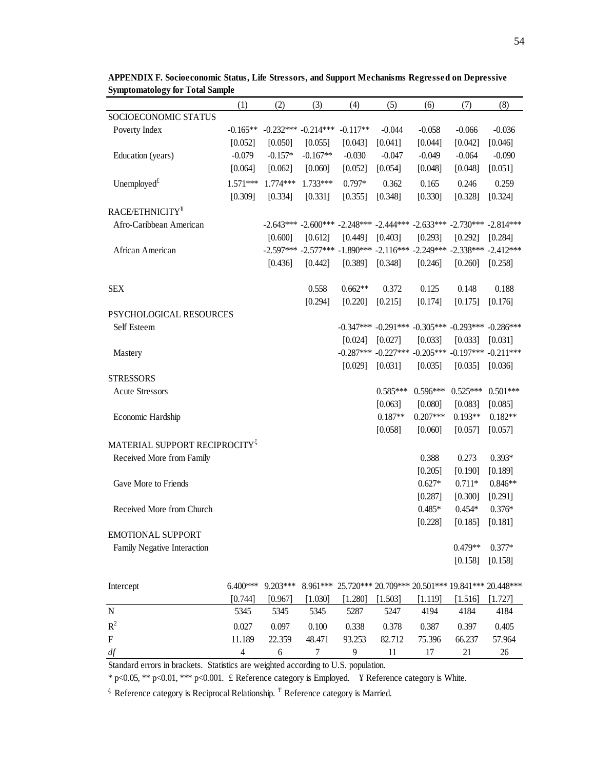**APPENDIX F. Socioeconomic Status, Life Stressors, and Support Mechanisms Regressed on Depressive Symptomatology for Total Sample**

| | (1) | (2) | (3) | (4) | (5) | (6) | (7) | (8) |
|---|---|---|---|---|---|---|---|---|
| SOCIOECONOMIC STATUS | | | | | | | | |
| Poverty Index | -0.165** | -0.232*** | -0.214*** | -0.117** | -0.044 | -0.058 | -0.066 | -0.036 |
| | [0.052] | [0.050] | [0.055] | [0.043] | [0.041] | [0.044] | [0.042] | [0.046] |
| Education (years) | -0.079 | -0.157* | -0.167** | -0.030 | -0.047 | -0.049 | -0.064 | -0.090 |
| | [0.064] | [0.062] | [0.060] | [0.052] | [0.054] | [0.048] | [0.048] | [0.051] |
| Unemployed[£] | 1.571*** | 1.774*** | 1.733*** | 0.797* | 0.362 | 0.165 | 0.246 | 0.259 |
| | [0.309] | [0.334] | [0.331] | [0.355] | [0.348] | [0.330] | [0.328] | [0.324] |
| RACE/ETHNICITY[¥] | | | | | | | | |
| Afro-Caribbean American | | -2.643*** | -2.600*** | -2.248*** | -2.444*** | -2.633*** | -2.730*** | -2.814*** |
| | | [0.600] | [0.612] | [0.449] | [0.403] | [0.293] | [0.292] | [0.284] |
| African American | | -2.597*** | -2.577*** | -1.890*** | -2.116*** | -2.249*** | -2.338*** | -2.412*** |
| | | [0.436] | [0.442] | [0.389] | [0.348] | [0.246] | [0.260] | [0.258] |
| SEX | | | 0.558 | 0.662** | 0.372 | 0.125 | 0.148 | 0.188 |
| | | | [0.294] | [0.220] | [0.215] | [0.174] | [0.175] | [0.176] |
| PSYCHOLOGICAL RESOURCES | | | | | | | | |
| Self Esteem | | | | -0.347*** | -0.291*** | -0.305*** | -0.293*** | -0.286*** |
| | | | | [0.024] | [0.027] | [0.033] | [0.033] | [0.031] |
| Mastery | | | | -0.287*** | -0.227*** | -0.205*** | -0.197*** | -0.211*** |
| | | | | [0.029] | [0.031] | [0.035] | [0.035] | [0.036] |
| STRESSORS | | | | | | | | |
| Acute Stressors | | | | | 0.585*** | 0.596*** | 0.525*** | 0.501*** |
| | | | | | [0.063] | [0.080] | [0.083] | [0.085] |
| Economic Hardship | | | | | 0.187** | 0.207*** | 0.193** | 0.182** |
| | | | | | [0.058] | [0.060] | [0.057] | [0.057] |
| MATERIAL SUPPORT RECIPROCITY[ξ] | | | | | | | | |
| Received More from Family | | | | | | 0.388 | 0.273 | 0.393* |
| | | | | | | [0.205] | [0.190] | [0.189] |
| Gave More to Friends | | | | | | 0.627* | 0.711* | 0.846** |
| | | | | | | [0.287] | [0.300] | [0.291] |
| Received More from Church | | | | | | 0.485* | 0.454* | 0.376* |
| | | | | | | [0.228] | [0.185] | [0.181] |
| EMOTIONAL SUPPORT | | | | | | | | |
| Family Negative Interaction | | | | | | | 0.479** | 0.377* |
| | | | | | | | [0.158] | [0.158] |
| Intercept | 6.400*** | 9.203*** | 8.961*** | 25.720*** | 20.709*** | 20.501*** | 19.841*** | 20.448*** |
| | [0.744] | [0.967] | [1.030] | [1.280] | [1.503] | [1.119] | [1.516] | [1.727] |
| N | 5345 | 5345 | 5345 | 5287 | 5247 | 4194 | 4184 | 4184 |
| $R^2$ | 0.027 | 0.097 | 0.100 | 0.338 | 0.378 | 0.387 | 0.397 | 0.405 |
| F | 11.189 | 22.359 | 48.471 | 93.253 | 82.712 | 75.396 | 66.237 | 57.964 |
| *df* | 4 | 6 | 7 | 9 | 11 | 17 | 21 | 26 |

Standard errors in brackets. Statistics are weighted according to U.S. population.

\* p<0.05, ** p<0.01, *** p<0.001. £ Reference category is Employed. ¥ Reference category is White.

ξ Reference category is Reciprocal Relationship. Ŧ Reference category is Married.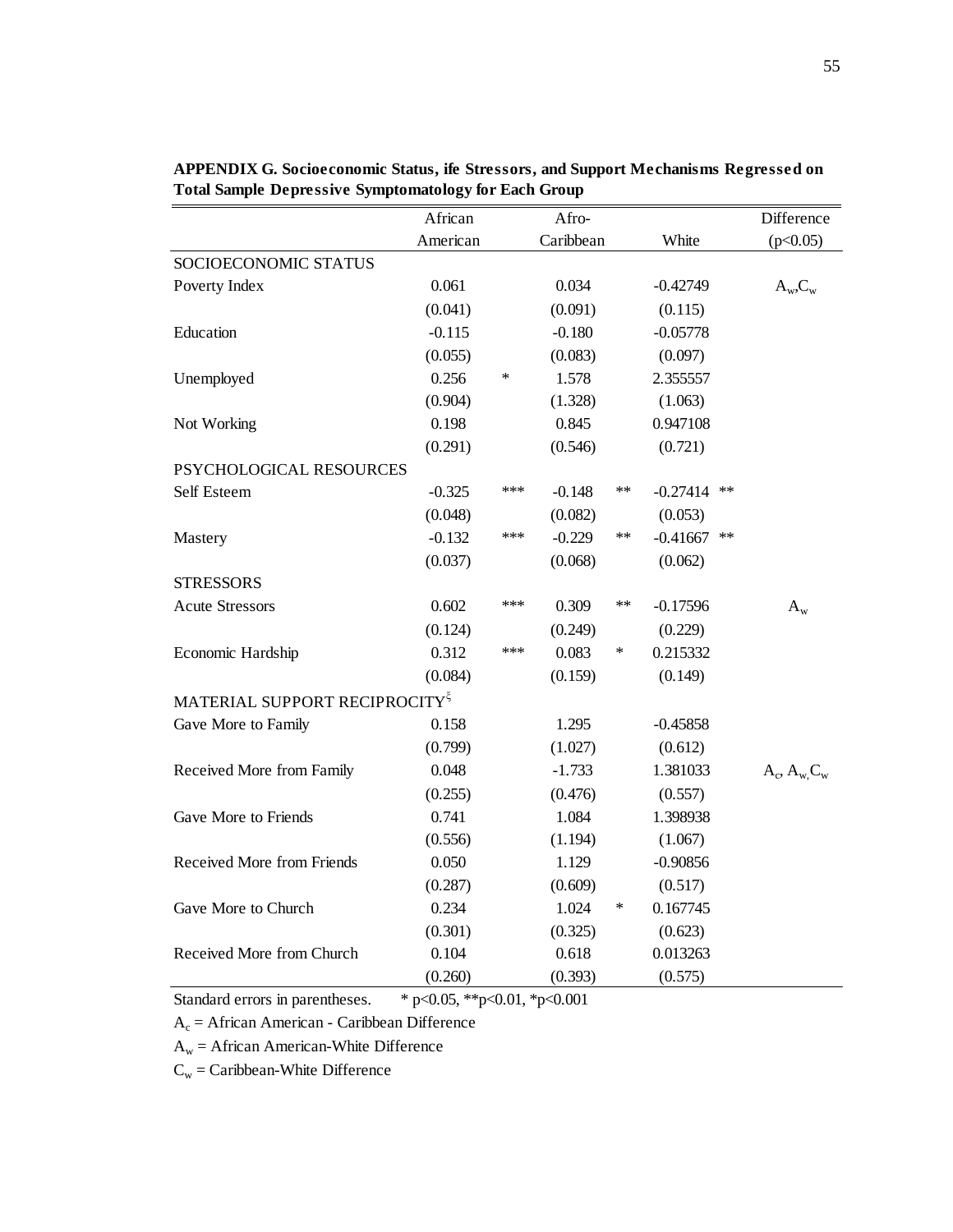**APPENDIX G. Socioeconomic Status, ife Stressors, and Support Mechanisms Regressed on Total Sample Depressive Symptomatology for Each Group**

| | African American | | Afro-Caribbean | | White | | Difference (p<0.05) |
|---|---|---|---|---|---|---|---|
| SOCIOECONOMIC STATUS | | | | | | | |
| Poverty Index | 0.061 | | 0.034 | | -0.42749 | | $A_w$,$C_w$ |
| | (0.041) | | (0.091) | | (0.115) | | |
| Education | -0.115 | | -0.180 | | -0.05778 | | |
| | (0.055) | | (0.083) | | (0.097) | | |
| Unemployed | 0.256 | * | 1.578 | | 2.355557 | | |
| | (0.904) | | (1.328) | | (1.063) | | |
| Not Working | 0.198 | | 0.845 | | 0.947108 | | |
| | (0.291) | | (0.546) | | (0.721) | | |
| PSYCHOLOGICAL RESOURCES | | | | | | | |
| Self Esteem | -0.325 | *** | -0.148 | ** | -0.27414 | ** | |
| | (0.048) | | (0.082) | | (0.053) | | |
| Mastery | -0.132 | *** | -0.229 | ** | -0.41667 | ** | |
| | (0.037) | | (0.068) | | (0.062) | | |
| STRESSORS | | | | | | | |
| Acute Stressors | 0.602 | *** | 0.309 | ** | -0.17596 | | $A_w$ |
| | (0.124) | | (0.249) | | (0.229) | | |
| Economic Hardship | 0.312 | *** | 0.083 | * | 0.215332 | | |
| | (0.084) | | (0.159) | | (0.149) | | |
| MATERIAL SUPPORT RECIPROCITY[ξ] | | | | | | | |
| Gave More to Family | 0.158 | | 1.295 | | -0.45858 | | |
| | (0.799) | | (1.027) | | (0.612) | | |
| Received More from Family | 0.048 | | -1.733 | | 1.381033 | | $A_c$, $A_w$, $C_w$ |
| | (0.255) | | (0.476) | | (0.557) | | |
| Gave More to Friends | 0.741 | | 1.084 | | 1.398938 | | |
| | (0.556) | | (1.194) | | (1.067) | | |
| Received More from Friends | 0.050 | | 1.129 | | -0.90856 | | |
| | (0.287) | | (0.609) | | (0.517) | | |
| Gave More to Church | 0.234 | | 1.024 | * | 0.167745 | | |
| | (0.301) | | (0.325) | | (0.623) | | |
| Received More from Church | 0.104 | | 0.618 | | 0.013263 | | |
| | (0.260) | | (0.393) | | (0.575) | | |

Standard errors in parentheses. * p<0.05, **p<0.01, *p<0.001

$A_c$ = African American - Caribbean Difference

$A_w$ = African American-White Difference

$C_w$ = Caribbean-White Difference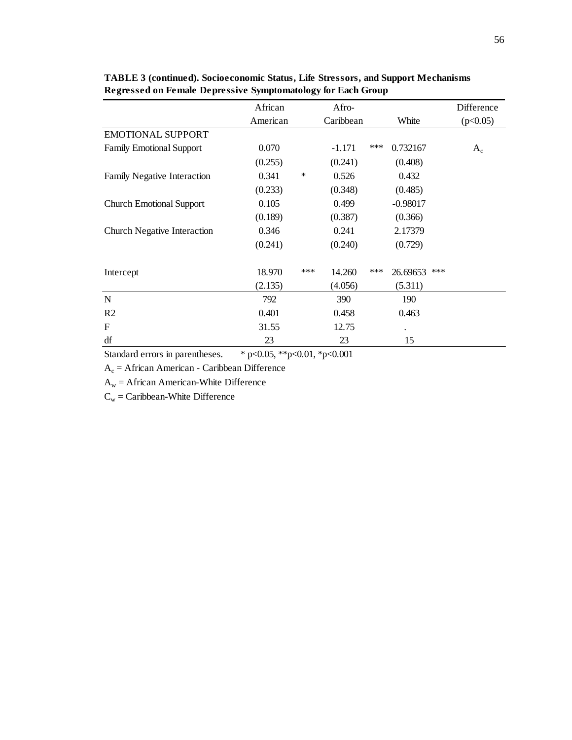**TABLE 3 (continued). Socioeconomic Status, Life Stressors, and Support Mechanisms Regressed on Female Depressive Symptomatology for Each Group**

| | African American | | Afro-Caribbean | | White | | Difference (p<0.05) |
|---|---|---|---|---|---|---|---|
| EMOTIONAL SUPPORT | | | | | | | |
| Family Emotional Support | 0.070 | | -1.171 | *** | 0.732167 | | $A_c$ |
| | (0.255) | | (0.241) | | (0.408) | | |
| Family Negative Interaction | 0.341 | * | 0.526 | | 0.432 | | |
| | (0.233) | | (0.348) | | (0.485) | | |
| Church Emotional Support | 0.105 | | 0.499 | | -0.98017 | | |
| | (0.189) | | (0.387) | | (0.366) | | |
| Church Negative Interaction | 0.346 | | 0.241 | | 2.17379 | | |
| | (0.241) | | (0.240) | | (0.729) | | |
| Intercept | 18.970 | *** | 14.260 | *** | 26.69653 | *** | |
| | (2.135) | | (4.056) | | (5.311) | | |
| N | 792 | | 390 | | 190 | | |
| R2 | 0.401 | | 0.458 | | 0.463 | | |
| F | 31.55 | | 12.75 | | . | | |
| df | 23 | | 23 | | 15 | | |

Standard errors in parentheses. * p<0.05, **p<0.01, *p<0.001

$A_c$ = African American - Caribbean Difference

$A_w$ = African American-White Difference

$C_w$ = Caribbean-White Difference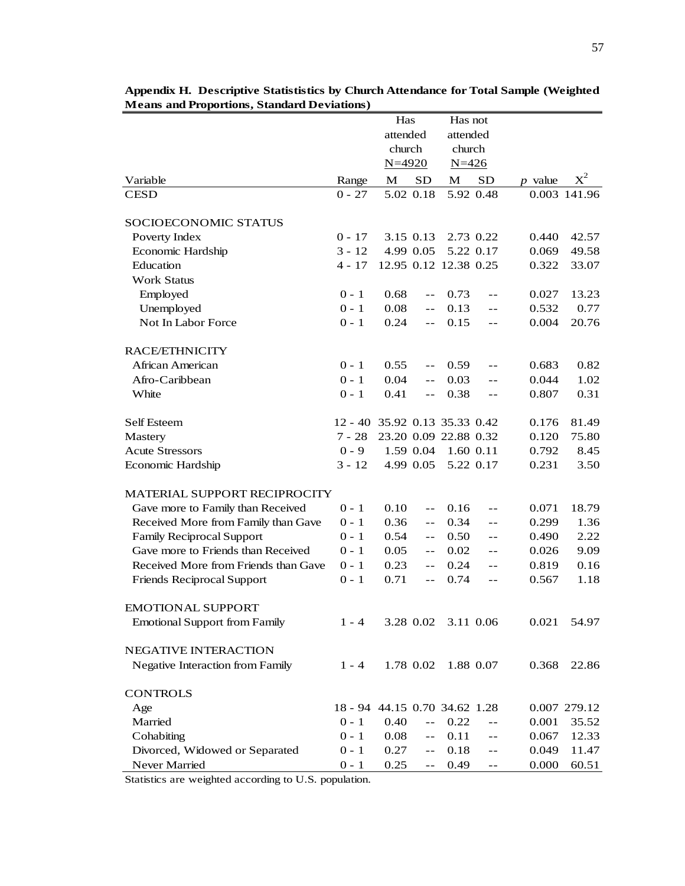**Appendix H. Descriptive Statistics by Church Attendance for Total Sample (Weighted Means and Proportions, Standard Deviations)**

| | | Has attended church N=4920 | | Has not attended church N=426 | | | |
|---|---|---|---|---|---|---|---|
| Variable | Range | M | SD | M | SD | *p* value | $X^2$ |
| CESD | 0 - 27 | 5.02 | 0.18 | 5.92 | 0.48 | 0.003 | 141.96 |
| SOCIOECONOMIC STATUS | | | | | | | |
| Poverty Index | 0 - 17 | 3.15 | 0.13 | 2.73 | 0.22 | 0.440 | 42.57 |
| Economic Hardship | 3 - 12 | 4.99 | 0.05 | 5.22 | 0.17 | 0.069 | 49.58 |
| Education | 4 - 17 | 12.95 | 0.12 | 12.38 | 0.25 | 0.322 | 33.07 |
| Work Status | | | | | | | |
| Employed | 0 - 1 | 0.68 | -- | 0.73 | -- | 0.027 | 13.23 |
| Unemployed | 0 - 1 | 0.08 | -- | 0.13 | -- | 0.532 | 0.77 |
| Not In Labor Force | 0 - 1 | 0.24 | -- | 0.15 | -- | 0.004 | 20.76 |
| RACE/ETHNICITY | | | | | | | |
| African American | 0 - 1 | 0.55 | -- | 0.59 | -- | 0.683 | 0.82 |
| Afro-Caribbean | 0 - 1 | 0.04 | -- | 0.03 | -- | 0.044 | 1.02 |
| White | 0 - 1 | 0.41 | -- | 0.38 | -- | 0.807 | 0.31 |
| Self Esteem | 12 - 40 | 35.92 | 0.13 | 35.33 | 0.42 | 0.176 | 81.49 |
| Mastery | 7 - 28 | 23.20 | 0.09 | 22.88 | 0.32 | 0.120 | 75.80 |
| Acute Stressors | 0 - 9 | 1.59 | 0.04 | 1.60 | 0.11 | 0.792 | 8.45 |
| Economic Hardship | 3 - 12 | 4.99 | 0.05 | 5.22 | 0.17 | 0.231 | 3.50 |
| MATERIAL SUPPORT RECIPROCITY | | | | | | | |
| Gave more to Family than Received | 0 - 1 | 0.10 | -- | 0.16 | -- | 0.071 | 18.79 |
| Received More from Family than Gave | 0 - 1 | 0.36 | -- | 0.34 | -- | 0.299 | 1.36 |
| Family Reciprocal Support | 0 - 1 | 0.54 | -- | 0.50 | -- | 0.490 | 2.22 |
| Gave more to Friends than Received | 0 - 1 | 0.05 | -- | 0.02 | -- | 0.026 | 9.09 |
| Received More from Friends than Gave | 0 - 1 | 0.23 | -- | 0.24 | -- | 0.819 | 0.16 |
| Friends Reciprocal Support | 0 - 1 | 0.71 | -- | 0.74 | -- | 0.567 | 1.18 |
| EMOTIONAL SUPPORT | | | | | | | |
| Emotional Support from Family | 1 - 4 | 3.28 | 0.02 | 3.11 | 0.06 | 0.021 | 54.97 |
| NEGATIVE INTERACTION | | | | | | | |
| Negative Interaction from Family | 1 - 4 | 1.78 | 0.02 | 1.88 | 0.07 | 0.368 | 22.86 |
| CONTROLS | | | | | | | |
| Age | 18 - 94 | 44.15 | 0.70 | 34.62 | 1.28 | 0.007 | 279.12 |
| Married | 0 - 1 | 0.40 | -- | 0.22 | -- | 0.001 | 35.52 |
| Cohabiting | 0 - 1 | 0.08 | -- | 0.11 | -- | 0.067 | 12.33 |
| Divorced, Widowed or Separated | 0 - 1 | 0.27 | -- | 0.18 | -- | 0.049 | 11.47 |
| Never Married | 0 - 1 | 0.25 | -- | 0.49 | -- | 0.000 | 60.51 |

Statistics are weighted according to U.S. population.